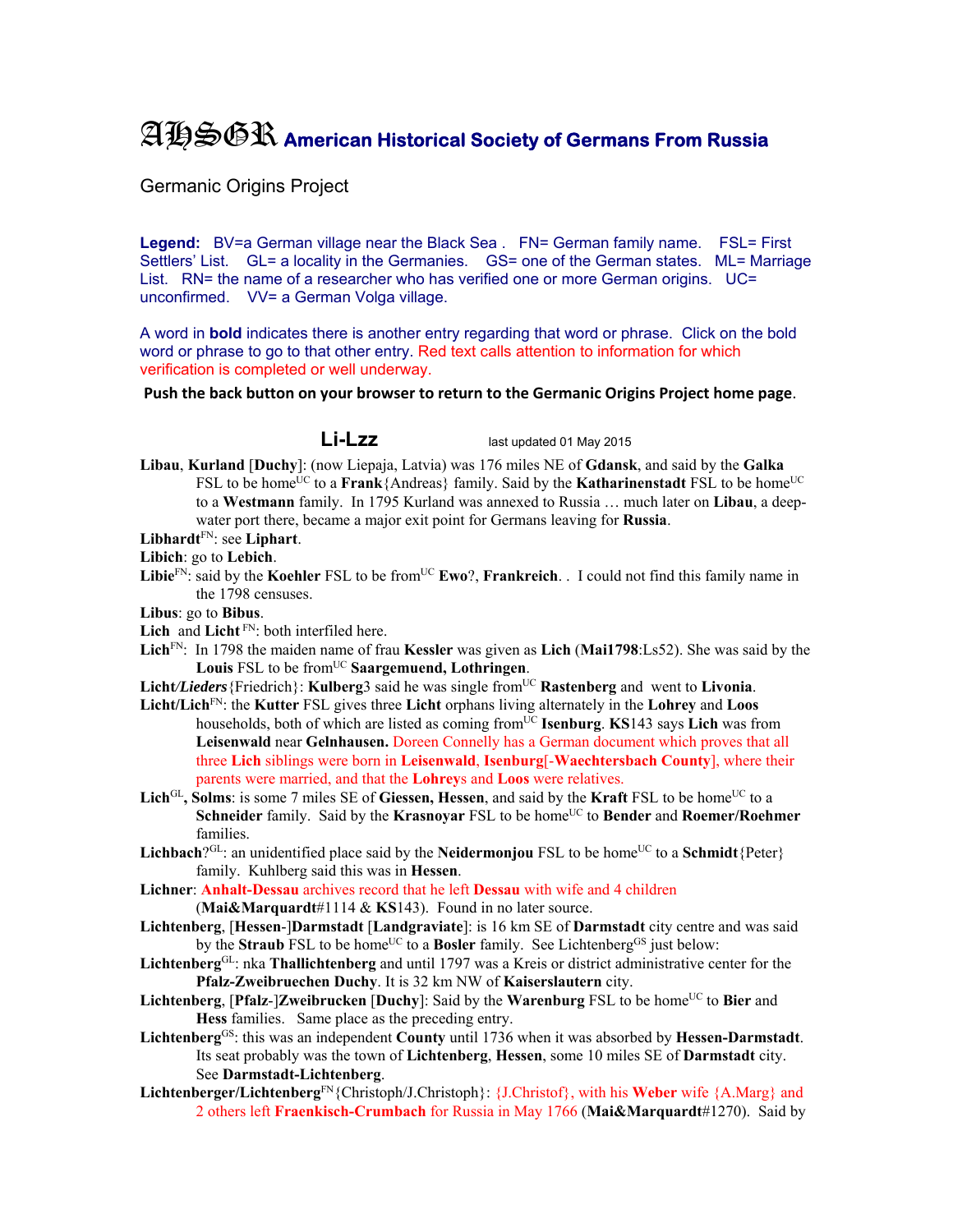# AHSGR American Historical Society of Germans From Russia

Germanic Origins Project

**Legend:** BV=a German village near the Black Sea . FN= German family name. FSL= First Settlers' List. GL= a locality in the Germanies. GS= one of the German states. ML= Marriage List. RN= the name of a researcher who has verified one or more German origins. UC= unconfirmed. VV= a German Volga village.

A word in **bold** indicates there is another entry regarding that word or phrase. Click on the bold word or phrase to go to that other entry. Red text calls attention to information for which verification is completed or well underway.

**Push the back button on your browser to return to the Germanic Origins Project home page**.

## Li-Lzz

last updated 01 May 2015

**Libau**, **Kurland** [**Duchy**]: (now Liepaja, Latvia) was 176 miles NE of **Gdansk**, and said by the **Galka** FSL to be home[UC] to a **Frank**{Andreas} family. Said by the **Katharinenstadt** FSL to be home[UC] to a **Westmann** family. In 1795 Kurland was annexed to Russia … much later on **Libau**, a deep-water port there, became a major exit point for Germans leaving for **Russia**.

**Libhardt**[FN]: see **Liphart**.

**Libich**: go to **Lebich**.

**Libie**[FN]: said by the **Koehler** FSL to be from[UC] **Ewo**?, **Frankreich**. . I could not find this family name in the 1798 censuses.

**Libus**: go to **Bibus**.

**Lich** and **Licht** [FN]: both interfiled here.

**Lich**[FN]: In 1798 the maiden name of frau **Kessler** was given as **Lich** (**Mai1798**:Ls52). She was said by the **Louis** FSL to be from[UC] **Saargemuend, Lothringen**.

**Licht/*Lieders***{Friedrich}: **Kulberg**3 said he was single from[UC] **Rastenberg** and went to **Livonia**.

**Licht/Lich**[FN]: the **Kutter** FSL gives three **Licht** orphans living alternately in the **Lohrey** and **Loos** households, both of which are listed as coming from[UC] **Isenburg**. **KS**143 says **Lich** was from **Leisenwald** near **Gelnhausen.** Doreen Connelly has a German document which proves that all three **Lich** siblings were born in **Leisenwald**, **Isenburg**[-**Waechtersbach County**], where their parents were married, and that the **Lohrey**s and **Loos** were relatives.

**Lich**[GL]**, Solms**: is some 7 miles SE of **Giessen, Hessen**, and said by the **Kraft** FSL to be home[UC] to a **Schneider** family. Said by the **Krasnoyar** FSL to be home[UC] to **Bender** and **Roemer/Roehmer** families.

**Lichbach**?[GL]: an unidentified place said by the **Neidermonjou** FSL to be home[UC] to a **Schmidt**{Peter} family. Kuhlberg said this was in **Hessen**.

**Lichner**: **Anhalt-Dessau** archives record that he left **Dessau** with wife and 4 children (**Mai&Marquardt**#1114 & **KS**143). Found in no later source.

**Lichtenberg**, [**Hessen**-]**Darmstadt** [**Landgraviate**]: is 16 km SE of **Darmstadt** city centre and was said by the **Straub** FSL to be home[UC] to a **Bosler** family. See Lichtenberg[GS] just below:

**Lichtenberg**[GL]: nka **Thallichtenberg** and until 1797 was a Kreis or district administrative center for the **Pfalz-Zweibruechen Duchy**. It is 32 km NW of **Kaiserslautern** city.

**Lichtenberg**, [**Pfalz**-]**Zweibrucken** [**Duchy**]: Said by the **Warenburg** FSL to be home[UC] to **Bier** and **Hess** families. Same place as the preceding entry.

**Lichtenberg**[GS]: this was an independent **County** until 1736 when it was absorbed by **Hessen-Darmstadt**. Its seat probably was the town of **Lichtenberg**, **Hessen**, some 10 miles SE of **Darmstadt** city. See **Darmstadt-Lichtenberg**.

**Lichtenberger/Lichtenberg**[FN]{Christoph/J.Christoph}: {J.Christof}, with his **Weber** wife {A.Marg} and 2 others left **Fraenkisch-Crumbach** for Russia in May 1766 (**Mai&Marquardt**#1270). Said by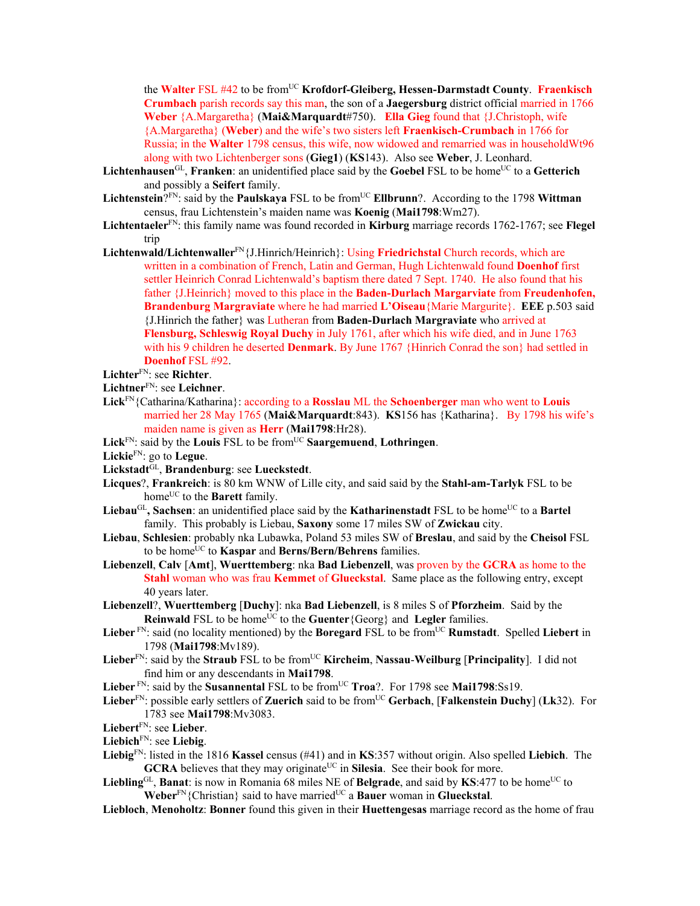the **Walter** FSL #42 to be from[UC] **Krofdorf-Gleiberg, Hessen-Darmstadt County**. **Fraenkisch Crumbach** parish records say this man, the son of a **Jaegersburg** district official married in 1766 **Weber** {A.Margaretha} (**Mai&Marquardt**#750). **Ella Gieg** found that {J.Christoph, wife {A.Margaretha} (**Weber**) and the wife's two sisters left **Fraenkisch-Crumbach** in 1766 for Russia; in the **Walter** 1798 census, this wife, now widowed and remarried was in householdWt96 along with two Lichtenberger sons (**Gieg1**) (**KS**143). Also see **Weber**, J. Leonhard.

**Lichtenhausen**[GL], **Franken**: an unidentified place said by the **Goebel** FSL to be home[UC] to a **Getterich** and possibly a **Seifert** family.

**Lichtenstein**?[FN]: said by the **Paulskaya** FSL to be from[UC] **Ellbrunn**?. According to the 1798 **Wittman** census, frau Lichtenstein's maiden name was **Koenig** (**Mai1798**:Wm27).

**Lichtentaeler**[FN]: this family name was found recorded in **Kirburg** marriage records 1762-1767; see **Flegel** trip

**Lichtenwald/Lichtenwaller**[FN]{J.Hinrich/Heinrich}: Using **Friedrichstal** Church records, which are written in a combination of French, Latin and German, Hugh Lichtenwald found **Doenhof** first settler Heinrich Conrad Lichtenwald's baptism there dated 7 Sept. 1740. He also found that his father {J.Heinrich} moved to this place in the **Baden-Durlach Margarviate** from **Freudenhofen, Brandenburg Margraviate** where he had married **L'Oiseau**{Marie Margurite}. **EEE** p.503 said {J.Hinrich the father} was Lutheran from **Baden-Durlach Margraviate** who arrived at **Flensburg, Schleswig Royal Duchy** in July 1761, after which his wife died, and in June 1763 with his 9 children he deserted **Denmark**. By June 1767 {Hinrich Conrad the son} had settled in **Doenhof** FSL #92.

**Lichter**[FN]: see **Richter**.

**Lichtner**[FN]: see **Leichner**.

**Lick**[FN]{Catharina/Katharina}: according to a **Rosslau** ML the **Schoenberger** man who went to **Louis** married her 28 May 1765 (**Mai&Marquardt**:843). **KS**156 has {Katharina}. By 1798 his wife's maiden name is given as **Herr** (**Mai1798**:Hr28).

**Lick**[FN]: said by the **Louis** FSL to be from[UC] **Saargemuend**, **Lothringen**.

**Lickie**[FN]: go to **Legue**.

**Lickstadt**[GL], **Brandenburg**: see **Lueckstedt**.

**Licques**?, **Frankreich**: is 80 km WNW of Lille city, and said said by the **Stahl-am-Tarlyk** FSL to be home[UC] to the **Barett** family.

**Liebau**[GL]**, Sachsen**: an unidentified place said by the **Katharinenstadt** FSL to be home[UC] to a **Bartel** family. This probably is Liebau, **Saxony** some 17 miles SW of **Zwickau** city.

**Liebau**, **Schlesien**: probably nka Lubawka, Poland 53 miles SW of **Breslau**, and said by the **Cheisol** FSL to be home[UC] to **Kaspar** and **Berns/Bern/Behrens** families.

**Liebenzell**, **Calv** [**Amt**], **Wuerttemberg**: nka **Bad Liebenzell**, was proven by the **GCRA** as home to the **Stahl** woman who was frau **Kemmet** of **Glueckstal**. Same place as the following entry, except 40 years later.

**Liebenzell**?, **Wuerttemberg** [**Duchy**]: nka **Bad Liebenzell**, is 8 miles S of **Pforzheim**. Said by the **Reinwald** FSL to be home[UC] to the **Guenter**{Georg} and **Legler** families.

**Lieber** [FN]: said (no locality mentioned) by the **Boregard** FSL to be from[UC] **Rumstadt**. Spelled **Liebert** in 1798 (**Mai1798**:Mv189).

**Lieber**[FN]: said by the **Straub** FSL to be from[UC] **Kircheim**, **Nassau-Weilburg** [**Principality**]. I did not find him or any descendants in **Mai1798**.

**Lieber** [FN]: said by the **Susannental** FSL to be from[UC] **Troa**?. For 1798 see **Mai1798**:Ss19.

**Lieber**[FN]: possible early settlers of **Zuerich** said to be from[UC] **Gerbach**, [**Falkenstein Duchy**] (**Lk**32). For 1783 see **Mai1798**:Mv3083.

**Liebert**[FN]: see **Lieber**.

**Liebich**[FN]: see **Liebig**.

**Liebig**[FN]: listed in the 1816 **Kassel** census (#41) and in **KS**:357 without origin. Also spelled **Liebich**. The **GCRA** believes that they may originate[UC] in **Silesia**. See their book for more.

**Liebling**[GL], **Banat**: is now in Romania 68 miles NE of **Belgrade**, and said by **KS**:477 to be home[UC] to **Weber**[FN]{Christian} said to have married[UC] a **Bauer** woman in **Glueckstal**.

**Liebloch**, **Menoholtz**: **Bonner** found this given in their **Huettengesas** marriage record as the home of frau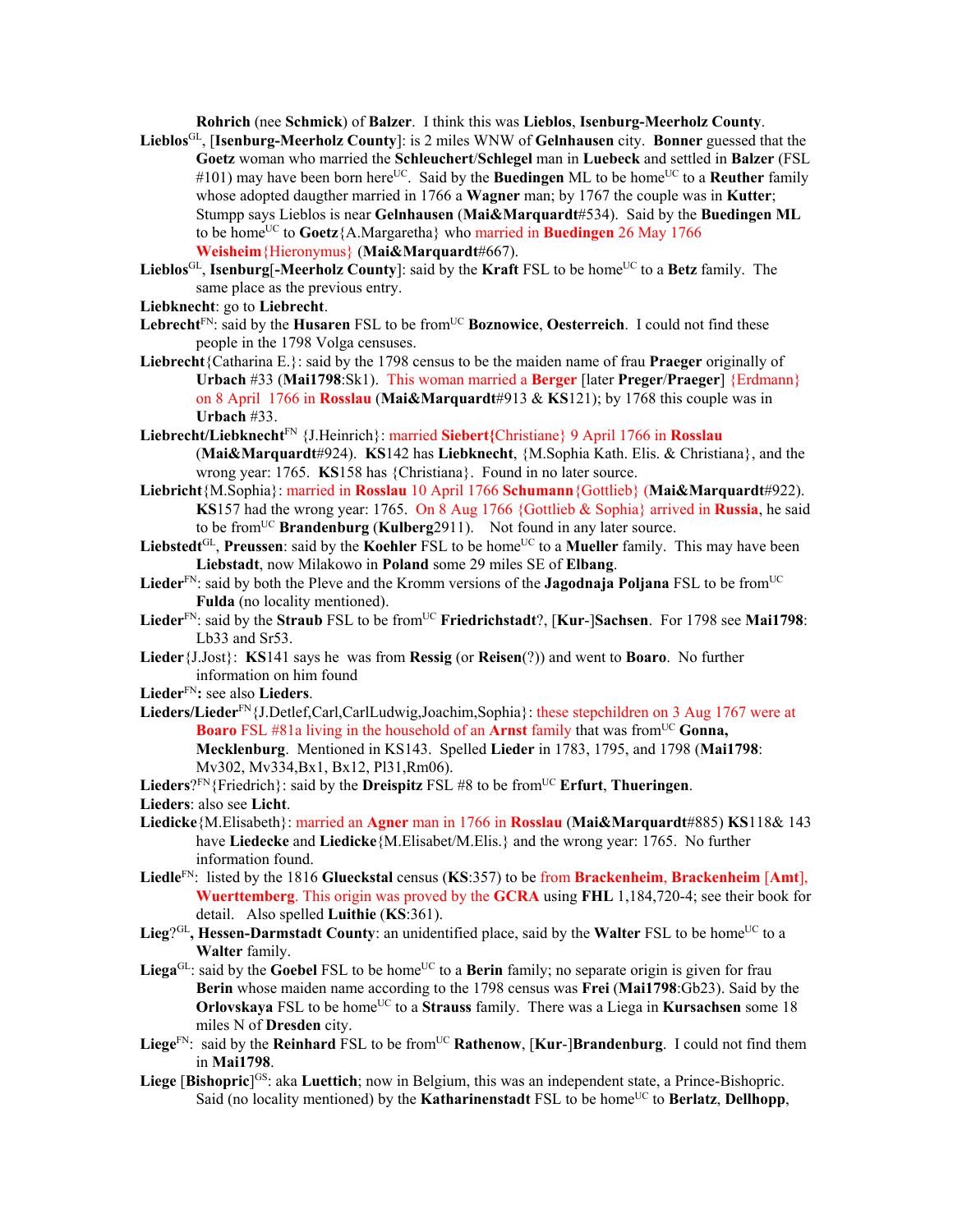**Rohrich** (nee **Schmick**) of **Balzer**. I think this was **Lieblos**, **Isenburg-Meerholz County**.

**Lieblos**[GL], [**Isenburg-Meerholz County**]: is 2 miles WNW of **Gelnhausen** city. **Bonner** guessed that the **Goetz** woman who married the **Schleuchert**/**Schlegel** man in **Luebeck** and settled in **Balzer** (FSL #101) may have been born here[UC]. Said by the **Buedingen** ML to be home[UC] to a **Reuther** family whose adopted daugther married in 1766 a **Wagner** man; by 1767 the couple was in **Kutter**; Stumpp says Lieblos is near **Gelnhausen** (**Mai&Marquardt**#534). Said by the **Buedingen ML** to be home[UC] to **Goetz**{A.Margaretha} who married in **Buedingen** 26 May 1766 **Weisheim**{Hieronymus} (**Mai&Marquardt**#667).

**Lieblos**[GL], **Isenburg**[**-Meerholz County**]: said by the **Kraft** FSL to be home[UC] to a **Betz** family. The same place as the previous entry.

**Liebknecht**: go to **Liebrecht**.

**Lebrecht**[FN]: said by the **Husaren** FSL to be from[UC] **Boznowice**, **Oesterreich**. I could not find these people in the 1798 Volga censuses.

**Liebrecht**{Catharina E.}: said by the 1798 census to be the maiden name of frau **Praeger** originally of **Urbach** #33 (**Mai1798**:Sk1). This woman married a **Berger** [later **Preger**/**Praeger**] {Erdmann} on 8 April 1766 in **Rosslau** (**Mai&Marquardt**#913 & **KS**121); by 1768 this couple was in **Urbach** #33.

**Liebrecht/Liebknecht**[FN] {J.Heinrich}: married **Siebert{**Christiane} 9 April 1766 in **Rosslau** (**Mai&Marquardt**#924). **KS**142 has **Liebknecht**, {M.Sophia Kath. Elis. & Christiana}, and the wrong year: 1765. **KS**158 has {Christiana}. Found in no later source.

**Liebricht**{M.Sophia}: married in **Rosslau** 10 April 1766 **Schumann**{Gottlieb} (**Mai&Marquardt**#922). **KS**157 had the wrong year: 1765. On 8 Aug 1766 {Gottlieb & Sophia} arrived in **Russia**, he said to be from[UC] **Brandenburg** (**Kulberg**2911). Not found in any later source.

**Liebstedt**[GL], **Preussen**: said by the **Koehler** FSL to be home[UC] to a **Mueller** family. This may have been **Liebstadt**, now Milakowo in **Poland** some 29 miles SE of **Elbang**.

**Lieder**[FN]: said by both the Pleve and the Kromm versions of the **Jagodnaja Poljana** FSL to be from[UC] **Fulda** (no locality mentioned).

**Lieder**[FN]: said by the **Straub** FSL to be from[UC] **Friedrichstadt**?, [**Kur**-]**Sachsen**. For 1798 see **Mai1798**: Lb33 and Sr53.

**Lieder**{J.Jost}: **KS**141 says he was from **Ressig** (or **Reisen**(?)) and went to **Boaro**. No further information on him found

**Lieder**[FN]**:** see also **Lieders**.

**Lieders/Lieder**[FN]{J.Detlef,Carl,CarlLudwig,Joachim,Sophia}: these stepchildren on 3 Aug 1767 were at **Boaro** FSL #81a living in the household of an **Arnst** family that was from[UC] **Gonna, Mecklenburg**. Mentioned in KS143. Spelled **Lieder** in 1783, 1795, and 1798 (**Mai1798**: Mv302, Mv334,Bx1, Bx12, Pl31,Rm06).

**Lieders**?[FN]{Friedrich}: said by the **Dreispitz** FSL #8 to be from[UC] **Erfurt**, **Thueringen**.

**Lieders**: also see **Licht**.

**Liedicke**{M.Elisabeth}: married an **Agner** man in 1766 in **Rosslau** (**Mai&Marquardt**#885) **KS**118& 143 have **Liedecke** and **Liedicke**{M.Elisabet/M.Elis.} and the wrong year: 1765. No further information found.

**Liedle**[FN]: listed by the 1816 **Glueckstal** census (**KS**:357) to be from **Brackenheim**, **Brackenheim** [**Amt**], **Wuerttemberg**. This origin was proved by the **GCRA** using **FHL** 1,184,720-4; see their book for detail. Also spelled **Luithie** (**KS**:361).

**Lieg**?[GL]**, Hessen-Darmstadt County**: an unidentified place, said by the **Walter** FSL to be home[UC] to a **Walter** family.

**Liega**[GL]: said by the **Goebel** FSL to be home[UC] to a **Berin** family; no separate origin is given for frau **Berin** whose maiden name according to the 1798 census was **Frei** (**Mai1798**:Gb23). Said by the **Orlovskaya** FSL to be home[UC] to a **Strauss** family. There was a Liega in **Kursachsen** some 18 miles N of **Dresden** city.

**Liege**[FN]: said by the **Reinhard** FSL to be from[UC] **Rathenow**, [**Kur**-]**Brandenburg**. I could not find them in **Mai1798**.

**Liege** [**Bishopric**][GS]: aka **Luettich**; now in Belgium, this was an independent state, a Prince-Bishopric. Said (no locality mentioned) by the **Katharinenstadt** FSL to be home[UC] to **Berlatz**, **Dellhopp**,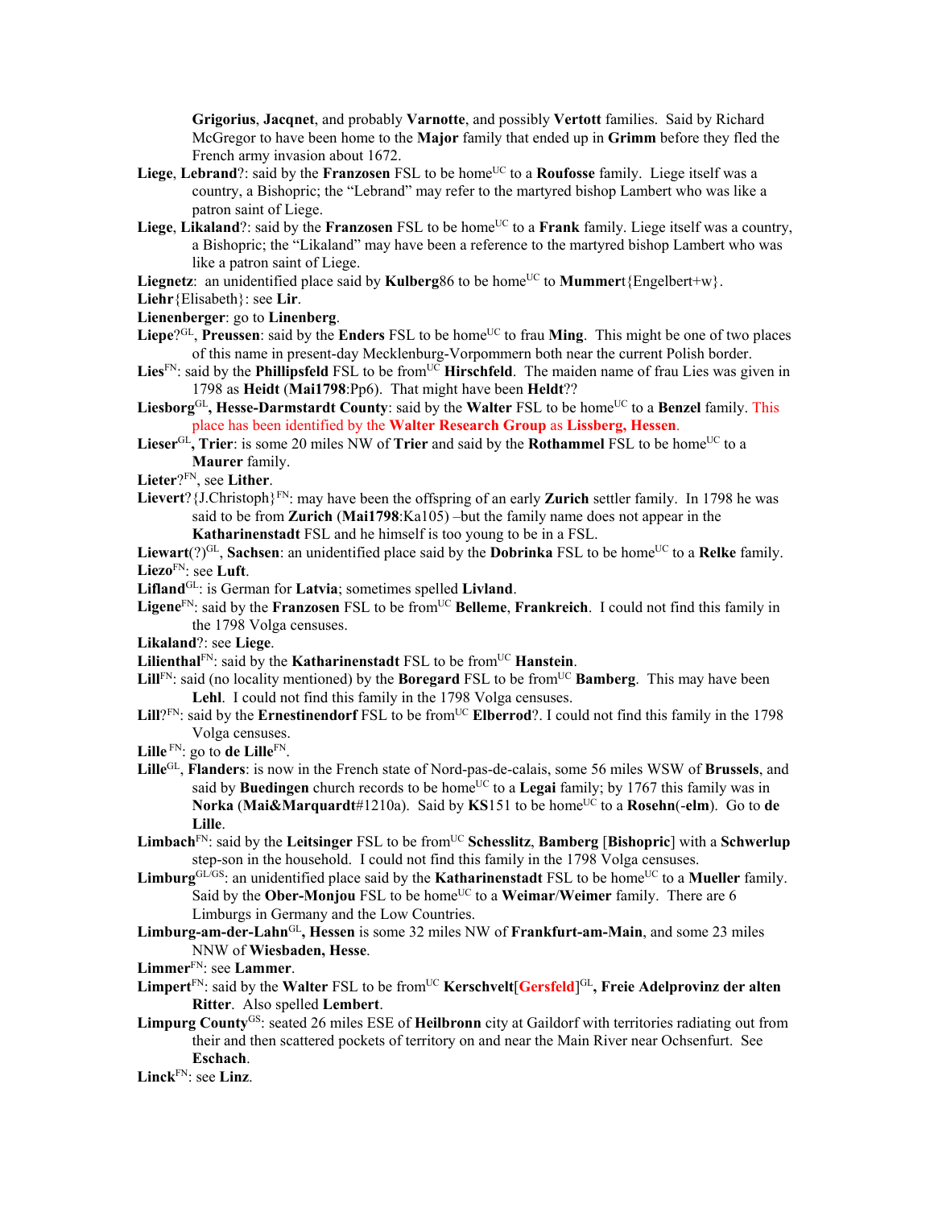**Grigorius**, **Jacqnet**, and probably **Varnotte**, and possibly **Vertott** families. Said by Richard McGregor to have been home to the **Major** family that ended up in **Grimm** before they fled the French army invasion about 1672.

**Liege**, **Lebrand**?: said by the **Franzosen** FSL to be home[UC] to a **Roufosse** family. Liege itself was a country, a Bishopric; the "Lebrand" may refer to the martyred bishop Lambert who was like a patron saint of Liege.

**Liege**, **Likaland**?: said by the **Franzosen** FSL to be home[UC] to a **Frank** family. Liege itself was a country, a Bishopric; the "Likaland" may have been a reference to the martyred bishop Lambert who was like a patron saint of Liege.

**Liegnetz**: an unidentified place said by **Kulberg**86 to be home[UC] to **Mummert**{Engelbert+w}.

**Liehr**{Elisabeth}: see **Lir**.

**Lienenberger**: go to **Linenberg**.

**Liepe**?[GL], **Preussen**: said by the **Enders** FSL to be home[UC] to frau **Ming**. This might be one of two places of this name in present-day Mecklenburg-Vorpommern both near the current Polish border.

**Lies**[FN]: said by the **Phillipsfeld** FSL to be from[UC] **Hirschfeld**. The maiden name of frau Lies was given in 1798 as **Heidt** (**Mai1798**:Pp6). That might have been **Heldt**??

**Liesborg**[GL]**, Hesse-Darmstardt County**: said by the **Walter** FSL to be home[UC] to a **Benzel** family. This place has been identified by the **Walter Research Group** as **Lissberg, Hessen**.

**Lieser**[GL]**, Trier**: is some 20 miles NW of **Trier** and said by the **Rothammel** FSL to be home[UC] to a **Maurer** family.

**Lieter**?[FN], see **Lither**.

**Lievert**?{J.Christoph}[FN]: may have been the offspring of an early **Zurich** settler family. In 1798 he was said to be from **Zurich** (**Mai1798**:Ka105) –but the family name does not appear in the **Katharinenstadt** FSL and he himself is too young to be in a FSL.

**Liewart**(?)[GL], **Sachsen**: an unidentified place said by the **Dobrinka** FSL to be home[UC] to a **Relke** family.

**Liezo**[FN]: see **Luft**.

**Lifland**[GL]: is German for **Latvia**; sometimes spelled **Livland**.

**Ligene**[FN]: said by the **Franzosen** FSL to be from[UC] **Belleme**, **Frankreich**. I could not find this family in the 1798 Volga censuses.

**Likaland**?: see **Liege**.

**Lilienthal**[FN]: said by the **Katharinenstadt** FSL to be from[UC] **Hanstein**.

**Lill**[FN]: said (no locality mentioned) by the **Boregard** FSL to be from[UC] **Bamberg**. This may have been **Lehl**. I could not find this family in the 1798 Volga censuses.

**Lill**?[FN]: said by the **Ernestinendorf** FSL to be from[UC] **Elberrod**?. I could not find this family in the 1798 Volga censuses.

**Lille** [FN]: go to **de Lille**[FN].

**Lille**[GL], **Flanders**: is now in the French state of Nord-pas-de-calais, some 56 miles WSW of **Brussels**, and said by **Buedingen** church records to be home[UC] to a **Legai** family; by 1767 this family was in **Norka** (**Mai&Marquardt**#1210a). Said by **KS**151 to be home[UC] to a **Rosehn**(**-elm**). Go to **de Lille**.

**Limbach**[FN]: said by the **Leitsinger** FSL to be from[UC] **Schesslitz**, **Bamberg** [**Bishopric**] with a **Schwerlup** step-son in the household. I could not find this family in the 1798 Volga censuses.

**Limburg**[GL/GS]: an unidentified place said by the **Katharinenstadt** FSL to be home[UC] to a **Mueller** family. Said by the **Ober-Monjou** FSL to be home[UC] to a **Weimar**/**Weimer** family. There are 6 Limburgs in Germany and the Low Countries.

**Limburg-am-der-Lahn**[GL]**, Hessen** is some 32 miles NW of **Frankfurt-am-Main**, and some 23 miles NNW of **Wiesbaden, Hesse**.

**Limmer**[FN]: see **Lammer**.

**Limpert**[FN]: said by the **Walter** FSL to be from[UC] **Kerschvelt**[**Gersfeld**][GL]**, Freie Adelprovinz der alten Ritter**. Also spelled **Lembert**.

**Limpurg County**[GS]: seated 26 miles ESE of **Heilbronn** city at Gaildorf with territories radiating out from their and then scattered pockets of territory on and near the Main River near Ochsenfurt. See **Eschach**.

**Linck**[FN]: see **Linz**.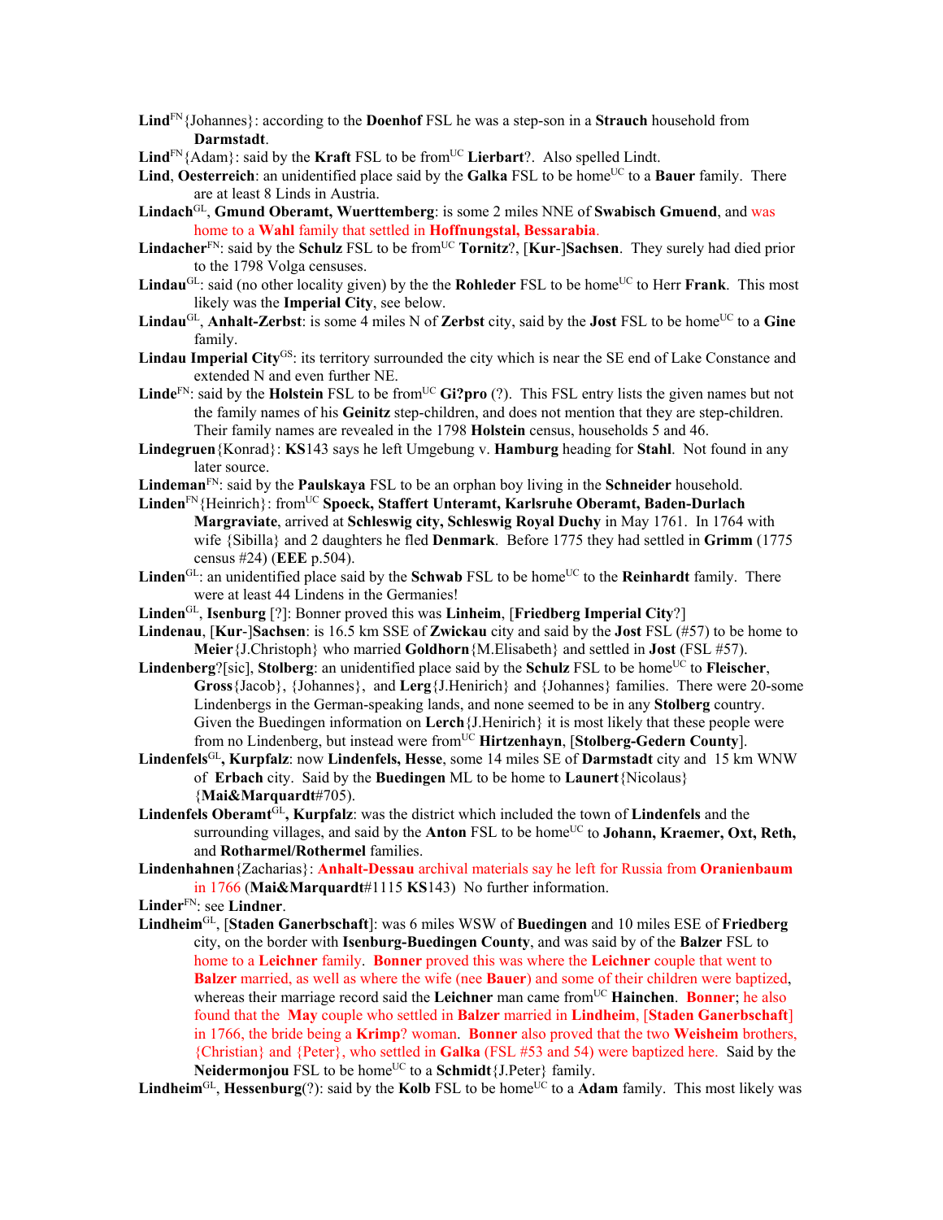**Lind**FN{Johannes}: according to the **Doenhof** FSL he was a step-son in a **Strauch** household from **Darmstadt**.

**Lind**FN{Adam}: said by the **Kraft** FSL to be fromUC **Lierbart**?. Also spelled Lindt.

**Lind**, **Oesterreich**: an unidentified place said by the **Galka** FSL to be homeUC to a **Bauer** family. There are at least 8 Linds in Austria.

**Lindach**GL, **Gmund Oberamt, Wuerttemberg**: is some 2 miles NNE of **Swabisch Gmuend**, and was home to a **Wahl** family that settled in **Hoffnungstal, Bessarabia**.

**Lindacher**FN: said by the **Schulz** FSL to be fromUC **Tornitz**?, [**Kur**-]**Sachsen**. They surely had died prior to the 1798 Volga censuses.

**Lindau**GL: said (no other locality given) by the the **Rohleder** FSL to be homeUC to Herr **Frank**. This most likely was the **Imperial City**, see below.

**Lindau**GL, **Anhalt-Zerbst**: is some 4 miles N of **Zerbst** city, said by the **Jost** FSL to be homeUC to a **Gine** family.

**Lindau Imperial City**GS: its territory surrounded the city which is near the SE end of Lake Constance and extended N and even further NE.

**Linde**FN: said by the **Holstein** FSL to be fromUC **Gi?pro** (?). This FSL entry lists the given names but not the family names of his **Geinitz** step-children, and does not mention that they are step-children. Their family names are revealed in the 1798 **Holstein** census, households 5 and 46.

**Lindegruen**{Konrad}: **KS**143 says he left Umgebung v. **Hamburg** heading for **Stahl**. Not found in any later source.

**Lindeman**FN: said by the **Paulskaya** FSL to be an orphan boy living in the **Schneider** household.

**Linden**FN{Heinrich}: fromUC **Spoeck, Staffert Unteramt, Karlsruhe Oberamt, Baden-Durlach Margraviate**, arrived at **Schleswig city, Schleswig Royal Duchy** in May 1761. In 1764 with wife {Sibilla} and 2 daughters he fled **Denmark**. Before 1775 they had settled in **Grimm** (1775 census #24) (**EEE** p.504).

**Linden**GL: an unidentified place said by the **Schwab** FSL to be homeUC to the **Reinhardt** family. There were at least 44 Lindens in the Germanies!

**Linden**GL, **Isenburg** [?]: Bonner proved this was **Linheim**, [**Friedberg Imperial City**?]

**Lindenau**, [**Kur**-]**Sachsen**: is 16.5 km SSE of **Zwickau** city and said by the **Jost** FSL (#57) to be home to **Meier**{J.Christoph} who married **Goldhorn**{M.Elisabeth} and settled in **Jost** (FSL #57).

**Lindenberg**?[sic], **Stolberg**: an unidentified place said by the **Schulz** FSL to be homeUC to **Fleischer**, **Gross**{Jacob}, {Johannes}, and **Lerg**{J.Henirich} and {Johannes} families. There were 20-some Lindenbergs in the German-speaking lands, and none seemed to be in any **Stolberg** country. Given the Buedingen information on **Lerch**{J.Henirich} it is most likely that these people were from no Lindenberg, but instead were fromUC **Hirtzenhayn**, [**Stolberg-Gedern County**].

**Lindenfels**GL**, Kurpfalz**: now **Lindenfels, Hesse**, some 14 miles SE of **Darmstadt** city and 15 km WNW of **Erbach** city. Said by the **Buedingen** ML to be home to **Launert**{Nicolaus} {**Mai&Marquardt**#705).

**Lindenfels Oberamt**GL**, Kurpfalz**: was the district which included the town of **Lindenfels** and the surrounding villages, and said by the **Anton** FSL to be homeUC to **Johann, Kraemer, Oxt, Reth,** and **Rotharmel/Rothermel** families.

**Lindenhahnen**{Zacharias}: **Anhalt-Dessau** archival materials say he left for Russia from **Oranienbaum** in 1766 (**Mai&Marquardt**#1115 **KS**143) No further information.

**Linder**FN: see **Lindner**.

**Lindheim**GL, [**Staden Ganerbschaft**]: was 6 miles WSW of **Buedingen** and 10 miles ESE of **Friedberg** city, on the border with **Isenburg-Buedingen County**, and was said by of the **Balzer** FSL to home to a **Leichner** family. **Bonner** proved this was where the **Leichner** couple that went to **Balzer** married, as well as where the wife (nee **Bauer**) and some of their children were baptized, whereas their marriage record said the **Leichner** man came fromUC **Hainchen**. **Bonner**; he also found that the **May** couple who settled in **Balzer** married in **Lindheim**, [**Staden Ganerbschaft**] in 1766, the bride being a **Krimp**? woman. **Bonner** also proved that the two **Weisheim** brothers, {Christian} and {Peter}, who settled in **Galka** (FSL #53 and 54) were baptized here. Said by the **Neidermonjou** FSL to be homeUC to a **Schmidt**{J.Peter} family.

**Lindheim**GL, **Hessenburg**(?): said by the **Kolb** FSL to be homeUC to a **Adam** family. This most likely was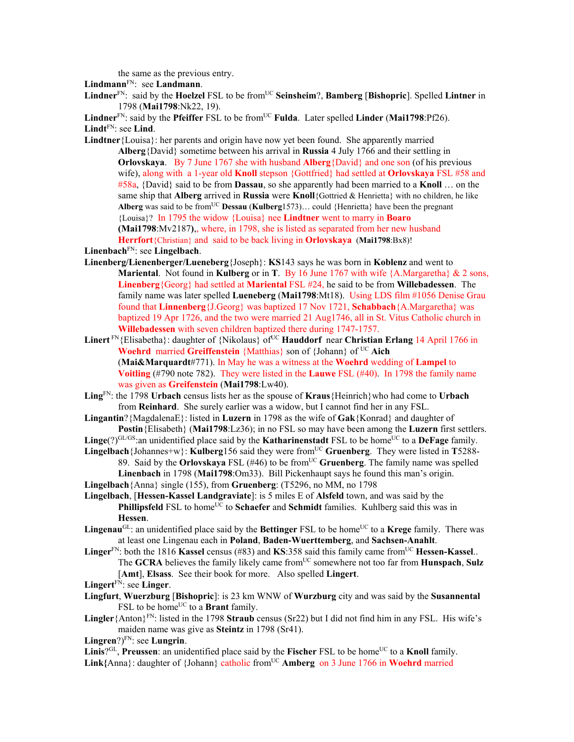the same as the previous entry.

**Lindmann**[FN]: see **Landmann**.

**Lindner**[FN]: said by the **Hoelzel** FSL to be from[UC] **Seinsheim**?, **Bamberg** [**Bishopric**]. Spelled **Lintner** in 1798 (**Mai1798**:Nk22, 19).

**Lindner**[FN]: said by the **Pfeiffer** FSL to be from[UC] **Fulda**. Later spelled **Linder** (**Mai1798**:Pf26).

**Lindt**[FN]: see **Lind**.

**Lindtner**{Louisa}: her parents and origin have now yet been found. She apparently married **Alberg**{David} sometime between his arrival in **Russia** 4 July 1766 and their settling in **Orlovskaya**. By 7 June 1767 she with husband **Alberg**{David} and one son (of his previous wife), along with a 1-year old **Knoll** stepson {Gottfried} had settled at **Orlovskaya** FSL #58 and #58a, {David} said to be from **Dassau**, so she apparently had been married to a **Knoll** … on the same ship that **Alberg** arrived in **Russia** were **Knoll**{Gottried & Henrietta} with no children, he like **Alberg** was said to be from[UC] **Dessau** (**Kulberg**1573)… could {Henrietta} have been the pregnant {Louisa}? In 1795 the widow {Louisa} nee **Lindtner** went to marry in **Boaro** (**Mai1798**:Mv2187),, where, in 1798, she is listed as separated from her new husband **Herrfort**{Christian} and said to be back living in **Orlovskaya** (**Mai1798**:Bx8)!

**Linenbach**[FN]: see **Lingelbach**.

**Linenberg/Lienenberger/Lueneberg**{Joseph}: **KS**143 says he was born in **Koblenz** and went to **Mariental**. Not found in **Kulberg** or in **T**. By 16 June 1767 with wife {A.Margaretha} & 2 sons, **Linenberg**{Georg} had settled at **Mariental** FSL #24, he said to be from **Willebadessen**. The family name was later spelled **Lueneberg** (**Mai1798**:Mt18). Using LDS film #1056 Denise Grau found that **Linnenberg**{J.Georg} was baptized 17 Nov 1721, **Schabbach**{A.Margaretha} was baptized 19 Apr 1726, and the two were married 21 Aug1746, all in St. Vitus Catholic church in **Willebadessen** with seven children baptized there during 1747-1757.

**Linert** [FN]{Elisabetha}: daughter of {Nikolaus} of[UC] **Hauddorf** near **Christian Erlang** 14 April 1766 in **Woehrd** married **Greiffenstein** {Matthias} son of {Johann} of [UC] **Aich** (**Mai&Marquardt**#771). In May he was a witness at the **Woehrd** wedding of **Lampel** to **Voitling** (#790 note 782). They were listed in the **Lauwe** FSL (#40). In 1798 the family name was given as **Greifenstein** (**Mai1798**:Lw40).

**Ling**[FN]: the 1798 **Urbach** census lists her as the spouse of **Kraus**{Heinrich}who had come to **Urbach** from **Reinhard**. She surely earlier was a widow, but I cannot find her in any FSL.

**Lingantin**?{MagdalenaE}: listed in **Luzern** in 1798 as the wife of **Gak**{Konrad} and daughter of **Postin**{Elisabeth} (**Mai1798**:Lz36); in no FSL so may have been among the **Luzern** first settlers.

**Linge**(?)[GL/GS]:an unidentified place said by the **Katharinenstadt** FSL to be home[UC] to a **DeFage** family.

**Lingelbach**{Johannes+w}: **Kulberg**156 said they were from[UC] **Gruenberg**. They were listed in **T**5288-89. Said by the **Orlovskaya** FSL (#46) to be from[UC] **Gruenberg**. The family name was spelled **Linenbach** in 1798 (**Mai1798**:Om33). Bill Pickenhaupt says he found this man's origin.

**Lingelbach**{Anna} single (155), from **Gruenberg**: (T5296, no MM, no 1798

**Lingelbach**, [**Hessen-Kassel Landgraviate**]: is 5 miles E of **Alsfeld** town, and was said by the **Phillipsfeld** FSL to home[UC] to **Schaefer** and **Schmidt** families. Kuhlberg said this was in **Hessen**.

**Lingenau**[GL]: an unidentified place said by the **Bettinger** FSL to be home[UC] to a **Krege** family. There was at least one Lingenau each in **Poland**, **Baden-Wuerttemberg**, and **Sachsen-Anahlt**.

**Linger**[FN]: both the 1816 **Kassel** census (#83) and **KS**:358 said this family came from[UC] **Hessen-Kassel**.. The **GCRA** believes the family likely came from[UC] somewhere not too far from **Hunspach**, **Sulz** [**Amt**], **Elsass**. See their book for more. Also spelled **Lingert**.

**Lingert**[FN]: see **Linger**.

**Lingfurt**, **Wuerzburg** [**Bishopric**]: is 23 km WNW of **Wurzburg** city and was said by the **Susannental** FSL to be home[UC] to a **Brant** family.

**Lingler**{Anton}[FN]: listed in the 1798 **Straub** census (Sr22) but I did not find him in any FSL. His wife's maiden name was give as **Steintz** in 1798 (Sr41).

**Lingren**?)[FN]: see **Lungrin**.

**Linis**?[GL], **Preussen**: an unidentified place said by the **Fischer** FSL to be home[UC] to a **Knoll** family.

**Link{**Anna}: daughter of {Johann} catholic from[UC] **Amberg** on 3 June 1766 in **Woehrd** married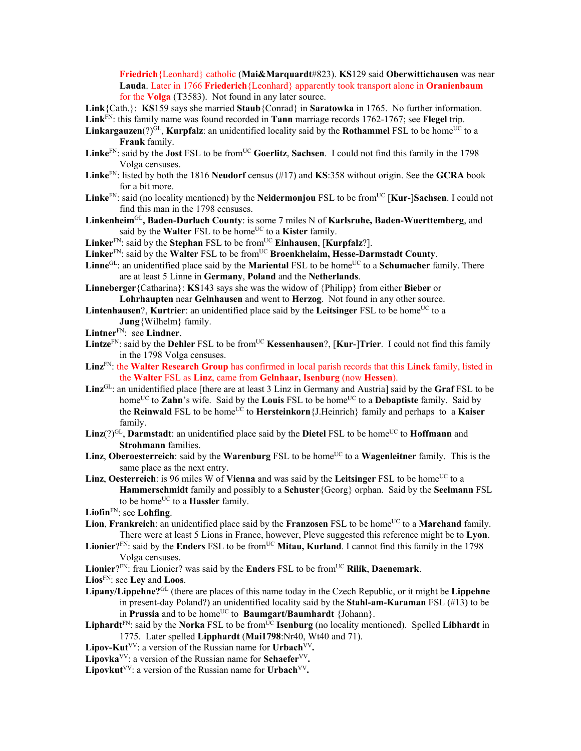**Friedrich**{Leonhard} catholic (**Mai&Marquardt**#823). **KS**129 said **Oberwittichausen** was near **Lauda**. Later in 1766 **Friederich**{Leonhard} apparently took transport alone in **Oranienbaum** for the **Volga** (**T**3583). Not found in any later source.

**Link**{Cath.}: **KS**159 says she married **Staub**{Conrad} in **Saratowka** in 1765. No further information.

**Link**FN: this family name was found recorded in **Tann** marriage records 1762-1767; see **Flegel** trip.

**Linkargauzen**(?)GL, **Kurpfalz**: an unidentified locality said by the **Rothammel** FSL to be homeUC to a **Frank** family.

**Linke**FN: said by the **Jost** FSL to be fromUC **Goerlitz**, **Sachsen**. I could not find this family in the 1798 Volga censuses.

**Linke**FN: listed by both the 1816 **Neudorf** census (#17) and **KS**:358 without origin. See the **GCRA** book for a bit more.

**Linke**FN: said (no locality mentioned) by the **Neidermonjou** FSL to be fromUC [**Kur**-]**Sachsen**. I could not find this man in the 1798 censuses.

**Linkenheim**GL**, Baden-Durlach County**: is some 7 miles N of **Karlsruhe, Baden-Wuerttemberg**, and said by the **Walter** FSL to be homeUC to a **Kister** family.

**Linker**FN: said by the **Stephan** FSL to be fromUC **Einhausen**, [**Kurpfalz**?].

**Linker**FN: said by the **Walter** FSL to be fromUC **Broenkhelaim, Hesse-Darmstadt County**.

**Linne**GL: an unidentified place said by the **Mariental** FSL to be homeUC to a **Schumacher** family. There are at least 5 Linne in **Germany**, **Poland** and the **Netherlands**.

**Linneberger**{Catharina}: **KS**143 says she was the widow of {Philipp} from either **Bieber** or **Lohrhaupten** near **Gelnhausen** and went to **Herzog**. Not found in any other source.

**Lintenhausen**?, **Kurtrier**: an unidentified place said by the **Leitsinger** FSL to be homeUC to a **Jung**{Wilhelm} family.

**Lintner**FN: see **Lindner**.

**Lintze**FN: said by the **Dehler** FSL to be fromUC **Kessenhausen**?, [**Kur**-]**Trier**. I could not find this family in the 1798 Volga censuses.

**Linz**FN: the **Walter Research Group** has confirmed in local parish records that this **Linck** family, listed in the **Walter** FSL as **Linz**, came from **Gelnhaar, Isenburg** (now **Hessen**).

**Linz**GL: an unidentified place [there are at least 3 Linz in Germany and Austria] said by the **Graf** FSL to be homeUC to **Zahn**'s wife. Said by the **Louis** FSL to be homeUC to a **Debaptiste** family. Said by the **Reinwald** FSL to be homeUC to **Hersteinkorn**{J.Heinrich} family and perhaps to a **Kaiser** family.

**Linz**(?)GL, **Darmstadt**: an unidentified place said by the **Dietel** FSL to be homeUC to **Hoffmann** and **Strohmann** families.

**Linz**, **Oberoesterreich**: said by the **Warenburg** FSL to be homeUC to a **Wagenleitner** family. This is the same place as the next entry.

**Linz**, **Oesterreich**: is 96 miles W of **Vienna** and was said by the **Leitsinger** FSL to be homeUC to a **Hammerschmidt** family and possibly to a **Schuster**{Georg} orphan. Said by the **Seelmann** FSL to be homeUC to a **Hassler** family.

**Liofin**FN: see **Lohfing**.

**Lion**, **Frankreich**: an unidentified place said by the **Franzosen** FSL to be homeUC to a **Marchand** family. There were at least 5 Lions in France, however, Pleve suggested this reference might be to **Lyon**.

**Lionier**?FN: said by the **Enders** FSL to be fromUC **Mitau, Kurland**. I cannot find this family in the 1798 Volga censuses.

**Lionier**?FN: frau Lionier? was said by the **Enders** FSL to be fromUC **Rilik**, **Daenemark**.

**Lios**FN: see **Ley** and **Loos**.

**Lipany/Lippehne?**GL (there are places of this name today in the Czech Republic, or it might be **Lippehne** in present-day Poland?) an unidentified locality said by the **Stahl-am-Karaman** FSL (#13) to be in **Prussia** and to be homeUC to **Baumgart/Baumhardt** {Johann}.

**Liphardt**FN: said by the **Norka** FSL to be fromUC **Isenburg** (no locality mentioned). Spelled **Libhardt** in 1775. Later spelled **Lipphardt** (**Mai1798**:Nr40, Wt40 and 71).

**Lipov-Kut**VV: a version of the Russian name for **Urbach**VV**.**

**Lipovka**VV: a version of the Russian name for **Schaefer**VV**.**

**Lipovkut**VV: a version of the Russian name for **Urbach**VV**.**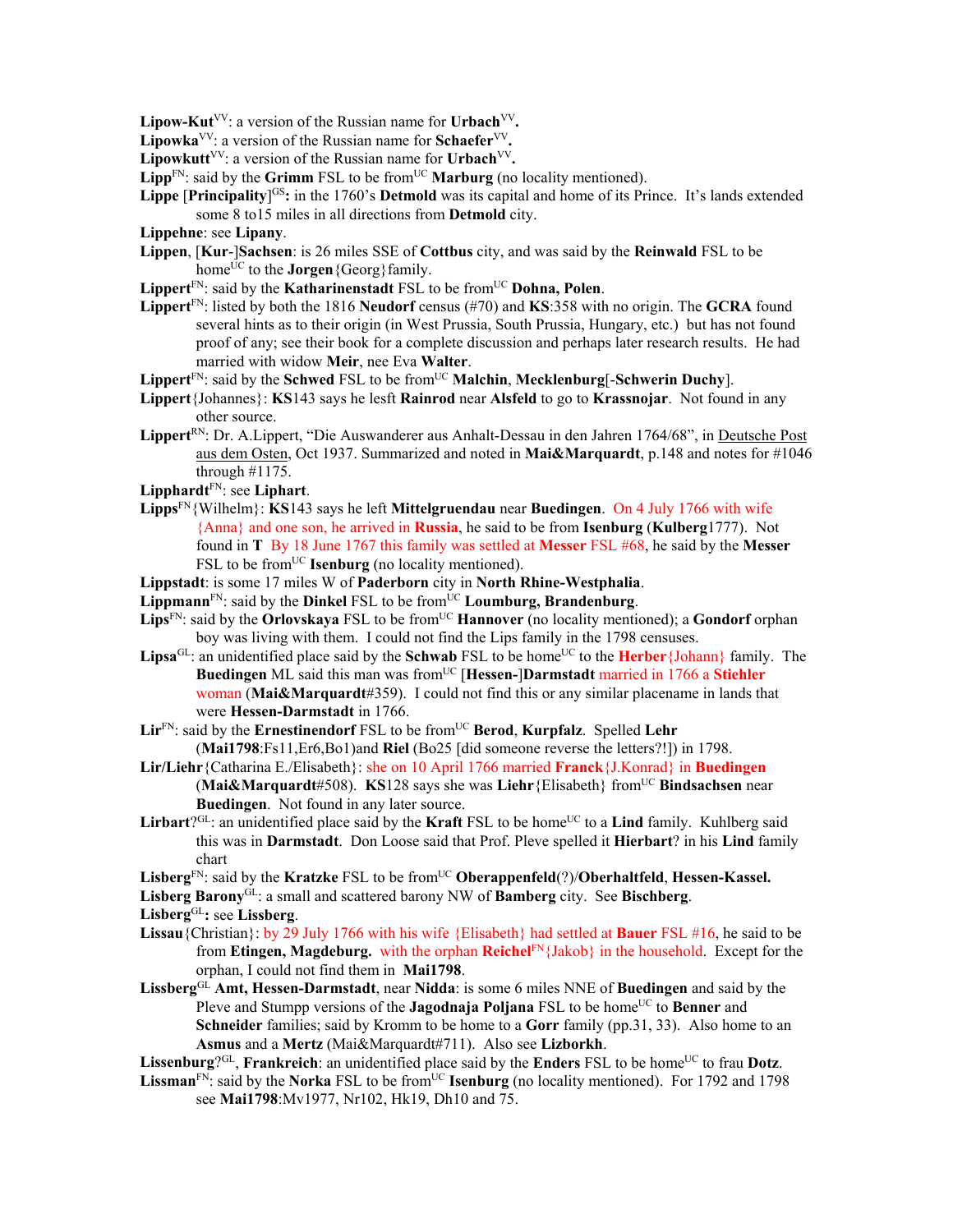**Lipow-Kut**[VV]: a version of the Russian name for **Urbach**[VV]**.**

**Lipowka**[VV]: a version of the Russian name for **Schaefer**[VV]**.**

**Lipowkutt**[VV]: a version of the Russian name for **Urbach**[VV]**.**

**Lipp**[FN]: said by the **Grimm** FSL to be from[UC] **Marburg** (no locality mentioned).

**Lippe** [**Principality**][GS]**:** in the 1760's **Detmold** was its capital and home of its Prince. It's lands extended some 8 to15 miles in all directions from **Detmold** city.

**Lippehne**: see **Lipany**.

**Lippen**, [**Kur**-]**Sachsen**: is 26 miles SSE of **Cottbus** city, and was said by the **Reinwald** FSL to be home[UC] to the **Jorgen**{Georg}family.

**Lippert**[FN]: said by the **Katharinenstadt** FSL to be from[UC] **Dohna, Polen**.

**Lippert**[FN]: listed by both the 1816 **Neudorf** census (#70) and **KS**:358 with no origin. The **GCRA** found several hints as to their origin (in West Prussia, South Prussia, Hungary, etc.) but has not found proof of any; see their book for a complete discussion and perhaps later research results. He had married with widow **Meir**, nee Eva **Walter**.

**Lippert**[FN]: said by the **Schwed** FSL to be from[UC] **Malchin**, **Mecklenburg**[-**Schwerin Duchy**].

**Lippert**{Johannes}: **KS**143 says he lesft **Rainrod** near **Alsfeld** to go to **Krassnojar**. Not found in any other source.

**Lippert**[RN]: Dr. A.Lippert, "Die Auswanderer aus Anhalt-Dessau in den Jahren 1764/68", in Deutsche Post aus dem Osten, Oct 1937. Summarized and noted in **Mai&Marquardt**, p.148 and notes for #1046 through #1175.

**Lipphardt**[FN]: see **Liphart**.

**Lipps**[FN]{Wilhelm}: **KS**143 says he left **Mittelgruendau** near **Buedingen**. On 4 July 1766 with wife {Anna} and one son, he arrived in **Russia**, he said to be from **Isenburg** (**Kulberg**1777). Not found in **T** By 18 June 1767 this family was settled at **Messer** FSL #68, he said by the **Messer** FSL to be from[UC] **Isenburg** (no locality mentioned).

**Lippstadt**: is some 17 miles W of **Paderborn** city in **North Rhine-Westphalia**.

**Lippmann**[FN]: said by the **Dinkel** FSL to be from[UC] **Loumburg, Brandenburg**.

**Lips**[FN]: said by the **Orlovskaya** FSL to be from[UC] **Hannover** (no locality mentioned); a **Gondorf** orphan boy was living with them. I could not find the Lips family in the 1798 censuses.

**Lipsa**[GL]: an unidentified place said by the **Schwab** FSL to be home[UC] to the **Herber**{Johann} family. The **Buedingen** ML said this man was from[UC] [**Hessen-**]**Darmstadt** married in 1766 a **Stiehler** woman (**Mai&Marquardt**#359). I could not find this or any similar placename in lands that were **Hessen-Darmstadt** in 1766.

**Lir**[FN]: said by the **Ernestinendorf** FSL to be from[UC] **Berod**, **Kurpfalz**. Spelled **Lehr** (**Mai1798**:Fs11,Er6,Bo1)and **Riel** (Bo25 [did someone reverse the letters?!]) in 1798.

**Lir/Liehr**{Catharina E./Elisabeth}: she on 10 April 1766 married **Franck**{J.Konrad} in **Buedingen** (**Mai&Marquardt**#508). **KS**128 says she was **Liehr**{Elisabeth} from[UC] **Bindsachsen** near **Buedingen**. Not found in any later source.

**Lirbart**?[GL]: an unidentified place said by the **Kraft** FSL to be home[UC] to a **Lind** family. Kuhlberg said this was in **Darmstadt**. Don Loose said that Prof. Pleve spelled it **Hierbart**? in his **Lind** family chart

**Lisberg**[FN]: said by the **Kratzke** FSL to be from[UC] **Oberappenfeld**(?)/**Oberhaltfeld**, **Hessen-Kassel.**

**Lisberg Barony**[GL]: a small and scattered barony NW of **Bamberg** city. See **Bischberg**.

**Lisberg**[GL]**:** see **Lissberg**.

**Lissau**{Christian}: by 29 July 1766 with his wife {Elisabeth} had settled at **Bauer** FSL #16, he said to be from **Etingen, Magdeburg.** with the orphan **Reichel**[FN]{Jakob} in the household. Except for the orphan, I could not find them in **Mai1798**.

**Lissberg**[GL] **Amt, Hessen-Darmstadt**, near **Nidda**: is some 6 miles NNE of **Buedingen** and said by the Pleve and Stumpp versions of the **Jagodnaja Poljana** FSL to be home[UC] to **Benner** and **Schneider** families; said by Kromm to be home to a **Gorr** family (pp.31, 33). Also home to an **Asmus** and a **Mertz** (Mai&Marquardt#711). Also see **Lizborkh**.

**Lissenburg**?[GL], **Frankreich**: an unidentified place said by the **Enders** FSL to be home[UC] to frau **Dotz**.

**Lissman**[FN]: said by the **Norka** FSL to be from[UC] **Isenburg** (no locality mentioned). For 1792 and 1798 see **Mai1798**:Mv1977, Nr102, Hk19, Dh10 and 75.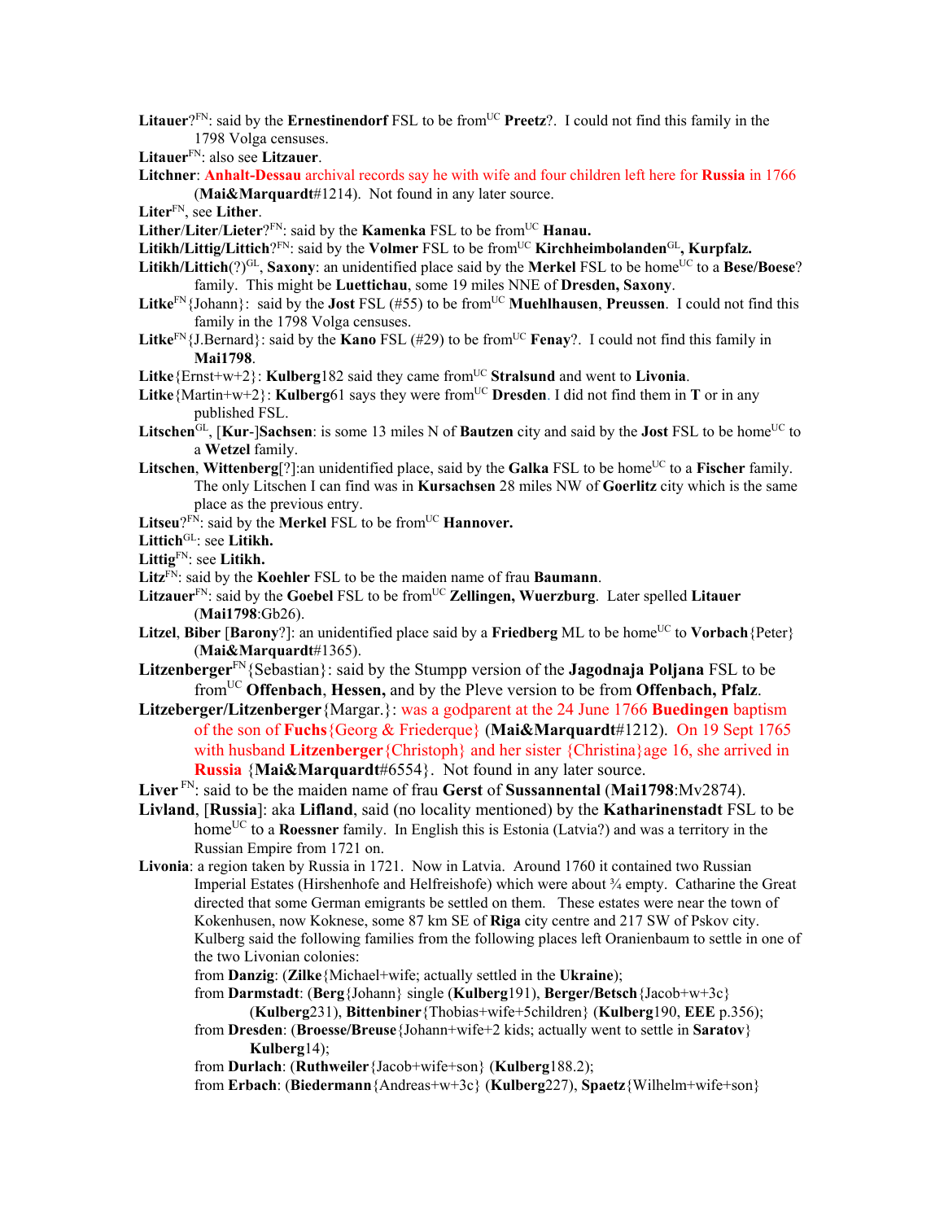**Litauer**?[FN]: said by the **Ernestinendorf** FSL to be from[UC] **Preetz**?. I could not find this family in the 1798 Volga censuses.

**Litauer**[FN]: also see **Litzauer**.

**Litchner**: **Anhalt-Dessau** archival records say he with wife and four children left here for **Russia** in 1766 (**Mai&Marquardt**#1214). Not found in any later source.

**Liter**[FN], see **Lither**.

**Lither**/**Liter**/**Lieter**?[FN]: said by the **Kamenka** FSL to be from[UC] **Hanau.**

**Litikh/Littig/Littich**?[FN]: said by the **Volmer** FSL to be from[UC] **Kirchheimbolanden**[GL]**, Kurpfalz.**

**Litikh/Littich**(?)[GL], **Saxony**: an unidentified place said by the **Merkel** FSL to be home[UC] to a **Bese/Boese**? family. This might be **Luettichau**, some 19 miles NNE of **Dresden, Saxony**.

**Litke**[FN]{Johann}: said by the **Jost** FSL (#55) to be from[UC] **Muehlhausen**, **Preussen**. I could not find this family in the 1798 Volga censuses.

**Litke**[FN]{J.Bernard}: said by the **Kano** FSL (#29) to be from[UC] **Fenay**?. I could not find this family in **Mai1798**.

**Litke**{Ernst+w+2}: **Kulberg**182 said they came from[UC] **Stralsund** and went to **Livonia**.

**Litke**{Martin+w+2}: **Kulberg**61 says they were from[UC] **Dresden**. I did not find them in **T** or in any published FSL.

**Litschen**[GL], [**Kur-**]**Sachsen**: is some 13 miles N of **Bautzen** city and said by the **Jost** FSL to be home[UC] to a **Wetzel** family.

**Litschen**, **Wittenberg**[?]:an unidentified place, said by the **Galka** FSL to be home[UC] to a **Fischer** family. The only Litschen I can find was in **Kursachsen** 28 miles NW of **Goerlitz** city which is the same place as the previous entry.

**Litseu**?[FN]: said by the **Merkel** FSL to be from[UC] **Hannover.**

**Littich**[GL]: see **Litikh.**

**Littig**[FN]: see **Litikh.**

**Litz**[FN]: said by the **Koehler** FSL to be the maiden name of frau **Baumann**.

**Litzauer**[FN]: said by the **Goebel** FSL to be from[UC] **Zellingen, Wuerzburg**. Later spelled **Litauer** (**Mai1798**:Gb26).

**Litzel**, **Biber** [**Barony**?]: an unidentified place said by a **Friedberg** ML to be home[UC] to **Vorbach**{Peter} (**Mai&Marquardt**#1365).

**Litzenberger**[FN]{Sebastian}: said by the Stumpp version of the **Jagodnaja Poljana** FSL to be from[UC] **Offenbach**, **Hessen,** and by the Pleve version to be from **Offenbach, Pfalz**.

**Litzeberger/Litzenberger**{Margar.}: was a godparent at the 24 June 1766 **Buedingen** baptism of the son of **Fuchs**{Georg & Friederque} (**Mai&Marquardt**#1212). On 19 Sept 1765 with husband **Litzenberger**{Christoph} and her sister {Christina}age 16, she arrived in **Russia** {**Mai&Marquardt**#6554}. Not found in any later source.

**Liver** [FN]: said to be the maiden name of frau **Gerst** of **Sussannental** (**Mai1798**:Mv2874).

**Livland**, [**Russia**]: aka **Lifland**, said (no locality mentioned) by the **Katharinenstadt** FSL to be home[UC] to a **Roessner** family. In English this is Estonia (Latvia?) and was a territory in the Russian Empire from 1721 on.

**Livonia**: a region taken by Russia in 1721. Now in Latvia. Around 1760 it contained two Russian Imperial Estates (Hirshenhofe and Helfreishofe) which were about ¾ empty. Catharine the Great directed that some German emigrants be settled on them. These estates were near the town of Kokenhusen, now Koknese, some 87 km SE of **Riga** city centre and 217 SW of Pskov city. Kulberg said the following families from the following places left Oranienbaum to settle in one of the two Livonian colonies:

from **Danzig**: (**Zilke**{Michael+wife; actually settled in the **Ukraine**);

from **Darmstadt**: (**Berg**{Johann} single (**Kulberg**191), **Berger/Betsch**{Jacob+w+3c} (**Kulberg**231), **Bittenbiner**{Thobias+wife+5children} (**Kulberg**190, **EEE** p.356);

from **Dresden**: (**Broesse/Breuse**{Johann+wife+2 kids; actually went to settle in **Saratov**} **Kulberg**14);

from **Durlach**: (**Ruthweiler**{Jacob+wife+son} (**Kulberg**188.2);

from **Erbach**: (**Biedermann**{Andreas+w+3c} (**Kulberg**227), **Spaetz**{Wilhelm+wife+son}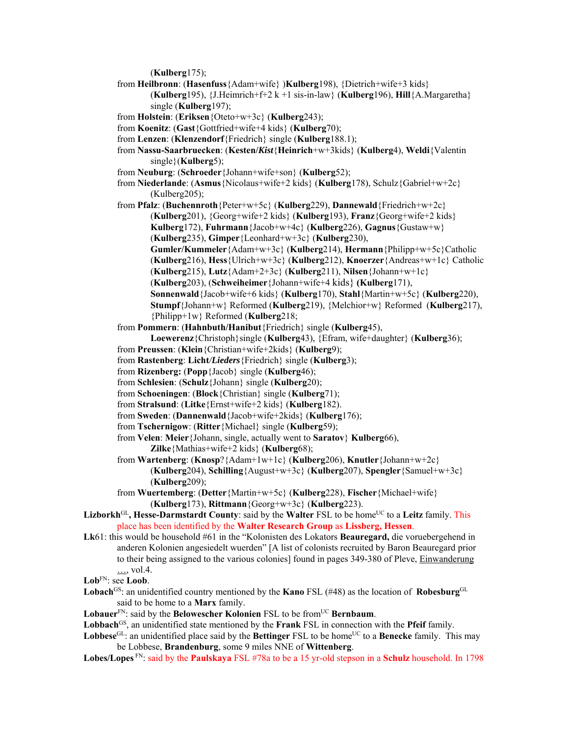(**Kulberg**175);

from **Heilbronn**: (**Hasenfuss**{Adam+wife} )**Kulberg**198), {Dietrich+wife+3 kids} (**Kulberg**195), {J.Heimrich+f+2 k +1 sis-in-law} (**Kulberg**196), **Hill**{A.Margaretha} single (**Kulberg**197);

from **Holstein**: (**Eriksen**{Oteto+w+3c} (**Kulberg**243);

from **Koenitz**: (**Gast**{Gottfried+wife+4 kids} (**Kulberg**70);

from **Lenzen**: (**Klenzendorf**{Friedrich} single (**Kulberg**188.1);

from **Nassu-Saarbruecken**: (**Kesten/*Kist***{**Heinrich**+w+3kids} (**Kulberg**4), **Weldi**{Valentin single}(**Kulberg**5);

from **Neuburg**: (**Schroeder**{Johann+wife+son} (**Kulberg**52);

from **Niederlande**: (**Asmus**{Nicolaus+wife+2 kids} (**Kulberg**178), Schulz{Gabriel+w+2c} (Kulberg205);

from **Pfalz**: (**Buchennroth**{Peter+w+5c} (**Kulberg**229), **Dannewald**{Friedrich+w+2c} (**Kulberg**201), {Georg+wife+2 kids} (**Kulberg**193), **Franz**{Georg+wife+2 kids} **Kulberg**172), **Fuhrmann**{Jacob+w+4c} (**Kulberg**226), **Gagnus**{Gustaw+w} (**Kulberg**235), **Gimper**{Leonhard+w+3c} (**Kulberg**230), **Gumler/Kummeler**{Adam+w+3c} (**Kulberg**214), **Hermann**{Philipp+w+5c}Catholic (**Kulberg**216), **Hess**{Ulrich+w+3c} (**Kulberg**212), **Knoerzer**{Andreas+w+1c} Catholic (**Kulberg**215), **Lutz**{Adam+2+3c} (**Kulberg**211), **Nilsen**{Johann+w+1c} (**Kulberg**203), (**Schweiheimer**{Johann+wife+4 kids} (**Kulberg**171), **Sonnenwald**{Jacob+wife+6 kids} (**Kulberg**170), **Stahl**{Martin+w+5c} (**Kulberg**220), **Stumpf**{Johann+w} Reformed (**Kulberg**219), {Melchior+w} Reformed (**Kulberg**217), {Philipp+1w} Reformed (**Kulberg**218;

from **Pommern**: (**Hahnbuth/Hanibut**{Friedrich} single (**Kulberg**45), **Loewerenz**{Christoph}single (**Kulberg**43), {Efram, wife+daughter} (**Kulberg**36);

from **Preussen**: (**Klein**{Christian+wife+2kids} (**Kulberg**9);

from **Rastenberg**: **Licht/*Lieders***{Friedrich} single (**Kulberg**3);

from **Rizenberg:** (**Popp**{Jacob} single (**Kulberg**46);

from **Schlesien**: (**Schulz**{Johann} single (**Kulberg**20);

from **Schoeningen**: (**Block**{Christian} single (**Kulberg**71);

from **Stralsund**: (**Litke**{Ernst+wife+2 kids} (**Kulberg**182).

from **Sweden**: (**Dannenwald**{Jacob+wife+2kids} (**Kulberg**176);

from **Tschernigow**: (**Ritter**{Michael} single (**Kulberg**59);

from **Velen**: **Meier**{Johann, single, actually went to **Saratov**} **Kulberg**66), **Zilke**{Mathias+wife+2 kids} (**Kulberg**68);

from **Wartenberg**: (**Knosp**?{Adam+1w+1c} (**Kulberg**206), **Knutler**{Johann+w+2c} (**Kulberg**204), **Schilling**{August+w+3c} (**Kulberg**207), **Spengler**{Samuel+w+3c} (**Kulberg**209);

from **Wuertemberg**: (**Detter**{Martin+w+5c} (**Kulberg**228), **Fischer**{Michael+wife} (**Kulberg**173), **Rittmann**{Georg+w+3c} (**Kulberg**223).

**Lizborkh**[GL]**, Hesse-Darmstardt County**: said by the **Walter** FSL to be home[UC] to a **Leitz** family. This place has been identified by the **Walter Research Group** as **Lissberg, Hessen**.

**Lk**61: this would be household #61 in the "Kolonisten des Lokators **Beauregard,** die voruebergehend in anderen Kolonien angesiedelt wuerden" [A list of colonists recruited by Baron Beauregard prior to their being assigned to the various colonies] found in pages 349-380 of Pleve, Einwanderung …, vol.4.

**Lob**[FN]: see **Loob**.

**Lobach**[GS]: an unidentified country mentioned by the **Kano** FSL (#48) as the location of **Robesburg**[GL] said to be home to a **Marx** family.

**Lobauer**[FN]: said by the **Belowescher Kolonien** FSL to be from[UC] **Bernbaum**.

**Lobbach**[GS], an unidentified state mentioned by the **Frank** FSL in connection with the **Pfeif** family.

**Lobbese**[GL]: an unidentified place said by the **Bettinger** FSL to be home[UC] to a **Benecke** family. This may be Lobbese, **Brandenburg**, some 9 miles NNE of **Wittenberg**.

**Lobes/Lopes** [FN]: said by the **Paulskaya** FSL #78a to be a 15 yr-old stepson in a **Schulz** household. In 1798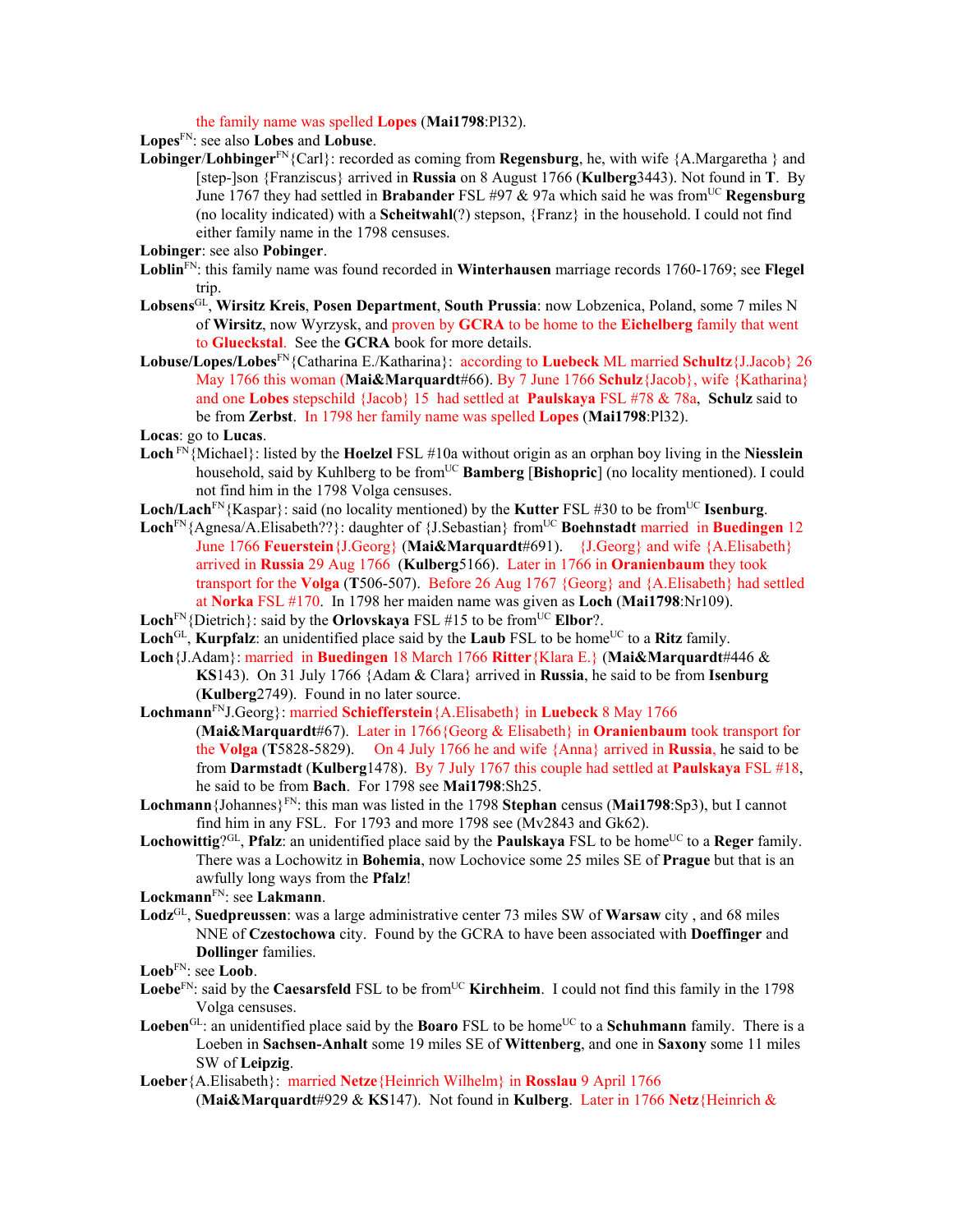the family name was spelled **Lopes** (**Mai1798**:Pl32).

**Lopes**[FN]: see also **Lobes** and **Lobuse**.

**Lobinger**/**Lohbinger**[FN]{Carl}: recorded as coming from **Regensburg**, he, with wife {A.Margaretha } and [step-]son {Franziscus} arrived in **Russia** on 8 August 1766 (**Kulberg**3443). Not found in **T**. By June 1767 they had settled in **Brabander** FSL #97 & 97a which said he was from[UC] **Regensburg** (no locality indicated) with a **Scheitwahl**(?) stepson, {Franz} in the household. I could not find either family name in the 1798 censuses.

**Lobinger**: see also **Pobinger**.

**Loblin**[FN]: this family name was found recorded in **Winterhausen** marriage records 1760-1769; see **Flegel** trip.

**Lobsens**[GL], **Wirsitz Kreis**, **Posen Department**, **South Prussia**: now Lobzenica, Poland, some 7 miles N of **Wirsitz**, now Wyrzysk, and proven by **GCRA** to be home to the **Eichelberg** family that went to **Glueckstal**. See the **GCRA** book for more details.

**Lobuse/Lopes/Lobes**[FN]{Catharina E./Katharina}: according to **Luebeck** ML married **Schultz**{J.Jacob} 26 May 1766 this woman (**Mai&Marquardt**#66). By 7 June 1766 **Schulz**{Jacob}, wife {Katharina} and one **Lobes** stepschild {Jacob} 15 had settled at **Paulskaya** FSL #78 & 78a, **Schulz** said to be from **Zerbst**. In 1798 her family name was spelled **Lopes** (**Mai1798**:Pl32).

**Locas**: go to **Lucas**.

**Loch** [FN]{Michael}: listed by the **Hoelzel** FSL #10a without origin as an orphan boy living in the **Niesslein** household, said by Kuhlberg to be from[UC] **Bamberg** [**Bishopric**] (no locality mentioned). I could not find him in the 1798 Volga censuses.

**Loch/Lach**[FN]{Kaspar}: said (no locality mentioned) by the **Kutter** FSL #30 to be from[UC] **Isenburg**.

**Loch**[FN]{Agnesa/A.Elisabeth??}: daughter of {J.Sebastian} from[UC] **Boehnstadt** married in **Buedingen** 12 June 1766 **Feuerstein**{J.Georg} (**Mai&Marquardt**#691). {J.Georg} and wife {A.Elisabeth} arrived in **Russia** 29 Aug 1766 (**Kulberg**5166). Later in 1766 in **Oranienbaum** they took transport for the **Volga** (**T**506-507). Before 26 Aug 1767 {Georg} and {A.Elisabeth} had settled at **Norka** FSL #170. In 1798 her maiden name was given as **Loch** (**Mai1798**:Nr109).

**Loch**[FN]{Dietrich}: said by the **Orlovskaya** FSL #15 to be from[UC] **Elbor**?.

**Loch**[GL], **Kurpfalz**: an unidentified place said by the **Laub** FSL to be home[UC] to a **Ritz** family.

**Loch**{J.Adam}: married in **Buedingen** 18 March 1766 **Ritter**{Klara E.} (**Mai&Marquardt**#446 & **KS**143). On 31 July 1766 {Adam & Clara} arrived in **Russia**, he said to be from **Isenburg** (**Kulberg**2749). Found in no later source.

**Lochmann**[FN]J.Georg}: married **Schiefferstein**{A.Elisabeth} in **Luebeck** 8 May 1766 (**Mai&Marquardt**#67). Later in 1766{Georg & Elisabeth} in **Oranienbaum** took transport for the **Volga** (**T**5828-5829). On 4 July 1766 he and wife {Anna} arrived in **Russia**, he said to be from **Darmstadt** (**Kulberg**1478). By 7 July 1767 this couple had settled at **Paulskaya** FSL #18, he said to be from **Bach**. For 1798 see **Mai1798**:Sh25.

**Lochmann**{Johannes}[FN]: this man was listed in the 1798 **Stephan** census (**Mai1798**:Sp3), but I cannot find him in any FSL. For 1793 and more 1798 see (Mv2843 and Gk62).

**Lochowittig**?[GL], **Pfalz**: an unidentified place said by the **Paulskaya** FSL to be home[UC] to a **Reger** family. There was a Lochowitz in **Bohemia**, now Lochovice some 25 miles SE of **Prague** but that is an awfully long ways from the **Pfalz**!

**Lockmann**[FN]: see **Lakmann**.

**Lodz**[GL], **Suedpreussen**: was a large administrative center 73 miles SW of **Warsaw** city , and 68 miles NNE of **Czestochowa** city. Found by the GCRA to have been associated with **Doeffinger** and **Dollinger** families.

**Loeb**[FN]: see **Loob**.

**Loebe**[FN]: said by the **Caesarsfeld** FSL to be from[UC] **Kirchheim**. I could not find this family in the 1798 Volga censuses.

**Loeben**[GL]: an unidentified place said by the **Boaro** FSL to be home[UC] to a **Schuhmann** family. There is a Loeben in **Sachsen-Anhalt** some 19 miles SE of **Wittenberg**, and one in **Saxony** some 11 miles SW of **Leipzig**.

**Loeber**{A.Elisabeth}: married **Netze**{Heinrich Wilhelm} in **Rosslau** 9 April 1766 (**Mai&Marquardt**#929 & **KS**147). Not found in **Kulberg**. Later in 1766 **Netz**{Heinrich &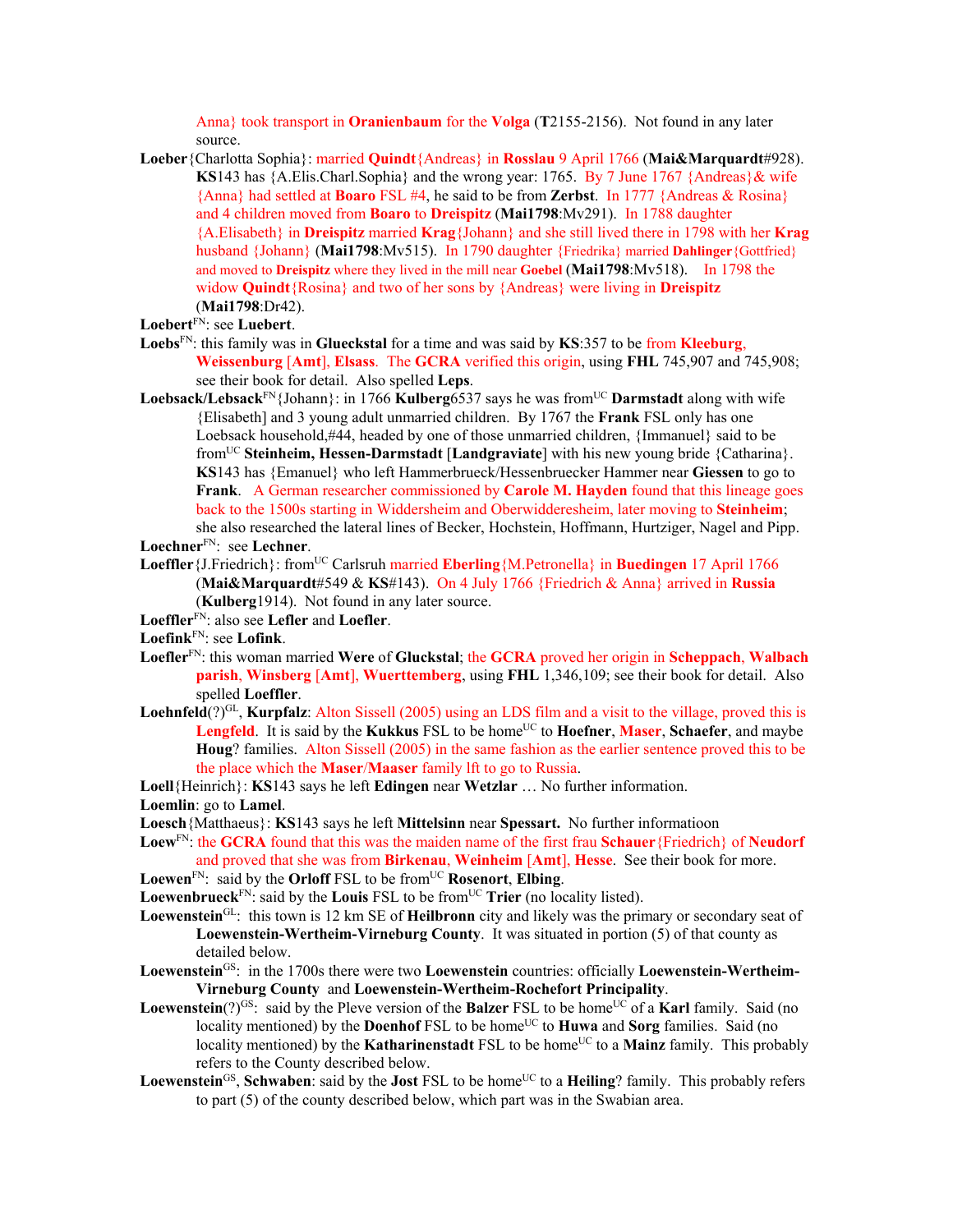Anna} took transport in **Oranienbaum** for the **Volga** (**T**2155-2156). Not found in any later source.

**Loeber**{Charlotta Sophia}: married **Quindt**{Andreas} in **Rosslau** 9 April 1766 (**Mai&Marquardt**#928). **KS**143 has {A.Elis.Charl.Sophia} and the wrong year: 1765. By 7 June 1767 {Andreas}& wife {Anna} had settled at **Boaro** FSL #4, he said to be from **Zerbst**. In 1777 {Andreas & Rosina} and 4 children moved from **Boaro** to **Dreispitz** (**Mai1798**:Mv291). In 1788 daughter {A.Elisabeth} in **Dreispitz** married **Krag**{Johann} and she still lived there in 1798 with her **Krag** husband {Johann} (**Mai1798**:Mv515). In 1790 daughter {Friedrika} married **Dahlinger**{Gottfried} and moved to **Dreispitz** where they lived in the mill near **Goebel** (**Mai1798**:Mv518). In 1798 the widow **Quindt**{Rosina} and two of her sons by {Andreas} were living in **Dreispitz** (**Mai1798**:Dr42).

**Loebert**[FN]: see **Luebert**.

**Loebs**[FN]: this family was in **Glueckstal** for a time and was said by **KS**:357 to be from **Kleeburg**, **Weissenburg** [**Amt**], **Elsass**. The **GCRA** verified this origin, using **FHL** 745,907 and 745,908; see their book for detail. Also spelled **Leps**.

**Loebsack/Lebsack**[FN]{Johann}: in 1766 **Kulberg**6537 says he was from[UC] **Darmstadt** along with wife {Elisabeth] and 3 young adult unmarried children. By 1767 the **Frank** FSL only has one Loebsack household,#44, headed by one of those unmarried children, {Immanuel} said to be from[UC] **Steinheim, Hessen-Darmstadt** [**Landgraviate**] with his new young bride {Catharina}. **KS**143 has {Emanuel} who left Hammerbrueck/Hessenbruecker Hammer near **Giessen** to go to **Frank**. A German researcher commissioned by **Carole M. Hayden** found that this lineage goes back to the 1500s starting in Widdersheim and Oberwiddersheim, later moving to **Steinheim**; she also researched the lateral lines of Becker, Hochstein, Hoffmann, Hurtziger, Nagel and Pipp.

**Loechner**[FN]: see **Lechner**.

**Loeffler**{J.Friedrich}: from[UC] Carlsruh married **Eberling**{M.Petronella} in **Buedingen** 17 April 1766 (**Mai&Marquardt**#549 & **KS**#143). On 4 July 1766 {Friedrich & Anna} arrived in **Russia** (**Kulberg**1914). Not found in any later source.

**Loeffler**[FN]: also see **Lefler** and **Loefler**.

**Loefink**[FN]: see **Lofink**.

**Loefler**[FN]: this woman married **Were** of **Gluckstal**; the **GCRA** proved her origin in **Scheppach**, **Walbach parish**, **Winsberg** [**Amt**], **Wuerttemberg**, using **FHL** 1,346,109; see their book for detail. Also spelled **Loeffler**.

**Loehnfeld**(?)[GL], **Kurpfalz**: Alton Sissell (2005) using an LDS film and a visit to the village, proved this is **Lengfeld**. It is said by the **Kukkus** FSL to be home[UC] to **Hoefner**, **Maser**, **Schaefer**, and maybe **Houg**? families. Alton Sissell (2005) in the same fashion as the earlier sentence proved this to be the place which the **Maser**/**Maaser** family lft to go to Russia.

**Loell**{Heinrich}: **KS**143 says he left **Edingen** near **Wetzlar** … No further information.

**Loemlin**: go to **Lamel**.

**Loesch**{Matthaeus}: **KS**143 says he left **Mittelsinn** near **Spessart.** No further informatioon

**Loew**[FN]: the **GCRA** found that this was the maiden name of the first frau **Schauer**{Friedrich} of **Neudorf** and proved that she was from **Birkenau**, **Weinheim** [**Amt**], **Hesse**. See their book for more.

**Loewen**[FN]: said by the **Orloff** FSL to be from[UC] **Rosenort**, **Elbing**.

**Loewenbrueck**[FN]: said by the **Louis** FSL to be from[UC] **Trier** (no locality listed).

**Loewenstein**[GL]: this town is 12 km SE of **Heilbronn** city and likely was the primary or secondary seat of **Loewenstein-Wertheim-Virneburg County**. It was situated in portion (5) of that county as detailed below.

**Loewenstein**[GS]: in the 1700s there were two **Loewenstein** countries: officially **Loewenstein-Wertheim-Virneburg County** and **Loewenstein-Wertheim-Rochefort Principality**.

**Loewenstein**(?)[GS]: said by the Pleve version of the **Balzer** FSL to be home[UC] of a **Karl** family. Said (no locality mentioned) by the **Doenhof** FSL to be home[UC] to **Huwa** and **Sorg** families. Said (no locality mentioned) by the **Katharinenstadt** FSL to be home[UC] to a **Mainz** family. This probably refers to the County described below.

**Loewenstein**[GS], **Schwaben**: said by the **Jost** FSL to be home[UC] to a **Heiling**? family. This probably refers to part (5) of the county described below, which part was in the Swabian area.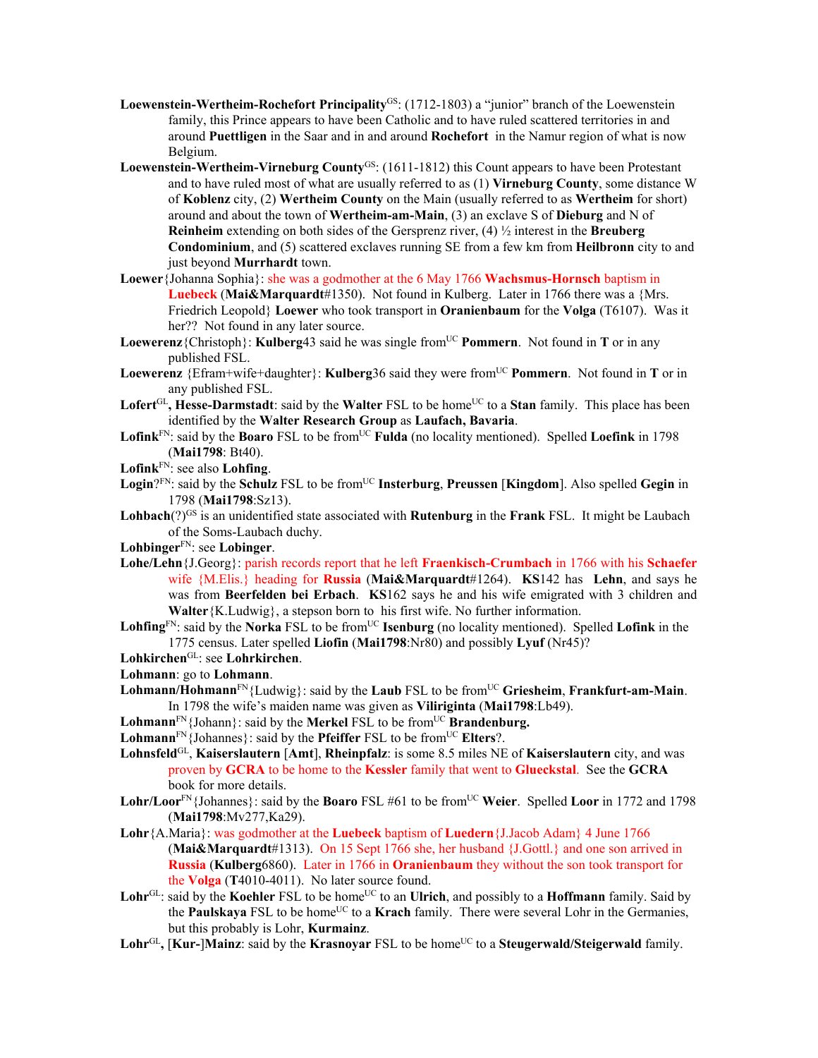**Loewenstein-Wertheim-Rochefort Principality**[GS]: (1712-1803) a "junior" branch of the Loewenstein family, this Prince appears to have been Catholic and to have ruled scattered territories in and around **Puettligen** in the Saar and in and around **Rochefort** in the Namur region of what is now Belgium.

**Loewenstein-Wertheim-Virneburg County**[GS]: (1611-1812) this Count appears to have been Protestant and to have ruled most of what are usually referred to as (1) **Virneburg County**, some distance W of **Koblenz** city, (2) **Wertheim County** on the Main (usually referred to as **Wertheim** for short) around and about the town of **Wertheim-am-Main**, (3) an exclave S of **Dieburg** and N of **Reinheim** extending on both sides of the Gersprenz river, (4) ½ interest in the **Breuberg Condominium**, and (5) scattered exclaves running SE from a few km from **Heilbronn** city to and just beyond **Murrhardt** town.

**Loewer**{Johanna Sophia}: she was a godmother at the 6 May 1766 **Wachsmus-Hornsch** baptism in **Luebeck** (**Mai&Marquardt**#1350). Not found in Kulberg. Later in 1766 there was a {Mrs. Friedrich Leopold} **Loewer** who took transport in **Oranienbaum** for the **Volga** (T6107). Was it her?? Not found in any later source.

**Loewerenz**{Christoph}: **Kulberg**43 said he was single from[UC] **Pommern**. Not found in **T** or in any published FSL.

**Loewerenz** {Efram+wife+daughter}: **Kulberg**36 said they were from[UC] **Pommern**. Not found in **T** or in any published FSL.

**Lofert**[GL]**, Hesse-Darmstadt**: said by the **Walter** FSL to be home[UC] to a **Stan** family. This place has been identified by the **Walter Research Group** as **Laufach, Bavaria**.

**Lofink**[FN]: said by the **Boaro** FSL to be from[UC] **Fulda** (no locality mentioned). Spelled **Loefink** in 1798 (**Mai1798**: Bt40).

**Lofink**[FN]: see also **Lohfing**.

**Login**?[FN]: said by the **Schulz** FSL to be from[UC] **Insterburg**, **Preussen** [**Kingdom**]. Also spelled **Gegin** in 1798 (**Mai1798**:Sz13).

**Lohbach**(?)[GS] is an unidentified state associated with **Rutenburg** in the **Frank** FSL. It might be Laubach of the Soms-Laubach duchy.

**Lohbinger**[FN]: see **Lobinger**.

**Lohe/Lehn**{J.Georg}: parish records report that he left **Fraenkisch-Crumbach** in 1766 with his **Schaefer** wife {M.Elis.} heading for **Russia** (**Mai&Marquardt**#1264). **KS**142 has **Lehn**, and says he was from **Beerfelden bei Erbach**. **KS**162 says he and his wife emigrated with 3 children and **Walter**{K.Ludwig}, a stepson born to his first wife. No further information.

**Lohfing**[FN]: said by the **Norka** FSL to be from[UC] **Isenburg** (no locality mentioned). Spelled **Lofink** in the 1775 census. Later spelled **Liofin** (**Mai1798**:Nr80) and possibly **Lyuf** (Nr45)?

**Lohkirchen**[GL]: see **Lohrkirchen**.

**Lohmann**: go to **Lohmann**.

**Lohmann/Hohmann**[FN]{Ludwig}: said by the **Laub** FSL to be from[UC] **Griesheim**, **Frankfurt-am-Main**. In 1798 the wife's maiden name was given as **Viliriginta** (**Mai1798**:Lb49).

**Lohmann**[FN]{Johann}: said by the **Merkel** FSL to be from[UC] **Brandenburg.**

**Lohmann**[FN]{Johannes}: said by the **Pfeiffer** FSL to be from[UC] **Elters**?.

**Lohnsfeld**[GL], **Kaiserslautern** [**Amt**], **Rheinpfalz**: is some 8.5 miles NE of **Kaiserslautern** city, and was proven by **GCRA** to be home to the **Kessler** family that went to **Glueckstal**. See the **GCRA** book for more details.

**Lohr/Loor**[FN]{Johannes}: said by the **Boaro** FSL #61 to be from[UC] **Weier**. Spelled **Loor** in 1772 and 1798 (**Mai1798**:Mv277,Ka29).

**Lohr**{A.Maria}: was godmother at the **Luebeck** baptism of **Luedern**{J.Jacob Adam} 4 June 1766 (**Mai&Marquardt**#1313). On 15 Sept 1766 she, her husband {J.Gottl.} and one son arrived in **Russia** (**Kulberg**6860). Later in 1766 in **Oranienbaum** they without the son took transport for the **Volga** (**T**4010-4011). No later source found.

**Lohr**[GL]: said by the **Koehler** FSL to be home[UC] to an **Ulrich**, and possibly to a **Hoffmann** family. Said by the **Paulskaya** FSL to be home[UC] to a **Krach** family. There were several Lohr in the Germanies, but this probably is Lohr, **Kurmainz**.

**Lohr**[GL]**,** [**Kur-**]**Mainz**: said by the **Krasnoyar** FSL to be home[UC] to a **Steugerwald/Steigerwald** family.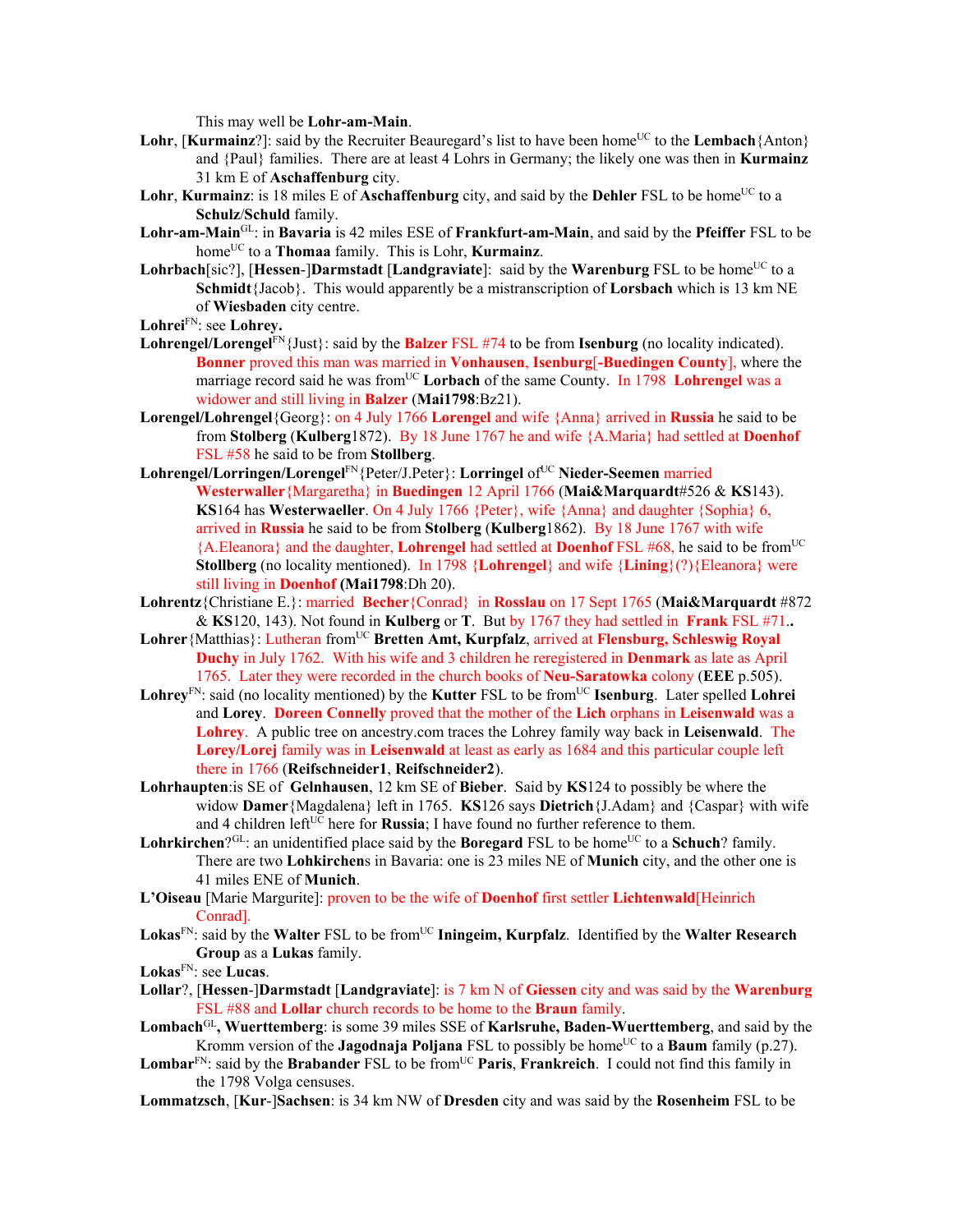This may well be **Lohr-am-Main**.

**Lohr**, [**Kurmainz**?]: said by the Recruiter Beauregard's list to have been home[UC] to the **Lembach**{Anton} and {Paul} families. There are at least 4 Lohrs in Germany; the likely one was then in **Kurmainz** 31 km E of **Aschaffenburg** city.

**Lohr**, **Kurmainz**: is 18 miles E of **Aschaffenburg** city, and said by the **Dehler** FSL to be home[UC] to a **Schulz**/**Schuld** family.

**Lohr-am-Main**[GL]: in **Bavaria** is 42 miles ESE of **Frankfurt-am-Main**, and said by the **Pfeiffer** FSL to be home[UC] to a **Thomaa** family. This is Lohr, **Kurmainz**.

**Lohrbach**[sic?], [**Hessen-**]**Darmstadt** [**Landgraviate**]: said by the **Warenburg** FSL to be home[UC] to a **Schmidt**{Jacob}. This would apparently be a mistranscription of **Lorsbach** which is 13 km NE of **Wiesbaden** city centre.

**Lohrei**[FN]: see **Lohrey.**

**Lohrengel/Lorengel**[FN]{Just}: said by the **Balzer** FSL #74 to be from **Isenburg** (no locality indicated). **Bonner** proved this man was married in **Vonhausen**, **Isenburg**[**-Buedingen County**], where the marriage record said he was from[UC] **Lorbach** of the same County. In 1798 **Lohrengel** was a widower and still living in **Balzer** (**Mai1798**:Bz21).

**Lorengel/Lohrengel**{Georg}: on 4 July 1766 **Lorengel** and wife {Anna} arrived in **Russia** he said to be from **Stolberg** (**Kulberg**1872). By 18 June 1767 he and wife {A.Maria} had settled at **Doenhof** FSL #58 he said to be from **Stollberg**.

**Lohrengel/Lorringen/Lorengel**[FN]{Peter/J.Peter}: **Lorringel** of[UC] **Nieder-Seemen** married **Westerwaller**{Margaretha} in **Buedingen** 12 April 1766 (**Mai&Marquardt**#526 & **KS**143). **KS**164 has **Westerwaeller**. On 4 July 1766 {Peter}, wife {Anna} and daughter {Sophia} 6, arrived in **Russia** he said to be from **Stolberg** (**Kulberg**1862). By 18 June 1767 with wife {A.Eleanora} and the daughter, **Lohrengel** had settled at **Doenhof** FSL #68, he said to be from[UC] **Stollberg** (no locality mentioned). In 1798 {**Lohrengel**} and wife {**Lining**}(?){Eleanora} were still living in **Doenhof** (**Mai1798**:Dh 20).

**Lohrentz**{Christiane E.}: married **Becher**{Conrad} in **Rosslau** on 17 Sept 1765 (**Mai&Marquardt** #872 & **KS**120, 143). Not found in **Kulberg** or **T**. But by 1767 they had settled in **Frank** FSL #71**..**

**Lohrer**{Matthias}: Lutheran from[UC] **Bretten Amt, Kurpfalz**, arrived at **Flensburg, Schleswig Royal Duchy** in July 1762. With his wife and 3 children he reregistered in **Denmark** as late as April 1765. Later they were recorded in the church books of **Neu-Saratowka** colony (**EEE** p.505).

**Lohrey**[FN]: said (no locality mentioned) by the **Kutter** FSL to be from[UC] **Isenburg**. Later spelled **Lohrei** and **Lorey**. **Doreen Connelly** proved that the mother of the **Lich** orphans in **Leisenwald** was a **Lohrey**. A public tree on ancestry.com traces the Lohrey family way back in **Leisenwald**. The **Lorey/Lorej** family was in **Leisenwald** at least as early as 1684 and this particular couple left there in 1766 (**Reifschneider1**, **Reifschneider2**).

**Lohrhaupten**:is SE of **Gelnhausen**, 12 km SE of **Bieber**. Said by **KS**124 to possibly be where the widow **Damer**{Magdalena} left in 1765. **KS**126 says **Dietrich**{J.Adam} and {Caspar} with wife and 4 children left[UC] here for **Russia**; I have found no further reference to them.

**Lohrkirchen**?[GL]: an unidentified place said by the **Boregard** FSL to be home[UC] to a **Schuch**? family. There are two **Lohkirchen**s in Bavaria: one is 23 miles NE of **Munich** city, and the other one is 41 miles ENE of **Munich**.

**L'Oiseau** [Marie Margurite]: proven to be the wife of **Doenhof** first settler **Lichtenwald**[Heinrich Conrad].

**Lokas**[FN]: said by the **Walter** FSL to be from[UC] **Iningeim, Kurpfalz**. Identified by the **Walter Research Group** as a **Lukas** family.

**Lokas**[FN]: see **Lucas**.

**Lollar**?, [**Hessen-**]**Darmstadt** [**Landgraviate**]: is 7 km N of **Giessen** city and was said by the **Warenburg** FSL #88 and **Lollar** church records to be home to the **Braun** family.

**Lombach**[GL]**, Wuerttemberg**: is some 39 miles SSE of **Karlsruhe, Baden-Wuerttemberg**, and said by the Kromm version of the **Jagodnaja Poljana** FSL to possibly be home[UC] to a **Baum** family (p.27).

**Lombar**[FN]: said by the **Brabander** FSL to be from[UC] **Paris**, **Frankreich**. I could not find this family in the 1798 Volga censuses.

**Lommatzsch**, [**Kur-**]**Sachsen**: is 34 km NW of **Dresden** city and was said by the **Rosenheim** FSL to be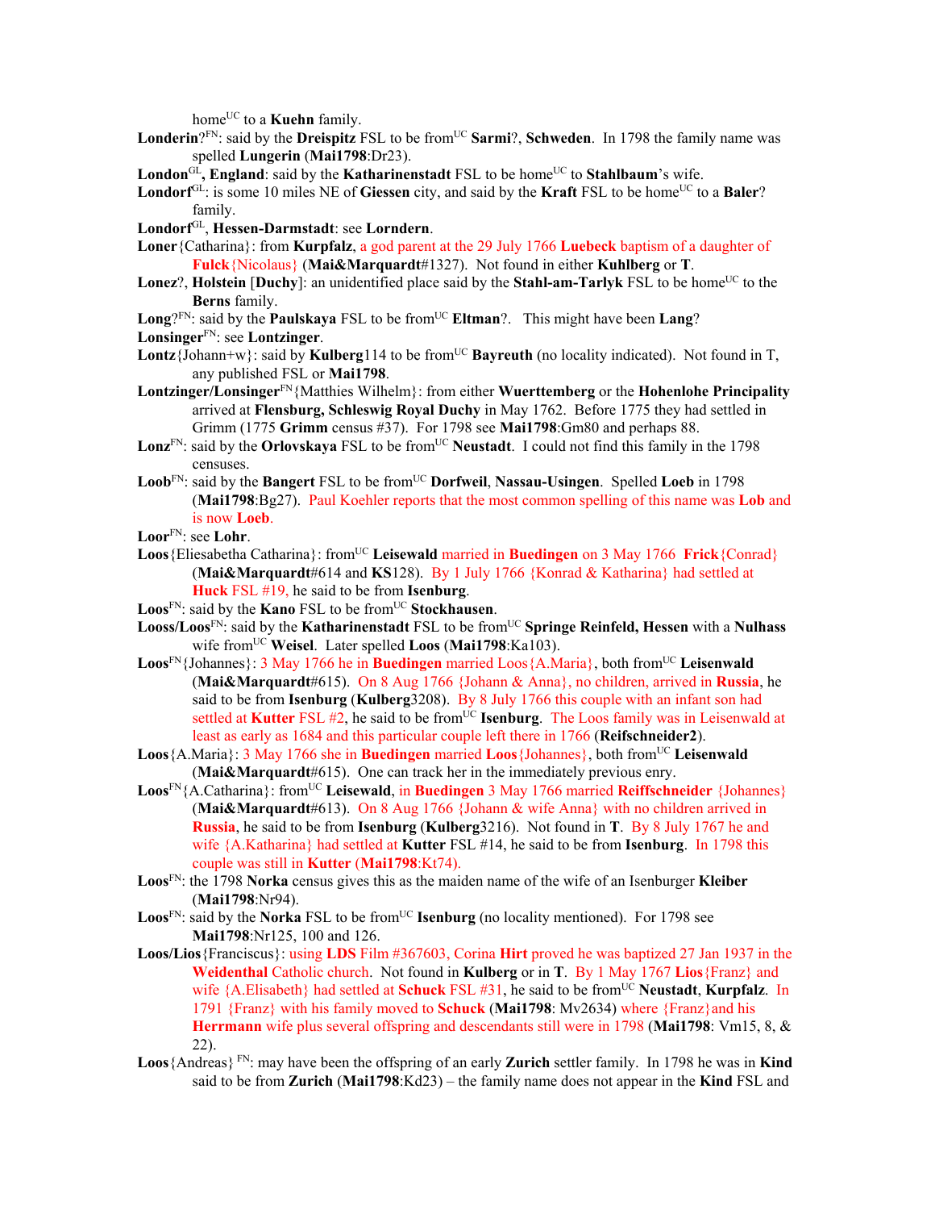home[UC] to a **Kuehn** family.

**Londerin**?[FN]: said by the **Dreispitz** FSL to be from[UC] **Sarmi**?, **Schweden**. In 1798 the family name was spelled **Lungerin** (**Mai1798**:Dr23).

**London**[GL]**, England**: said by the **Katharinenstadt** FSL to be home[UC] to **Stahlbaum**'s wife.

**Londorf**[GL]: is some 10 miles NE of **Giessen** city, and said by the **Kraft** FSL to be home[UC] to a **Baler**? family.

**Londorf**[GL], **Hessen-Darmstadt**: see **Lorndern**.

**Loner**{Catharina}: from **Kurpfalz**, a god parent at the 29 July 1766 **Luebeck** baptism of a daughter of **Fulck**{Nicolaus} (**Mai&Marquardt**#1327). Not found in either **Kuhlberg** or **T**.

**Lonez**?, **Holstein** [**Duchy**]: an unidentified place said by the **Stahl-am-Tarlyk** FSL to be home[UC] to the **Berns** family.

**Long**?[FN]: said by the **Paulskaya** FSL to be from[UC] **Eltman**?. This might have been **Lang**?

**Lonsinger**[FN]: see **Lontzinger**.

**Lontz**{Johann+w}: said by **Kulberg**114 to be from[UC] **Bayreuth** (no locality indicated). Not found in T, any published FSL or **Mai1798**.

**Lontzinger/Lonsinger**[FN]{Matthies Wilhelm}: from either **Wuerttemberg** or the **Hohenlohe Principality** arrived at **Flensburg, Schleswig Royal Duchy** in May 1762. Before 1775 they had settled in Grimm (1775 **Grimm** census #37). For 1798 see **Mai1798**:Gm80 and perhaps 88.

**Lonz**[FN]: said by the **Orlovskaya** FSL to be from[UC] **Neustadt**. I could not find this family in the 1798 censuses.

**Loob**[FN]: said by the **Bangert** FSL to be from[UC] **Dorfweil**, **Nassau-Usingen**. Spelled **Loeb** in 1798 (**Mai1798**:Bg27). Paul Koehler reports that the most common spelling of this name was **Lob** and is now **Loeb**.

**Loor**[FN]: see **Lohr**.

**Loos**{Eliesabetha Catharina}: from[UC] **Leisewald** married in **Buedingen** on 3 May 1766 **Frick**{Conrad} (**Mai&Marquardt**#614 and **KS**128). By 1 July 1766 {Konrad & Katharina} had settled at **Huck** FSL #19, he said to be from **Isenburg**.

**Loos**[FN]: said by the **Kano** FSL to be from[UC] **Stockhausen**.

**Looss/Loos**[FN]: said by the **Katharinenstadt** FSL to be from[UC] **Springe Reinfeld, Hessen** with a **Nulhass** wife from[UC] **Weisel**. Later spelled **Loos** (**Mai1798**:Ka103).

**Loos**[FN]{Johannes}: 3 May 1766 he in **Buedingen** married Loos{A.Maria}, both from[UC] **Leisenwald** (**Mai&Marquardt**#615). On 8 Aug 1766 {Johann & Anna}, no children, arrived in **Russia**, he said to be from **Isenburg** (**Kulberg**3208). By 8 July 1766 this couple with an infant son had settled at **Kutter** FSL #2, he said to be from[UC] **Isenburg**. The Loos family was in Leisenwald at least as early as 1684 and this particular couple left there in 1766 (**Reifschneider2**).

**Loos**{A.Maria}: 3 May 1766 she in **Buedingen** married **Loos**{Johannes}, both from[UC] **Leisenwald** (**Mai&Marquardt**#615). One can track her in the immediately previous enry.

**Loos**[FN]{A.Catharina}: from[UC] **Leisewald**, in **Buedingen** 3 May 1766 married **Reiffschneider** {Johannes} (**Mai&Marquardt**#613). On 8 Aug 1766 {Johann & wife Anna} with no children arrived in **Russia**, he said to be from **Isenburg** (**Kulberg**3216). Not found in **T**. By 8 July 1767 he and wife {A.Katharina} had settled at **Kutter** FSL #14, he said to be from **Isenburg**. In 1798 this couple was still in **Kutter** (**Mai1798**:Kt74).

**Loos**[FN]: the 1798 **Norka** census gives this as the maiden name of the wife of an Isenburger **Kleiber** (**Mai1798**:Nr94).

**Loos**[FN]: said by the **Norka** FSL to be from[UC] **Isenburg** (no locality mentioned). For 1798 see **Mai1798**:Nr125, 100 and 126.

**Loos/Lios**{Franciscus}: using **LDS** Film #367603, Corina **Hirt** proved he was baptized 27 Jan 1937 in the **Weidenthal** Catholic church. Not found in **Kulberg** or in **T**. By 1 May 1767 **Lios**{Franz} and wife {A.Elisabeth} had settled at **Schuck** FSL #31, he said to be from[UC] **Neustadt**, **Kurpfalz**. In 1791 {Franz} with his family moved to **Schuck** (**Mai1798**: Mv2634) where {Franz}and his **Herrmann** wife plus several offspring and descendants still were in 1798 (**Mai1798**: Vm15, 8, & 22).

**Loos**{Andreas} [FN]: may have been the offspring of an early **Zurich** settler family. In 1798 he was in **Kind** said to be from **Zurich** (**Mai1798**:Kd23) – the family name does not appear in the **Kind** FSL and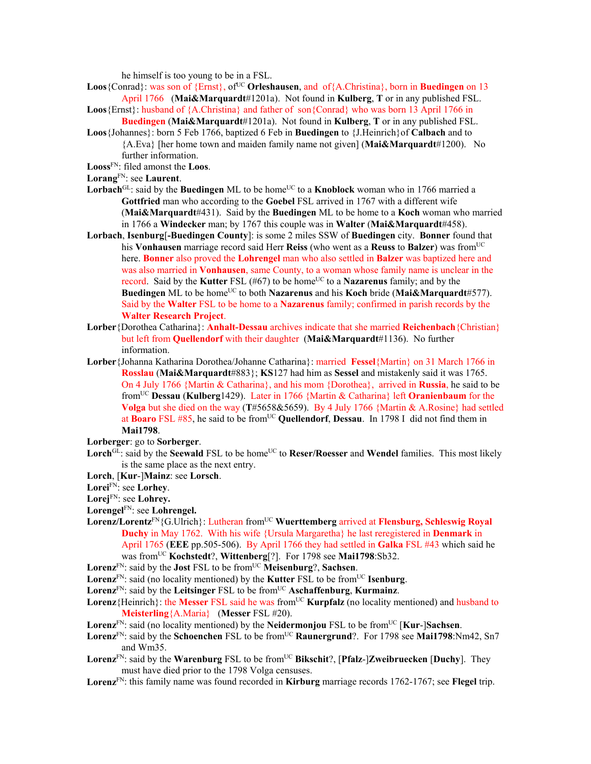he himself is too young to be in a FSL.

**Loos**{Conrad}: was son of {Ernst}, of[UC] **Orleshausen**, and of{A.Christina}, born in **Buedingen** on 13 April 1766 (**Mai&Marquardt**#1201a). Not found in **Kulberg**, **T** or in any published FSL.

**Loos**{Ernst}: husband of {A.Christina} and father of son{Conrad} who was born 13 April 1766 in **Buedingen** (**Mai&Marquardt**#1201a). Not found in **Kulberg**, **T** or in any published FSL.

**Loos**{Johannes}: born 5 Feb 1766, baptized 6 Feb in **Buedingen** to {J.Heinrich}of **Calbach** and to {A.Eva} [her home town and maiden family name not given] (**Mai&Marquardt**#1200). No further information.

**Looss**[FN]: filed amonst the **Loos**.

**Lorang**[FN]: see **Laurent**.

**Lorbach**[GL]: said by the **Buedingen** ML to be home[UC] to a **Knoblock** woman who in 1766 married a **Gottfried** man who according to the **Goebel** FSL arrived in 1767 with a different wife (**Mai&Marquardt**#431). Said by the **Buedingen** ML to be home to a **Koch** woman who married in 1766 a **Windecker** man; by 1767 this couple was in **Walter** (**Mai&Marquardt**#458).

**Lorbach**, **Isenburg**[**-Buedingen County**]: is some 2 miles SSW of **Buedingen** city. **Bonner** found that his **Vonhausen** marriage record said Herr **Reiss** (who went as a **Reuss** to **Balzer**) was from[UC] here. **Bonner** also proved the **Lohrengel** man who also settled in **Balzer** was baptized here and was also married in **Vonhausen**, same County, to a woman whose family name is unclear in the record. Said by the **Kutter** FSL (#67) to be home[UC] to a **Nazarenus** family; and by the **Buedingen** ML to be home[UC] to both **Nazarenus** and his **Koch** bride (**Mai&Marquardt**#577). Said by the **Walter** FSL to be home to a **Nazarenus** family; confirmed in parish records by the **Walter Research Project**.

**Lorber**{Dorothea Catharina}: **Anhalt-Dessau** archives indicate that she married **Reichenbach**{Christian} but left from **Quellendorf** with their daughter (**Mai&Marquardt**#1136). No further information.

**Lorber**{Johanna Katharina Dorothea/Johanne Catharina}: married **Fessel**{Martin} on 31 March 1766 in **Rosslau** (**Mai&Marquardt**#883}; **KS**127 had him as **Sessel** and mistakenly said it was 1765. On 4 July 1766 {Martin & Catharina}, and his mom {Dorothea}, arrived in **Russia**, he said to be from[UC] **Dessau** (**Kulberg**1429). Later in 1766 {Martin & Catharina} left **Oranienbaum** for the **Volga** but she died on the way (**T**#5658&5659). By 4 July 1766 {Martin & A.Rosine} had settled at **Boaro** FSL #85, he said to be from[UC] **Quellendorf**, **Dessau**. In 1798 I did not find them in **Mai1798**.

**Lorberger**: go to **Sorberger**.

**Lorch**[GL]: said by the **Seewald** FSL to be home[UC] to **Reser/Roesser** and **Wendel** families. This most likely is the same place as the next entry.

**Lorch**, [**Kur**-]**Mainz**: see **Lorsch**.

**Lorei**[FN]: see **Lorhey**.

**Lorej**[FN]: see **Lohrey.**

**Lorengel**[FN]: see **Lohrengel.**

**Lorenz/Lorentz**[FN]{G.Ulrich}: Lutheran from[UC] **Wuerttemberg** arrived at **Flensburg, Schleswig Royal Duchy** in May 1762. With his wife {Ursula Margaretha} he last reregistered in **Denmark** in April 1765 (**EEE** pp.505-506). By April 1766 they had settled in **Galka** FSL #43 which said he was from[UC] **Kochstedt**?, **Wittenberg**[?]. For 1798 see **Mai1798**:Sb32.

**Lorenz**[FN]: said by the **Jost** FSL to be from[UC] **Meisenburg**?, **Sachsen**.

**Lorenz**[FN]: said (no locality mentioned) by the **Kutter** FSL to be from[UC] **Isenburg**.

**Lorenz**[FN]: said by the **Leitsinger** FSL to be from[UC] **Aschaffenburg**, **Kurmainz**.

**Lorenz**{Heinrich}: the **Messer** FSL said he was from[UC] **Kurpfalz** (no locality mentioned) and husband to **Meisterling**{A.Maria} (**Messer** FSL #20).

**Lorenz**[FN]: said (no locality mentioned) by the **Neidermonjou** FSL to be from[UC] [**Kur**-]**Sachsen**.

**Lorenz**[FN]: said by the **Schoenchen** FSL to be from[UC] **Raunergrund**?. For 1798 see **Mai1798**:Nm42, Sn7 and Wm35.

**Lorenz**[FN]: said by the **Warenburg** FSL to be from[UC] **Bikschit**?, [**Pfalz**-]**Zweibruecken** [**Duchy**]. They must have died prior to the 1798 Volga censuses.

**Lorenz**[FN]: this family name was found recorded in **Kirburg** marriage records 1762-1767; see **Flegel** trip.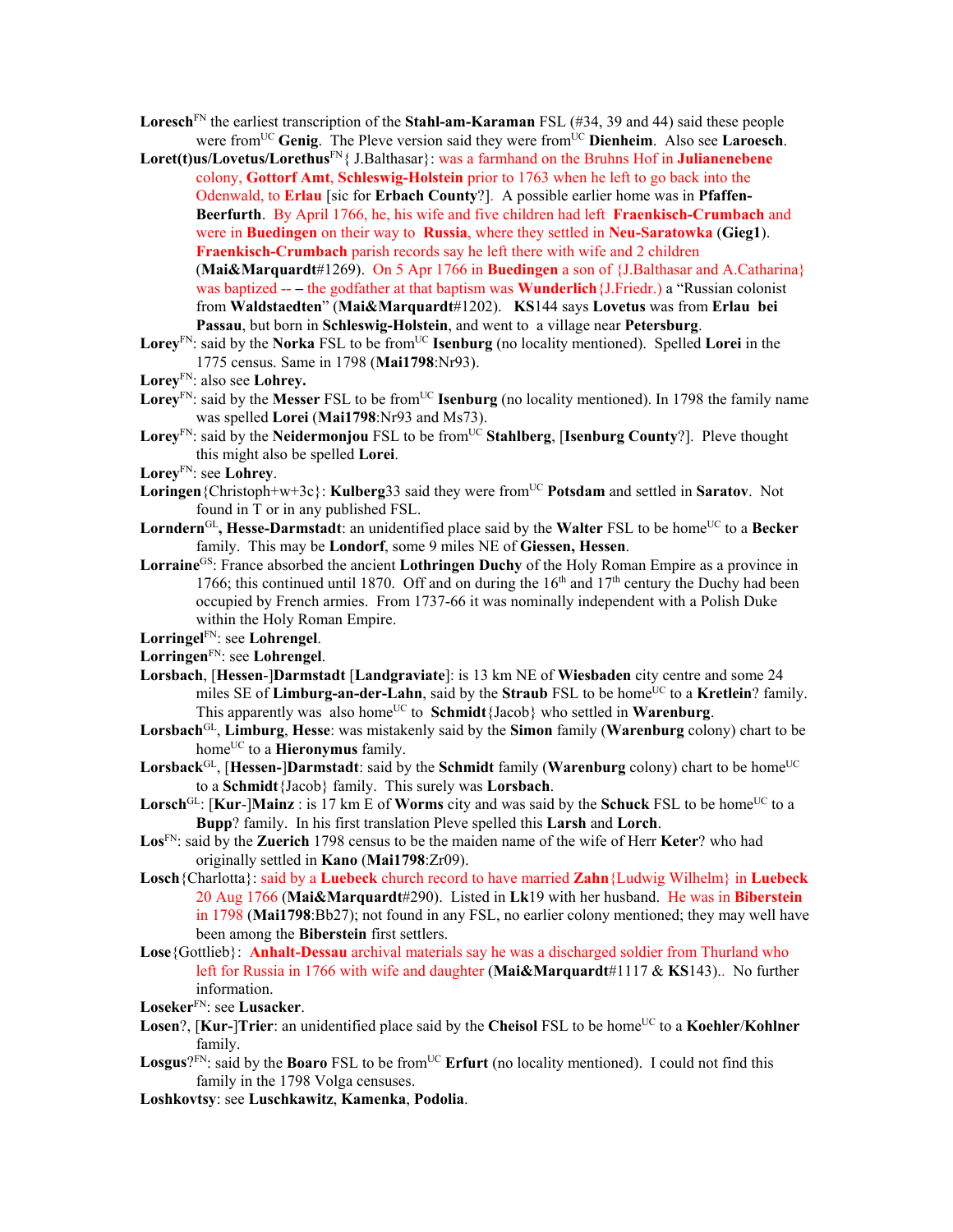**Loresch**[FN] the earliest transcription of the **Stahl-am-Karaman** FSL (#34, 39 and 44) said these people were from[UC] **Genig**. The Pleve version said they were from[UC] **Dienheim**. Also see **Laroesch**.

**Loret(t)us/Lovetus/Lorethus**[FN]{ J.Balthasar}: was a farmhand on the Bruhns Hof in **Julianenebene** colony, **Gottorf Amt**, **Schleswig-Holstein** prior to 1763 when he left to go back into the Odenwald, to **Erlau** [sic for **Erbach County**?]. A possible earlier home was in **Pfaffen-Beerfurth**. By April 1766, he, his wife and five children had left **Fraenkisch-Crumbach** and were in **Buedingen** on their way to **Russia**, where they settled in **Neu-Saratowka** (**Gieg1**). **Fraenkisch-Crumbach** parish records say he left there with wife and 2 children (**Mai&Marquardt**#1269). On 5 Apr 1766 in **Buedingen** a son of {J.Balthasar and A.Catharina} was baptized -- – the godfather at that baptism was **Wunderlich**{J.Friedr.) a "Russian colonist from **Waldstaedten**" (**Mai&Marquardt**#1202). **KS**144 says **Lovetus** was from **Erlau bei Passau**, but born in **Schleswig-Holstein**, and went to a village near **Petersburg**.

**Lorey**[FN]: said by the **Norka** FSL to be from[UC] **Isenburg** (no locality mentioned). Spelled **Lorei** in the 1775 census. Same in 1798 (**Mai1798**:Nr93).

**Lorey**[FN]: also see **Lohrey.**

**Lorey**[FN]: said by the **Messer** FSL to be from[UC] **Isenburg** (no locality mentioned). In 1798 the family name was spelled **Lorei** (**Mai1798**:Nr93 and Ms73).

**Lorey**[FN]: said by the **Neidermonjou** FSL to be from[UC] **Stahlberg**, [**Isenburg County**?]. Pleve thought this might also be spelled **Lorei**.

**Lorey**[FN]: see **Lohrey**.

**Loringen**{Christoph+w+3c}: **Kulberg**33 said they were from[UC] **Potsdam** and settled in **Saratov**. Not found in T or in any published FSL.

**Lorndern**[GL]**, Hesse-Darmstadt**: an unidentified place said by the **Walter** FSL to be home[UC] to a **Becker** family. This may be **Londorf**, some 9 miles NE of **Giessen, Hessen**.

**Lorraine**[GS]: France absorbed the ancient **Lothringen Duchy** of the Holy Roman Empire as a province in 1766; this continued until 1870. Off and on during the 16[th] and 17[th] century the Duchy had been occupied by French armies. From 1737-66 it was nominally independent with a Polish Duke within the Holy Roman Empire.

**Lorringel**[FN]: see **Lohrengel**.

**Lorringen**[FN]: see **Lohrengel**.

**Lorsbach**, [**Hessen-**]**Darmstadt** [**Landgraviate**]: is 13 km NE of **Wiesbaden** city centre and some 24 miles SE of **Limburg-an-der-Lahn**, said by the **Straub** FSL to be home[UC] to a **Kretlein**? family. This apparently was also home[UC] to **Schmidt**{Jacob} who settled in **Warenburg**.

**Lorsbach**[GL], **Limburg**, **Hesse**: was mistakenly said by the **Simon** family (**Warenburg** colony) chart to be home[UC] to a **Hieronymus** family.

**Lorsback**[GL], [**Hessen-**]**Darmstadt**: said by the **Schmidt** family (**Warenburg** colony) chart to be home[UC] to a **Schmidt**{Jacob} family. This surely was **Lorsbach**.

**Lorsch**[GL]: [**Kur**-]**Mainz** : is 17 km E of **Worms** city and was said by the **Schuck** FSL to be home[UC] to a **Bupp**? family. In his first translation Pleve spelled this **Larsh** and **Lorch**.

**Los**[FN]: said by the **Zuerich** 1798 census to be the maiden name of the wife of Herr **Keter**? who had originally settled in **Kano** (**Mai1798**:Zr09).

**Losch**{Charlotta}: said by a **Luebeck** church record to have married **Zahn**{Ludwig Wilhelm} in **Luebeck** 20 Aug 1766 (**Mai&Marquardt**#290). Listed in **Lk**19 with her husband. He was in **Biberstein** in 1798 (**Mai1798**:Bb27); not found in any FSL, no earlier colony mentioned; they may well have been among the **Biberstein** first settlers.

**Lose**{Gottlieb}: **Anhalt-Dessau** archival materials say he was a discharged soldier from Thurland who left for Russia in 1766 with wife and daughter (**Mai&Marquardt**#1117 & **KS**143).. No further information.

**Loseker**[FN]: see **Lusacker**.

**Losen**?, [**Kur-**]**Trier**: an unidentified place said by the **Cheisol** FSL to be home[UC] to a **Koehler**/**Kohlner** family.

**Losgus**?[FN]: said by the **Boaro** FSL to be from[UC] **Erfurt** (no locality mentioned). I could not find this family in the 1798 Volga censuses.

**Loshkovtsy**: see **Luschkawitz**, **Kamenka**, **Podolia**.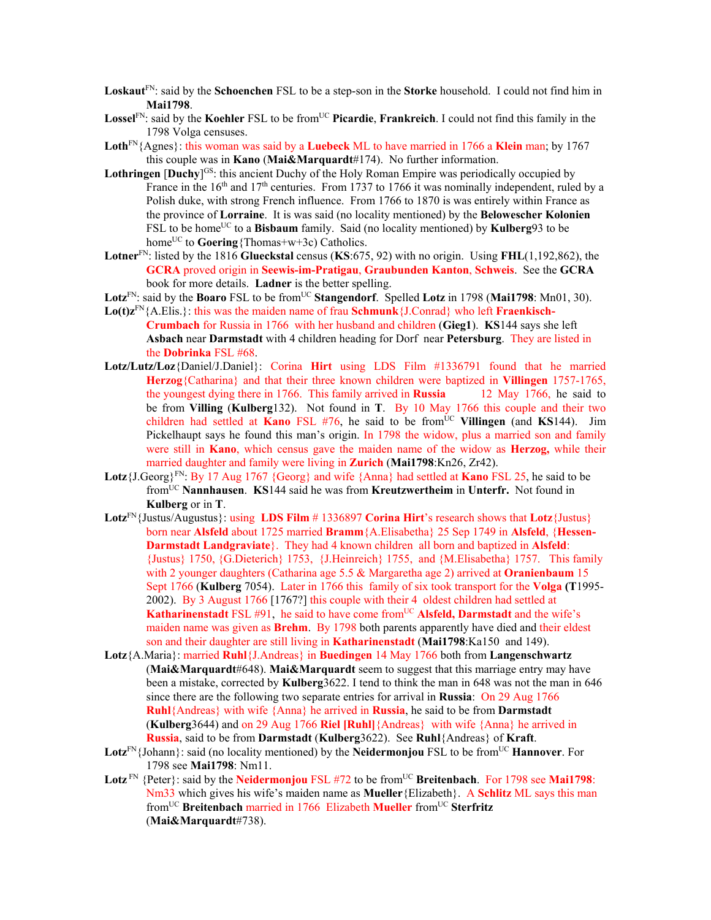**Loskaut**[FN]: said by the **Schoenchen** FSL to be a step-son in the **Storke** household. I could not find him in **Mai1798**.

**Lossel**[FN]: said by the **Koehler** FSL to be from[UC] **Picardie**, **Frankreich**. I could not find this family in the 1798 Volga censuses.

**Loth**[FN]{Agnes}: this woman was said by a **Luebeck** ML to have married in 1766 a **Klein** man; by 1767 this couple was in **Kano** (**Mai&Marquardt**#174). No further information.

**Lothringen** [**Duchy**][GS]: this ancient Duchy of the Holy Roman Empire was periodically occupied by France in the 16th and 17th centuries. From 1737 to 1766 it was nominally independent, ruled by a Polish duke, with strong French influence. From 1766 to 1870 is was entirely within France as the province of **Lorraine**. It is was said (no locality mentioned) by the **Belowescher Kolonien** FSL to be home[UC] to a **Bisbaum** family. Said (no locality mentioned) by **Kulberg**93 to be home[UC] to **Goering**{Thomas+w+3c) Catholics.

**Lotner**[FN]: listed by the 1816 **Glueckstal** census (**KS**:675, 92) with no origin. Using **FHL**(1,192,862), the **GCRA** proved origin in **Seewis-im-Pratigau**, **Graubunden Kanton**, **Schweis**. See the **GCRA** book for more details. **Ladner** is the better spelling.

**Lotz**[FN]: said by the **Boaro** FSL to be from[UC] **Stangendorf**. Spelled **Lotz** in 1798 (**Mai1798**: Mn01, 30).

**Lo(t)z**[FN]{A.Elis.}: this was the maiden name of frau **Schmunk**{J.Conrad} who left **Fraenkisch-Crumbach** for Russia in 1766 with her husband and children (**Gieg1**). **KS**144 says she left **Asbach** near **Darmstadt** with 4 children heading for Dorf near **Petersburg**. They are listed in the **Dobrinka** FSL #68.

**Lotz/Lutz/Loz**{Daniel/J.Daniel}: Corina **Hirt** using LDS Film #1336791 found that he married **Herzog**{Catharina} and that their three known children were baptized in **Villingen** 1757-1765, the youngest dying there in 1766. This family arrived in **Russia** 12 May 1766, he said to be from **Villing** (**Kulberg**132). Not found in **T**. By 10 May 1766 this couple and their two children had settled at **Kano** FSL #76, he said to be from[UC] **Villingen** (and **KS**144). Jim Pickelhaupt says he found this man's origin. In 1798 the widow, plus a married son and family were still in **Kano**, which census gave the maiden name of the widow as **Herzog,** while their married daughter and family were living in **Zurich** (**Mai1798**:Kn26, Zr42).

**Lotz**{J.Georg}[FN]: By 17 Aug 1767 {Georg} and wife {Anna} had settled at **Kano** FSL 25, he said to be from[UC] **Nannhausen**. **KS**144 said he was from **Kreutzwertheim** in **Unterfr.** Not found in **Kulberg** or in **T**.

**Lotz**[FN]{Justus/Augustus}: using **LDS Film** # 1336897 **Corina Hirt**'s research shows that **Lotz**{Justus} born near **Alsfeld** about 1725 married **Bramm**{A.Elisabetha} 25 Sep 1749 in **Alsfeld**, {**Hessen-Darmstadt Landgraviate**}. They had 4 known children all born and baptized in **Alsfeld**: {Justus} 1750, {G.Dieterich} 1753, {J.Heinreich} 1755, and {M.Elisabetha} 1757. This family with 2 younger daughters (Catharina age 5.5 & Margaretha age 2) arrived at **Oranienbaum** 15 Sept 1766 (**Kulberg** 7054). Later in 1766 this family of six took transport for the **Volga** (**T**1995-2002). By 3 August 1766 [1767?] this couple with their 4 oldest children had settled at **Katharinenstadt** FSL #91, he said to have come from[UC] **Alsfeld, Darmstadt** and the wife's maiden name was given as **Brehm**. By 1798 both parents apparently have died and their eldest son and their daughter are still living in **Katharinenstadt** (**Mai1798**:Ka150 and 149).

**Lotz**{A.Maria}: married **Ruhl**{J.Andreas} in **Buedingen** 14 May 1766 both from **Langenschwartz** (**Mai&Marquardt**#648). **Mai&Marquardt** seem to suggest that this marriage entry may have been a mistake, corrected by **Kulberg**3622. I tend to think the man in 648 was not the man in 646 since there are the following two separate entries for arrival in **Russia**: On 29 Aug 1766 **Ruhl**{Andreas} with wife {Anna} he arrived in **Russia**, he said to be from **Darmstadt** (**Kulberg**3644) and on 29 Aug 1766 **Riel [Ruhl]**{Andreas} with wife {Anna} he arrived in **Russia**, said to be from **Darmstadt** (**Kulberg**3622). See **Ruhl**{Andreas} of **Kraft**.

**Lotz**[FN]{Johann}: said (no locality mentioned) by the **Neidermonjou** FSL to be from[UC] **Hannover**. For 1798 see **Mai1798**: Nm11.

**Lotz** [FN] {Peter}: said by the **Neidermonjou** FSL #72 to be from[UC] **Breitenbach**. For 1798 see **Mai1798**: Nm33 which gives his wife's maiden name as **Mueller**{Elizabeth}. A **Schlitz** ML says this man from[UC] **Breitenbach** married in 1766 Elizabeth **Mueller** from[UC] **Sterfritz** (**Mai&Marquardt**#738).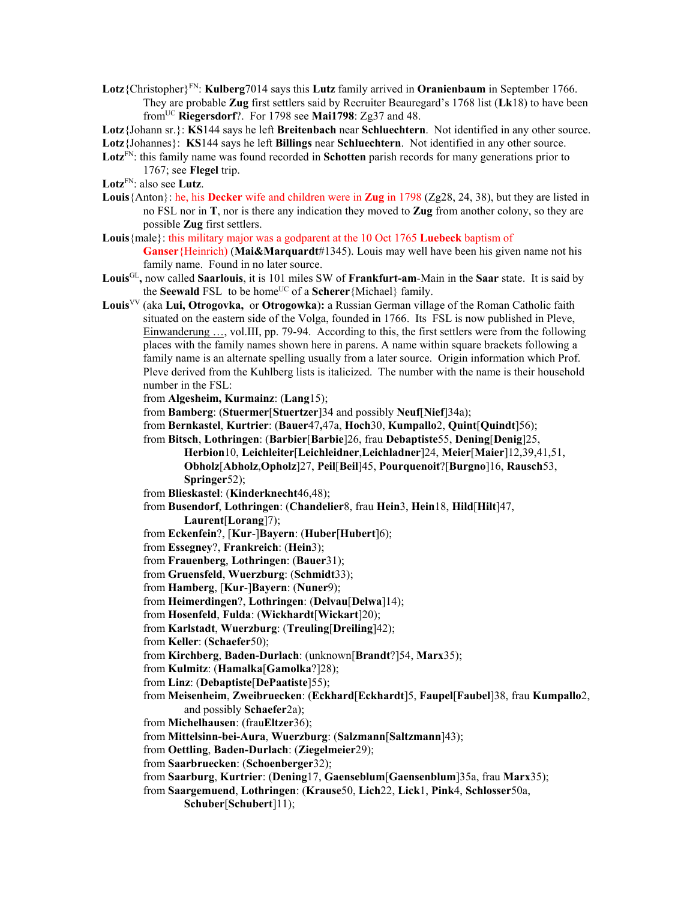**Lotz**{Christopher}[FN]: **Kulberg**7014 says this **Lutz** family arrived in **Oranienbaum** in September 1766. They are probable **Zug** first settlers said by Recruiter Beauregard's 1768 list (**Lk**18) to have been from[UC] **Riegersdorf**?. For 1798 see **Mai1798**: Zg37 and 48.

**Lotz**{Johann sr.}: **KS**144 says he left **Breitenbach** near **Schluechtern**. Not identified in any other source.

**Lotz**{Johannes}: **KS**144 says he left **Billings** near **Schluechtern**. Not identified in any other source.

**Lotz**[FN]: this family name was found recorded in **Schotten** parish records for many generations prior to 1767; see **Flegel** trip.

**Lotz**[FN]: also see **Lutz**.

**Louis**{Anton}: he, his **Decker** wife and children were in **Zug** in 1798 (Zg28, 24, 38), but they are listed in no FSL nor in **T**, nor is there any indication they moved to **Zug** from another colony, so they are possible **Zug** first settlers.

**Louis**{male}: this military major was a godparent at the 10 Oct 1765 **Luebeck** baptism of **Ganser**{Heinrich) (**Mai&Marquardt**#1345). Louis may well have been his given name not his family name. Found in no later source.

**Louis**[GL]**,** now called **Saarlouis**, it is 101 miles SW of **Frankfurt-am**-Main in the **Saar** state. It is said by the **Seewald** FSL to be home[UC] of a **Scherer**{Michael} family.

**Louis**[VV] (aka **Lui, Otrogovka,** or **Otrogowka**)**:** a Russian German village of the Roman Catholic faith situated on the eastern side of the Volga, founded in 1766. Its FSL is now published in Pleve, Einwanderung …, vol.III, pp. 79-94. According to this, the first settlers were from the following places with the family names shown here in parens. A name within square brackets following a family name is an alternate spelling usually from a later source. Origin information which Prof. Pleve derived from the Kuhlberg lists is italicized. The number with the name is their household number in the FSL:

from **Algesheim, Kurmainz**: (**Lang**15);
from **Bamberg**: (**Stuermer**[**Stuertzer**]34 and possibly **Neuf**[**Nief**]34a);
from **Bernkastel**, **Kurtrier**: (**Bauer**47**,**47a, **Hoch**30, **Kumpallo**2, **Quint**[**Quindt**]56);
from **Bitsch**, **Lothringen**: (**Barbier**[**Barbie**]26, frau **Debaptiste**55, **Dening**[**Denig**]25, **Herbion**10, **Leichleiter**[**Leichleidner**,**Leichladner**]24, **Meier**[**Maier**]12,39,41,51, **Obholz**[**Abholz**,**Opholz**]27, **Peil**[**Beil**]45, **Pourquenoit**?[**Burgno**]16, **Rausch**53, **Springer**52);
from **Blieskastel**: (**Kinderknecht**46,48);
from **Busendorf**, **Lothringen**: (**Chandelier**8, frau **Hein**3, **Hein**18, **Hild**[**Hilt**]47, **Laurent**[**Lorang**]7);
from **Eckenfein**?, [**Kur**-]**Bayern**: (**Huber**[**Hubert**]6);
from **Essegney**?, **Frankreich**: (**Hein**3);
from **Frauenberg**, **Lothringen**: (**Bauer**31);
from **Gruensfeld**, **Wuerzburg**: (**Schmidt**33);
from **Hamberg**, [**Kur**-]**Bayern**: (**Nuner**9);
from **Heimerdingen**?, **Lothringen**: (**Delvau**[**Delwa**]14);
from **Hosenfeld**, **Fulda**: (**Wickhardt**[**Wickart**]20);
from **Karlstadt**, **Wuerzburg**: (**Treuling**[**Dreiling**]42);
from **Keller**: (**Schaefer**50);
from **Kirchberg**, **Baden-Durlach**: (unknown[**Brandt**?]54, **Marx**35);
from **Kulmitz**: (**Hamalka**[**Gamolka**?]28);
from **Linz**: (**Debaptiste**[**DePaatiste**]55);
from **Meisenheim**, **Zweibruecken**: (**Eckhard**[**Eckhardt**]5, **Faupel**[**Faubel**]38, frau **Kumpallo**2, and possibly **Schaefer**2a);
from **Michelhausen**: (frau**Eltzer**36);
from **Mittelsinn-bei-Aura**, **Wuerzburg**: (**Salzmann**[**Saltzmann**]43);
from **Oettling**, **Baden-Durlach**: (**Ziegelmeier**29);
from **Saarbruecken**: (**Schoenberger**32);
from **Saarburg**, **Kurtrier**: (**Dening**17, **Gaenseblum**[**Gaensenblum**]35a, frau **Marx**35);
from **Saargemuend**, **Lothringen**: (**Krause**50, **Lich**22, **Lick**1, **Pink**4, **Schlosser**50a, **Schuber**[**Schubert**]11);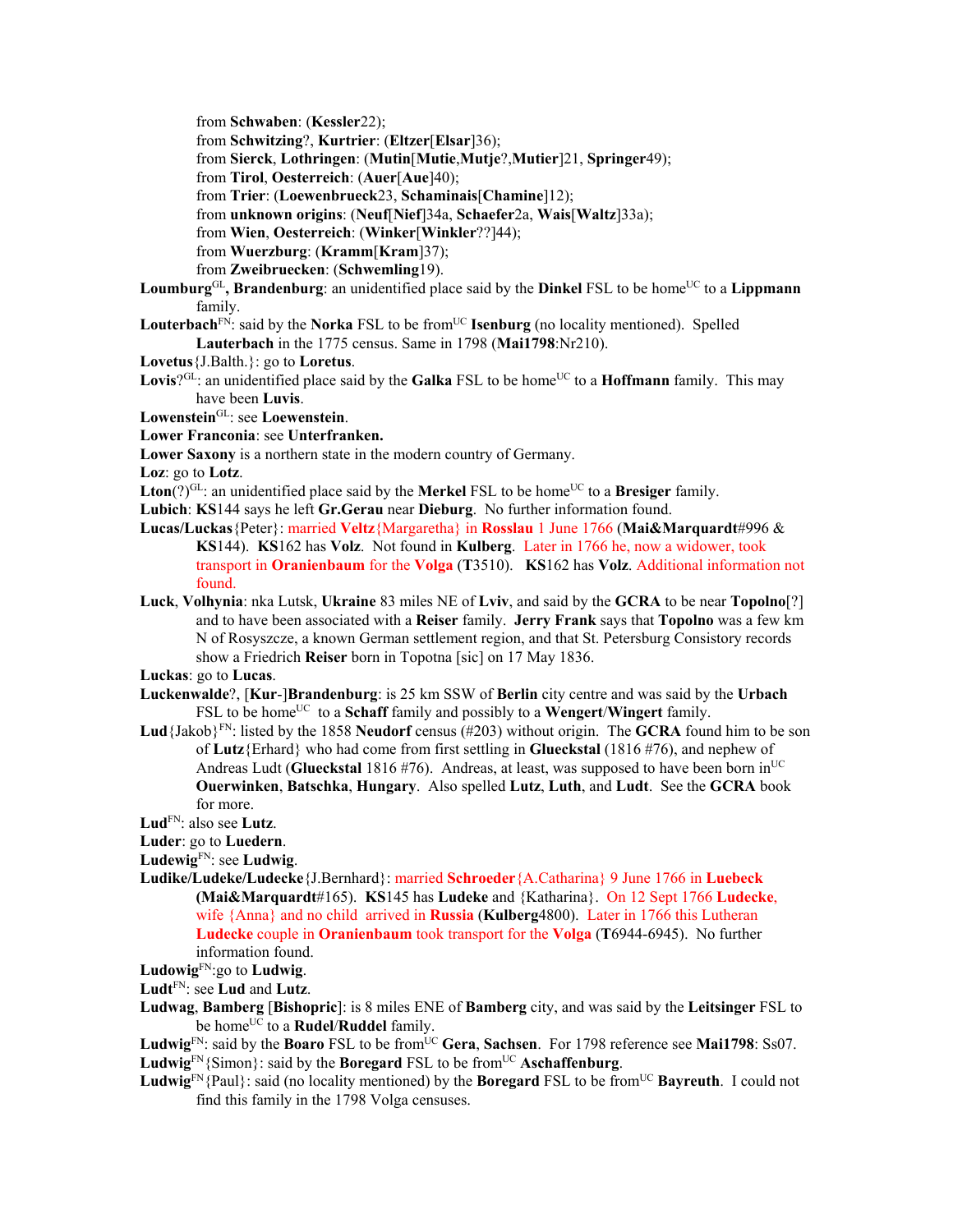from **Schwaben**: (**Kessler**22);
from **Schwitzing**?, **Kurtrier**: (**Eltzer**[**Elsar**]36);
from **Sierck**, **Lothringen**: (**Mutin**[**Mutie**,**Mutje**?,**Mutier**]21, **Springer**49);
from **Tirol**, **Oesterreich**: (**Auer**[**Aue**]40);
from **Trier**: (**Loewenbrueck**23, **Schaminais**[**Chamine**]12);
from **unknown origins**: (**Neuf**[**Nief**]34a, **Schaefer**2a, **Wais**[**Waltz**]33a);
from **Wien**, **Oesterreich**: (**Winker**[**Winkler**??]44);
from **Wuerzburg**: (**Kramm**[**Kram**]37);
from **Zweibruecken**: (**Schwemling**19).

**Loumburg**GL**, Brandenburg**: an unidentified place said by the **Dinkel** FSL to be homeUC to a **Lippmann** family.

**Louterbach**FN: said by the **Norka** FSL to be fromUC **Isenburg** (no locality mentioned). Spelled **Lauterbach** in the 1775 census. Same in 1798 (**Mai1798**:Nr210).

**Lovetus**{J.Balth.}: go to **Loretus**.

**Lovis**?GL: an unidentified place said by the **Galka** FSL to be homeUC to a **Hoffmann** family. This may have been **Luvis**.

**Lowenstein**GL: see **Loewenstein**.

**Lower Franconia**: see **Unterfranken.**

**Lower Saxony** is a northern state in the modern country of Germany.

**Loz**: go to **Lotz**.

**Lton**(?)GL: an unidentified place said by the **Merkel** FSL to be homeUC to a **Bresiger** family.

**Lubich**: **KS**144 says he left **Gr.Gerau** near **Dieburg**. No further information found.

**Lucas/Luckas**{Peter}: married **Veltz**{Margaretha} in **Rosslau** 1 June 1766 (**Mai&Marquardt**#996 & **KS**144). **KS**162 has **Volz**. Not found in **Kulberg**. Later in 1766 he, now a widower, took transport in **Oranienbaum** for the **Volga** (**T**3510). **KS**162 has **Volz**. Additional information not found.

**Luck**, **Volhynia**: nka Lutsk, **Ukraine** 83 miles NE of **Lviv**, and said by the **GCRA** to be near **Topolno**[?] and to have been associated with a **Reiser** family. **Jerry Frank** says that **Topolno** was a few km N of Rosyszcze, a known German settlement region, and that St. Petersburg Consistory records show a Friedrich **Reiser** born in Topotna [sic] on 17 May 1836.

**Luckas**: go to **Lucas**.

**Luckenwalde**?, [**Kur**-]**Brandenburg**: is 25 km SSW of **Berlin** city centre and was said by the **Urbach** FSL to be homeUC to a **Schaff** family and possibly to a **Wengert**/**Wingert** family.

**Lud**{Jakob}FN: listed by the 1858 **Neudorf** census (#203) without origin. The **GCRA** found him to be son of **Lutz**{Erhard} who had come from first settling in **Glueckstal** (1816 #76), and nephew of Andreas Ludt (**Glueckstal** 1816 #76). Andreas, at least, was supposed to have been born inUC **Ouerwinken**, **Batschka**, **Hungary**. Also spelled **Lutz**, **Luth**, and **Ludt**. See the **GCRA** book for more.

**Lud**FN: also see **Lutz**.

**Luder**: go to **Luedern**.

**Ludewig**FN: see **Ludwig**.

**Ludike/Ludeke/Ludecke**{J.Bernhard}: married **Schroeder**{A.Catharina} 9 June 1766 in **Luebeck** (**Mai&Marquardt**#165). **KS**145 has **Ludeke** and {Katharina}. On 12 Sept 1766 **Ludecke**, wife {Anna} and no child arrived in **Russia** (**Kulberg**4800). Later in 1766 this Lutheran **Ludecke** couple in **Oranienbaum** took transport for the **Volga** (**T**6944-6945). No further information found.

**Ludowig**FN:go to **Ludwig**.

**Ludt**FN: see **Lud** and **Lutz**.

**Ludwag**, **Bamberg** [**Bishopric**]: is 8 miles ENE of **Bamberg** city, and was said by the **Leitsinger** FSL to be homeUC to a **Rudel**/**Ruddel** family.

**Ludwig**FN: said by the **Boaro** FSL to be fromUC **Gera**, **Sachsen**. For 1798 reference see **Mai1798**: Ss07.

**Ludwig**FN{Simon}: said by the **Boregard** FSL to be fromUC **Aschaffenburg**.

**Ludwig**FN{Paul}: said (no locality mentioned) by the **Boregard** FSL to be fromUC **Bayreuth**. I could not find this family in the 1798 Volga censuses.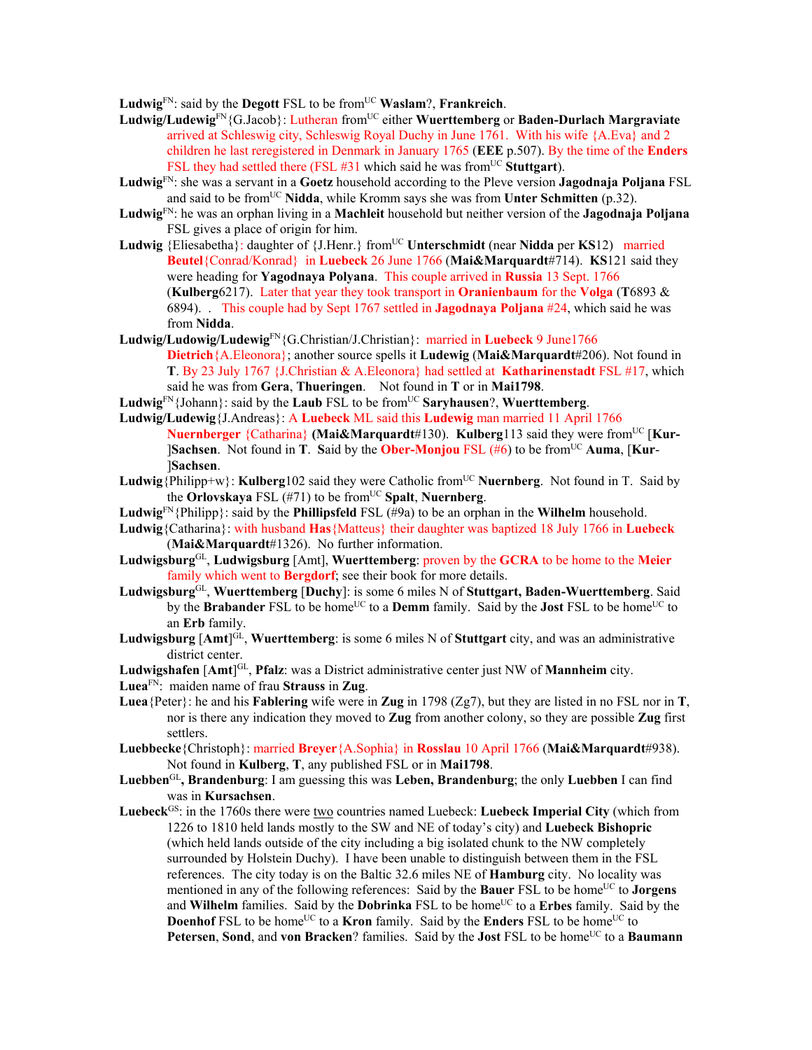**Ludwig**[FN]: said by the **Degott** FSL to be from[UC] **Waslam**?, **Frankreich**.

**Ludwig/Ludewig**[FN]{G.Jacob}: Lutheran from[UC] either **Wuerttemberg** or **Baden-Durlach Margraviate** arrived at Schleswig city, Schleswig Royal Duchy in June 1761. With his wife {A.Eva} and 2 children he last reregistered in Denmark in January 1765 (**EEE** p.507). By the time of the **Enders** FSL they had settled there (FSL #31 which said he was from[UC] **Stuttgart**).

**Ludwig**[FN]: she was a servant in a **Goetz** household according to the Pleve version **Jagodnaja Poljana** FSL and said to be from[UC] **Nidda**, while Kromm says she was from **Unter Schmitten** (p.32).

**Ludwig**[FN]: he was an orphan living in a **Machleit** household but neither version of the **Jagodnaja Poljana** FSL gives a place of origin for him.

**Ludwig** {Eliesabetha}: daughter of {J.Henr.} from[UC] **Unterschmidt** (near **Nidda** per **KS**12) married **Beutel**{Conrad/Konrad} in **Luebeck** 26 June 1766 (**Mai&Marquardt**#714). **KS**121 said they were heading for **Yagodnaya Polyana**. This couple arrived in **Russia** 13 Sept. 1766 (**Kulberg**6217). Later that year they took transport in **Oranienbaum** for the **Volga** (**T**6893 & 6894). . This couple had by Sept 1767 settled in **Jagodnaya Poljana** #24, which said he was from **Nidda**.

**Ludwig/Ludowig/Ludewig**[FN]{G.Christian/J.Christian}: married in **Luebeck** 9 June1766 **Dietrich**{A.Eleonora}; another source spells it **Ludewig** (**Mai&Marquardt**#206). Not found in **T**. By 23 July 1767 {J.Christian & A.Eleonora} had settled at **Katharinenstadt** FSL #17, which said he was from **Gera**, **Thueringen**. Not found in **T** or in **Mai1798**.

**Ludwig**[FN]{Johann}: said by the **Laub** FSL to be from[UC] **Saryhausen**?, **Wuerttemberg**.

**Ludwig/Ludewig**{J.Andreas}: A **Luebeck** ML said this **Ludewig** man married 11 April 1766 **Nuernberger** {Catharina} (**Mai&Marquardt**#130). **Kulberg**113 said they were from[UC] [**Kur-**]**Sachsen**. Not found in **T**. **S**aid by the **Ober-Monjou** FSL (#6) to be from[UC] **Auma**, [**Kur-**]**Sachsen**.

**Ludwig**{Philipp+w}: **Kulberg**102 said they were Catholic from[UC] **Nuernberg**. Not found in T. Said by the **Orlovskaya** FSL (#71) to be from[UC] **Spalt**, **Nuernberg**.

**Ludwig**[FN]{Philipp}: said by the **Phillipsfeld** FSL (#9a) to be an orphan in the **Wilhelm** household.

**Ludwig**{Catharina}: with husband **Has**{Matteus} their daughter was baptized 18 July 1766 in **Luebeck** (**Mai&Marquardt**#1326). No further information.

**Ludwigsburg**[GL], **Ludwigsburg** [Amt], **Wuerttemberg**: proven by the **GCRA** to be home to the **Meier** family which went to **Bergdorf**; see their book for more details.

**Ludwigsburg**[GL], **Wuerttemberg** [**Duchy**]: is some 6 miles N of **Stuttgart, Baden-Wuerttemberg**. Said by the **Brabander** FSL to be home[UC] to a **Demm** family. Said by the **Jost** FSL to be home[UC] to an **Erb** family.

**Ludwigsburg** [**Amt**][GL], **Wuerttemberg**: is some 6 miles N of **Stuttgart** city, and was an administrative district center.

**Ludwigshafen** [**Amt**][GL], **Pfalz**: was a District administrative center just NW of **Mannheim** city.

**Luea**[FN]: maiden name of frau **Strauss** in **Zug**.

**Luea**{Peter}: he and his **Fablering** wife were in **Zug** in 1798 (Zg7), but they are listed in no FSL nor in **T**, nor is there any indication they moved to **Zug** from another colony, so they are possible **Zug** first settlers.

**Luebbecke**{Christoph}: married **Breyer**{A.Sophia} in **Rosslau** 10 April 1766 (**Mai&Marquardt**#938). Not found in **Kulberg**, **T**, any published FSL or in **Mai1798**.

**Luebben**[GL]**, Brandenburg**: I am guessing this was **Leben, Brandenburg**; the only **Luebben** I can find was in **Kursachsen**.

**Luebeck**[GS]: in the 1760s there were two countries named Luebeck: **Luebeck Imperial City** (which from 1226 to 1810 held lands mostly to the SW and NE of today's city) and **Luebeck Bishopric** (which held lands outside of the city including a big isolated chunk to the NW completely surrounded by Holstein Duchy). I have been unable to distinguish between them in the FSL references. The city today is on the Baltic 32.6 miles NE of **Hamburg** city. No locality was mentioned in any of the following references: Said by the **Bauer** FSL to be home[UC] to **Jorgens** and **Wilhelm** families. Said by the **Dobrinka** FSL to be home[UC] to a **Erbes** family. Said by the **Doenhof** FSL to be home[UC] to a **Kron** family. Said by the **Enders** FSL to be home[UC] to **Petersen**, **Sond**, and **von Bracken**? families. Said by the **Jost** FSL to be home[UC] to a **Baumann**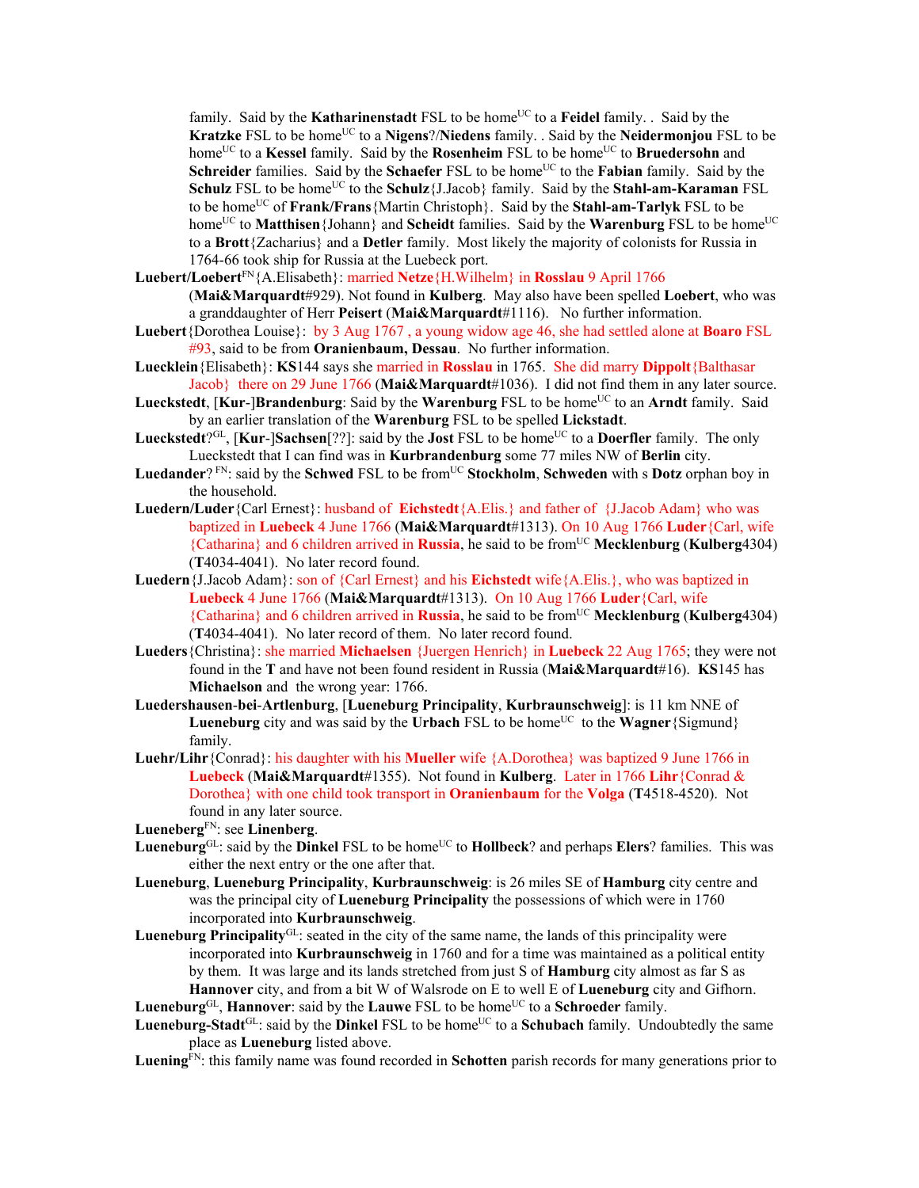family. Said by the **Katharinenstadt** FSL to be home[UC] to a **Feidel** family. . Said by the **Kratzke** FSL to be home[UC] to a **Nigens**?/**Niedens** family. . Said by the **Neidermonjou** FSL to be home[UC] to a **Kessel** family. Said by the **Rosenheim** FSL to be home[UC] to **Bruedersohn** and **Schreider** families. Said by the **Schaefer** FSL to be home[UC] to the **Fabian** family. Said by the **Schulz** FSL to be home[UC] to the **Schulz**{J.Jacob} family. Said by the **Stahl-am-Karaman** FSL to be home[UC] of **Frank/Frans**{Martin Christoph}. Said by the **Stahl-am-Tarlyk** FSL to be home[UC] to **Matthisen**{Johann} and **Scheidt** families. Said by the **Warenburg** FSL to be home[UC] to a **Brott**{Zacharius} and a **Detler** family. Most likely the majority of colonists for Russia in 1764-66 took ship for Russia at the Luebeck port.

**Luebert/Loebert**[FN]{A.Elisabeth}: married **Netze**{H.Wilhelm} in **Rosslau** 9 April 1766 (**Mai&Marquardt**#929). Not found in **Kulberg**. May also have been spelled **Loebert**, who was a granddaughter of Herr **Peisert** (**Mai&Marquardt**#1116). No further information.

**Luebert**{Dorothea Louise}: by 3 Aug 1767 , a young widow age 46, she had settled alone at **Boaro** FSL #93, said to be from **Oranienbaum, Dessau**. No further information.

**Luecklein**{Elisabeth}: **KS**144 says she married in **Rosslau** in 1765. She did marry **Dippolt**{Balthasar Jacob} there on 29 June 1766 (**Mai&Marquardt**#1036). I did not find them in any later source.

**Lueckstedt**, [**Kur**-]**Brandenburg**: Said by the **Warenburg** FSL to be home[UC] to an **Arndt** family. Said by an earlier translation of the **Warenburg** FSL to be spelled **Lickstadt**.

**Lueckstedt**?[GL], [**Kur**-]**Sachsen**[??]: said by the **Jost** FSL to be home[UC] to a **Doerfler** family. The only Lueckstedt that I can find was in **Kurbrandenburg** some 77 miles NW of **Berlin** city.

**Luedander**? [FN]: said by the **Schwed** FSL to be from[UC] **Stockholm**, **Schweden** with s **Dotz** orphan boy in the household.

**Luedern/Luder**{Carl Ernest}: husband of **Eichstedt**{A.Elis.} and father of {J.Jacob Adam} who was baptized in **Luebeck** 4 June 1766 (**Mai&Marquardt**#1313). On 10 Aug 1766 **Luder**{Carl, wife {Catharina} and 6 children arrived in **Russia**, he said to be from[UC] **Mecklenburg** (**Kulberg**4304) (**T**4034-4041). No later record found.

**Luedern**{J.Jacob Adam}: son of {Carl Ernest} and his **Eichstedt** wife{A.Elis.}, who was baptized in **Luebeck** 4 June 1766 (**Mai&Marquardt**#1313). On 10 Aug 1766 **Luder**{Carl, wife {Catharina} and 6 children arrived in **Russia**, he said to be from[UC] **Mecklenburg** (**Kulberg**4304) (**T**4034-4041). No later record of them. No later record found.

**Lueders**{Christina}: she married **Michaelsen** {Juergen Henrich} in **Luebeck** 22 Aug 1765; they were not found in the **T** and have not been found resident in Russia (**Mai&Marquardt**#16). **KS**145 has **Michaelson** and the wrong year: 1766.

**Luedershausen-bei-Artlenburg**, [**Lueneburg Principality**, **Kurbraunschweig**]: is 11 km NNE of **Lueneburg** city and was said by the **Urbach** FSL to be home[UC] to the **Wagner**{Sigmund} family.

**Luehr/Lihr**{Conrad}: his daughter with his **Mueller** wife {A.Dorothea} was baptized 9 June 1766 in **Luebeck** (**Mai&Marquardt**#1355). Not found in **Kulberg**. Later in 1766 **Lihr**{Conrad & Dorothea} with one child took transport in **Oranienbaum** for the **Volga** (**T**4518-4520). Not found in any later source.

**Lueneberg**[FN]: see **Linenberg**.

**Lueneburg**[GL]: said by the **Dinkel** FSL to be home[UC] to **Hollbeck**? and perhaps **Elers**? families. This was either the next entry or the one after that.

**Lueneburg**, **Lueneburg Principality**, **Kurbraunschweig**: is 26 miles SE of **Hamburg** city centre and was the principal city of **Lueneburg Principality** the possessions of which were in 1760 incorporated into **Kurbraunschweig**.

**Lueneburg Principality**[GL]: seated in the city of the same name, the lands of this principality were incorporated into **Kurbraunschweig** in 1760 and for a time was maintained as a political entity by them. It was large and its lands stretched from just S of **Hamburg** city almost as far S as **Hannover** city, and from a bit W of Walsrode on E to well E of **Lueneburg** city and Gifhorn.

**Lueneburg**[GL], **Hannover**: said by the **Lauwe** FSL to be home[UC] to a **Schroeder** family.

**Lueneburg-Stadt**[GL]: said by the **Dinkel** FSL to be home[UC] to a **Schubach** family. Undoubtedly the same place as **Lueneburg** listed above.

**Luening**[FN]: this family name was found recorded in **Schotten** parish records for many generations prior to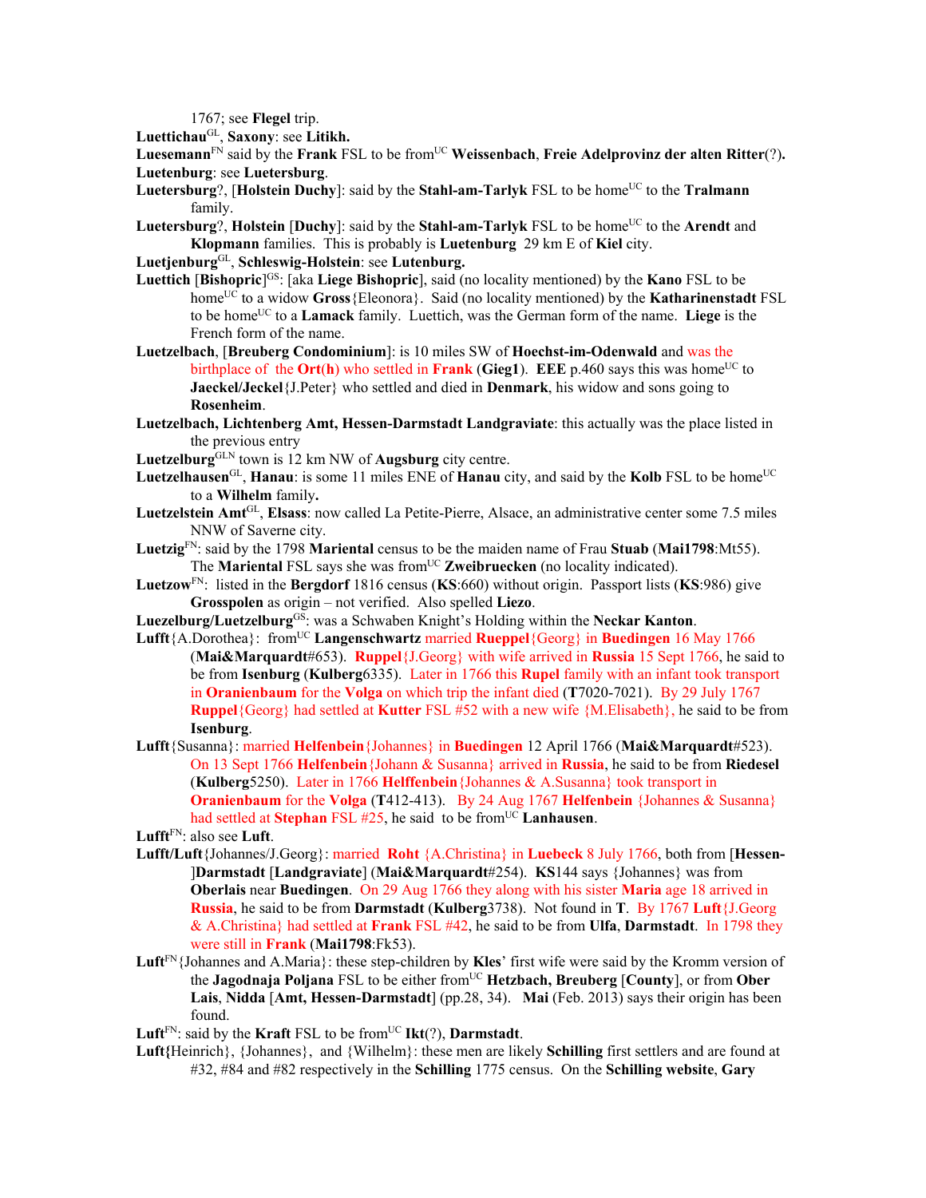1767; see **Flegel** trip.

**Luettichau**[GL], **Saxony**: see **Litikh.**

**Luesemann**[FN] said by the **Frank** FSL to be from[UC] **Weissenbach**, **Freie Adelprovinz der alten Ritter**(?)**.**

**Luetenburg**: see **Luetersburg**.

**Luetersburg**?, [**Holstein Duchy**]: said by the **Stahl-am-Tarlyk** FSL to be home[UC] to the **Tralmann** family.

**Luetersburg**?, **Holstein** [**Duchy**]: said by the **Stahl-am-Tarlyk** FSL to be home[UC] to the **Arendt** and **Klopmann** families. This is probably is **Luetenburg** 29 km E of **Kiel** city.

**Luetjenburg**[GL], **Schleswig-Holstein**: see **Lutenburg.**

**Luettich** [**Bishopric**][GS]: [aka **Liege Bishopric**], said (no locality mentioned) by the **Kano** FSL to be home[UC] to a widow **Gross**{Eleonora}. Said (no locality mentioned) by the **Katharinenstadt** FSL to be home[UC] to a **Lamack** family. Luettich, was the German form of the name. **Liege** is the French form of the name.

**Luetzelbach**, [**Breuberg Condominium**]: is 10 miles SW of **Hoechst-im-Odenwald** and was the birthplace of the **Ort**(**h**) who settled in **Frank** (**Gieg1**). **EEE** p.460 says this was home[UC] to **Jaeckel/Jeckel**{J.Peter} who settled and died in **Denmark**, his widow and sons going to **Rosenheim**.

**Luetzelbach, Lichtenberg Amt, Hessen-Darmstadt Landgraviate**: this actually was the place listed in the previous entry

**Luetzelburg**[GLN] town is 12 km NW of **Augsburg** city centre.

**Luetzelhausen**[GL], **Hanau**: is some 11 miles ENE of **Hanau** city, and said by the **Kolb** FSL to be home[UC] to a **Wilhelm** family**.**

**Luetzelstein Amt**[GL], **Elsass**: now called La Petite-Pierre, Alsace, an administrative center some 7.5 miles NNW of Saverne city.

**Luetzig**[FN]: said by the 1798 **Mariental** census to be the maiden name of Frau **Stuab** (**Mai1798**:Mt55). The **Mariental** FSL says she was from[UC] **Zweibruecken** (no locality indicated).

**Luetzow**[FN]: listed in the **Bergdorf** 1816 census (**KS**:660) without origin. Passport lists (**KS**:986) give **Grosspolen** as origin – not verified. Also spelled **Liezo**.

**Luezelburg/Luetzelburg**[GS]: was a Schwaben Knight's Holding within the **Neckar Kanton**.

**Lufft**{A.Dorothea}: from[UC] **Langenschwartz** married **Rueppel**{Georg} in **Buedingen** 16 May 1766 (**Mai&Marquardt**#653). **Ruppel**{J.Georg} with wife arrived in **Russia** 15 Sept 1766, he said to be from **Isenburg** (**Kulberg**6335). Later in 1766 this **Rupel** family with an infant took transport in **Oranienbaum** for the **Volga** on which trip the infant died (**T**7020-7021). By 29 July 1767 **Ruppel**{Georg} had settled at **Kutter** FSL #52 with a new wife {M.Elisabeth}, he said to be from **Isenburg**.

**Lufft**{Susanna}: married **Helfenbein**{Johannes} in **Buedingen** 12 April 1766 (**Mai&Marquardt**#523). On 13 Sept 1766 **Helfenbein**{Johann & Susanna} arrived in **Russia**, he said to be from **Riedesel** (**Kulberg**5250). Later in 1766 **Helffenbein**{Johannes & A.Susanna} took transport in **Oranienbaum** for the **Volga** (**T**412-413). By 24 Aug 1767 **Helfenbein** {Johannes & Susanna} had settled at **Stephan** FSL #25, he said to be from[UC] **Lanhausen**.

**Lufft**[FN]: also see **Luft**.

**Lufft/Luft**{Johannes/J.Georg}: married **Roht** {A.Christina} in **Luebeck** 8 July 1766, both from [**Hessen-**]**Darmstadt** [**Landgraviate**] (**Mai&Marquardt**#254). **KS**144 says {Johannes} was from **Oberlais** near **Buedingen**. On 29 Aug 1766 they along with his sister **Maria** age 18 arrived in **Russia**, he said to be from **Darmstadt** (**Kulberg**3738). Not found in **T**. By 1767 **Luft**{J.Georg & A.Christina} had settled at **Frank** FSL #42, he said to be from **Ulfa**, **Darmstadt**. In 1798 they were still in **Frank** (**Mai1798**:Fk53).

**Luft**[FN]{Johannes and A.Maria}: these step-children by **Kles**' first wife were said by the Kromm version of the **Jagodnaja Poljana** FSL to be either from[UC] **Hetzbach, Breuberg** [**County**], or from **Ober Lais**, **Nidda** [**Amt, Hessen-Darmstadt**] (pp.28, 34). **Mai** (Feb. 2013) says their origin has been found.

**Luft**[FN]: said by the **Kraft** FSL to be from[UC] **Ikt**(?), **Darmstadt**.

**Luft{**Heinrich}, {Johannes}, and {Wilhelm}: these men are likely **Schilling** first settlers and are found at #32, #84 and #82 respectively in the **Schilling** 1775 census. On the **Schilling website**, **Gary**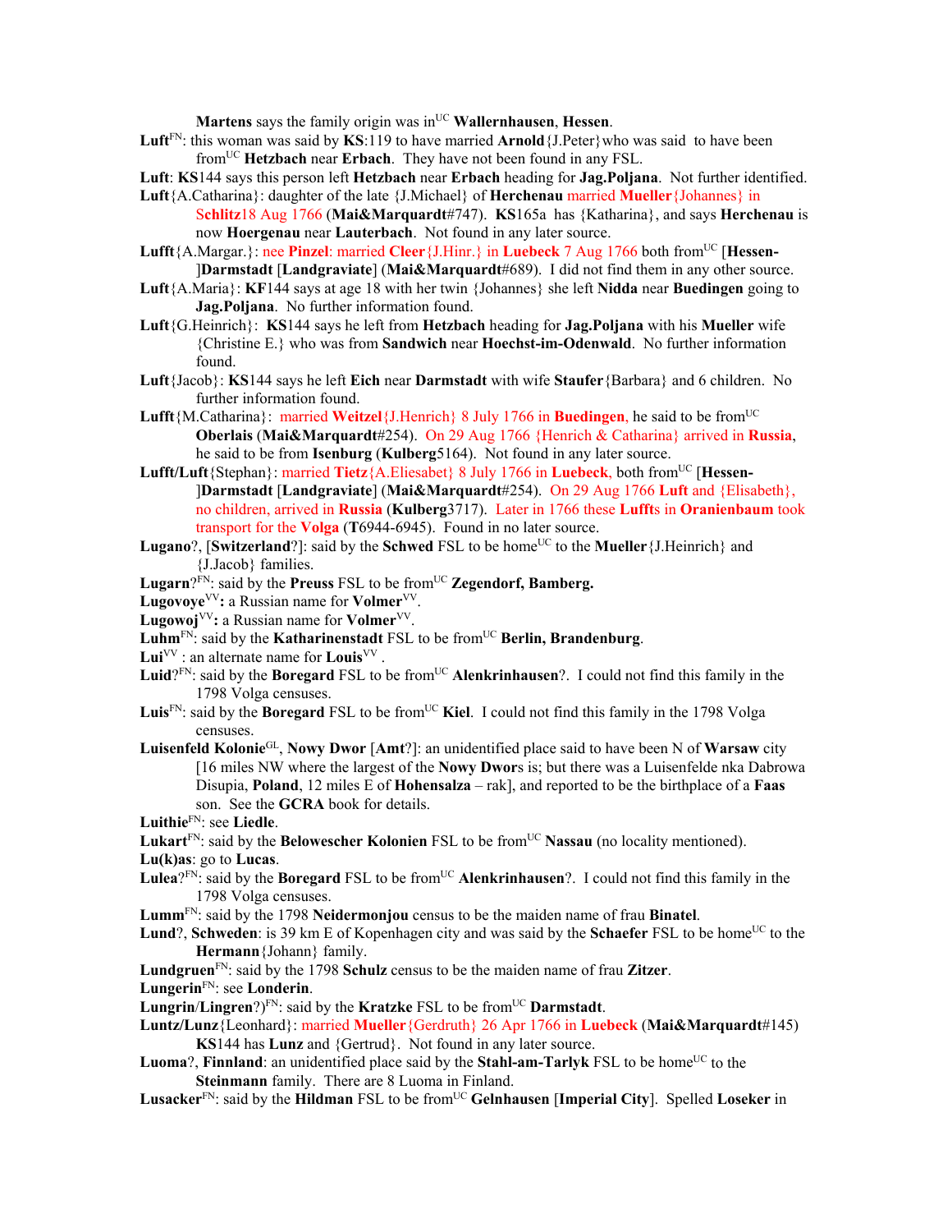**Martens** says the family origin was in[UC] **Wallernhausen**, **Hessen**.

**Luft**[FN]: this woman was said by **KS**:119 to have married **Arnold**{J.Peter}who was said to have been from[UC] **Hetzbach** near **Erbach**. They have not been found in any FSL.

**Luft**: **KS**144 says this person left **Hetzbach** near **Erbach** heading for **Jag.Poljana**. Not further identified.

**Luft**{A.Catharina}: daughter of the late {J.Michael} of **Herchenau** married **Mueller**{Johannes} in **Schlitz**18 Aug 1766 (**Mai&Marquardt**#747). **KS**165a has {Katharina}, and says **Herchenau** is now **Hoergenau** near **Lauterbach**. Not found in any later source.

**Lufft**{A.Margar.}: nee **Pinzel**: married **Cleer**{J.Hinr.} in **Luebeck** 7 Aug 1766 both from[UC] [**Hessen-**]**Darmstadt** [**Landgraviate**] (**Mai&Marquardt**#689). I did not find them in any other source.

**Luft**{A.Maria}: **KF**144 says at age 18 with her twin {Johannes} she left **Nidda** near **Buedingen** going to **Jag.Poljana**. No further information found.

**Luft**{G.Heinrich}: **KS**144 says he left from **Hetzbach** heading for **Jag.Poljana** with his **Mueller** wife {Christine E.} who was from **Sandwich** near **Hoechst-im-Odenwald**. No further information found.

**Luft**{Jacob}: **KS**144 says he left **Eich** near **Darmstadt** with wife **Staufer**{Barbara} and 6 children. No further information found.

**Lufft**{M.Catharina}: married **Weitzel**{J.Henrich} 8 July 1766 in **Buedingen**, he said to be from[UC] **Oberlais** (**Mai&Marquardt**#254). On 29 Aug 1766 {Henrich & Catharina} arrived in **Russia**, he said to be from **Isenburg** (**Kulberg**5164). Not found in any later source.

**Lufft/Luft**{Stephan}: married **Tietz**{A.Eliesabet} 8 July 1766 in **Luebeck**, both from[UC] [**Hessen-**]**Darmstadt** [**Landgraviate**] (**Mai&Marquardt**#254). On 29 Aug 1766 **Luft** and {Elisabeth}, no children, arrived in **Russia** (**Kulberg**3717). Later in 1766 these **Lufft**s in **Oranienbaum** took transport for the **Volga** (**T**6944-6945). Found in no later source.

**Lugano**?, [**Switzerland**?]: said by the **Schwed** FSL to be home[UC] to the **Mueller**{J.Heinrich} and {J.Jacob} families.

**Lugarn**?[FN]: said by the **Preuss** FSL to be from[UC] **Zegendorf, Bamberg.**

**Lugovoye**[VV]**:** a Russian name for **Volmer**[VV].

**Lugowoj**[VV]**:** a Russian name for **Volmer**[VV].

**Luhm**[FN]: said by the **Katharinenstadt** FSL to be from[UC] **Berlin, Brandenburg**.

**Lui**[VV] : an alternate name for **Louis**[VV] .

**Luid**?[FN]: said by the **Boregard** FSL to be from[UC] **Alenkrinhausen**?. I could not find this family in the 1798 Volga censuses.

**Luis**[FN]: said by the **Boregard** FSL to be from[UC] **Kiel**. I could not find this family in the 1798 Volga censuses.

**Luisenfeld Kolonie**[GL], **Nowy Dwor** [**Amt**?]: an unidentified place said to have been N of **Warsaw** city [16 miles NW where the largest of the **Nowy Dwor**s is; but there was a Luisenfelde nka Dabrowa Disupia, **Poland**, 12 miles E of **Hohensalza** – rak], and reported to be the birthplace of a **Faas** son. See the **GCRA** book for details.

**Luithie**[FN]: see **Liedle**.

**Lukart**[FN]: said by the **Belowescher Kolonien** FSL to be from[UC] **Nassau** (no locality mentioned).

**Lu(k)as**: go to **Lucas**.

**Lulea**?[FN]: said by the **Boregard** FSL to be from[UC] **Alenkrinhausen**?. I could not find this family in the 1798 Volga censuses.

**Lumm**[FN]: said by the 1798 **Neidermonjou** census to be the maiden name of frau **Binatel**.

**Lund**?, **Schweden**: is 39 km E of Kopenhagen city and was said by the **Schaefer** FSL to be home[UC] to the **Hermann**{Johann} family.

**Lundgruen**[FN]: said by the 1798 **Schulz** census to be the maiden name of frau **Zitzer**.

**Lungerin**[FN]: see **Londerin**.

**Lungrin**/**Lingren**?)[FN]: said by the **Kratzke** FSL to be from[UC] **Darmstadt**.

**Luntz/Lunz**{Leonhard}: married **Mueller**{Gerdruth} 26 Apr 1766 in **Luebeck** (**Mai&Marquardt**#145) **KS**144 has **Lunz** and {Gertrud}. Not found in any later source.

**Luoma**?, **Finnland**: an unidentified place said by the **Stahl-am-Tarlyk** FSL to be home[UC] to the **Steinmann** family. There are 8 Luoma in Finland.

**Lusacker**[FN]: said by the **Hildman** FSL to be from[UC] **Gelnhausen** [**Imperial City**]. Spelled **Loseker** in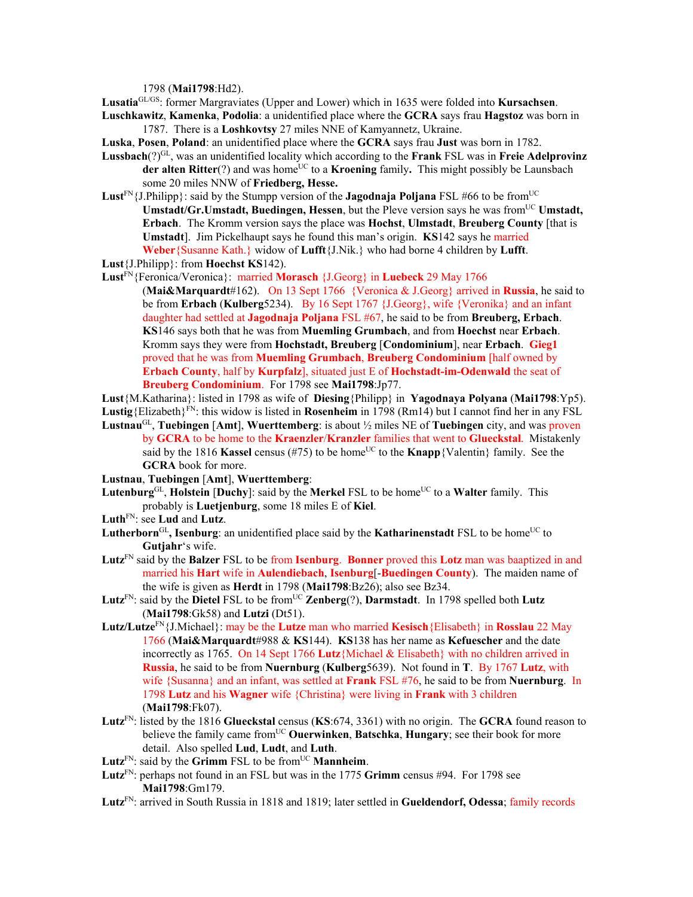1798 (**Mai1798**:Hd2).

**Lusatia**[GL/GS]: former Margraviates (Upper and Lower) which in 1635 were folded into **Kursachsen**.

**Luschkawitz**, **Kamenka**, **Podolia**: a unidentified place where the **GCRA** says frau **Hagstoz** was born in 1787. There is a **Loshkovtsy** 27 miles NNE of Kamyannetz, Ukraine.

**Luska**, **Posen**, **Poland**: an unidentified place where the **GCRA** says frau **Just** was born in 1782.

**Lussbach**(?)[GL], was an unidentified locality which according to the **Frank** FSL was in **Freie Adelprovinz der alten Ritter**(?) and was home[UC] to a **Kroening** family**.** This might possibly be Launsbach some 20 miles NNW of **Friedberg, Hesse.**

**Lust**[FN]{J.Philipp}: said by the Stumpp version of the **Jagodnaja Poljana** FSL #66 to be from[UC] **Umstadt/Gr.Umstadt, Buedingen, Hessen**, but the Pleve version says he was from[UC] **Umstadt, Erbach**. The Kromm version says the place was **Hochst**, **Ulmstadt**, **Breuberg County** [that is **Umstadt**]. Jim Pickelhaupt says he found this man's origin. **KS**142 says he married **Weber**{Susanne Kath.} widow of **Lufft**{J.Nik.} who had borne 4 children by **Lufft**.

**Lust**{J.Philipp}: from **Hoechst KS**142).

**Lust**[FN]{Feronica/Veronica}: married **Morasch** {J.Georg} in **Luebeck** 29 May 1766 (**Mai&Marquardt**#162). On 13 Sept 1766 {Veronica & J.Georg} arrived in **Russia**, he said to be from **Erbach** (**Kulberg**5234). By 16 Sept 1767 {J.Georg}, wife {Veronika} and an infant daughter had settled at **Jagodnaja Poljana** FSL #67, he said to be from **Breuberg, Erbach**. **KS**146 says both that he was from **Muemling Grumbach**, and from **Hoechst** near **Erbach**. Kromm says they were from **Hochstadt, Breuberg** [**Condominium**], near **Erbach**. **Gieg1** proved that he was from **Muemling Grumbach**, **Breuberg Condominium** [half owned by **Erbach County**, half by **Kurpfalz**], situated just E of **Hochstadt-im-Odenwald** the seat of **Breuberg Condominium**. For 1798 see **Mai1798**:Jp77.

**Lust**{M.Katharina}: listed in 1798 as wife of **Diesing**{Philipp} in **Yagodnaya Polyana** (**Mai1798**:Yp5).

**Lustig**{Elizabeth}[FN]: this widow is listed in **Rosenheim** in 1798 (Rm14) but I cannot find her in any FSL

**Lustnau**[GL], **Tuebingen** [**Amt**], **Wuerttemberg**: is about ½ miles NE of **Tuebingen** city, and was proven by **GCRA** to be home to the **Kraenzler**/**Kranzler** families that went to **Glueckstal**. Mistakenly said by the 1816 **Kassel** census (#75) to be home[UC] to the **Knapp**{Valentin} family. See the **GCRA** book for more.

**Lustnau**, **Tuebingen** [**Amt**], **Wuerttemberg**:

**Lutenburg**[GL], **Holstein** [**Duchy**]: said by the **Merkel** FSL to be home[UC] to a **Walter** family. This probably is **Luetjenburg**, some 18 miles E of **Kiel**.

**Luth**[FN]: see **Lud** and **Lutz**.

**Lutherborn**[GL]**, Isenburg**: an unidentified place said by the **Katharinenstadt** FSL to be home[UC] to **Gutjahr**'s wife.

**Lutz**[FN] said by the **Balzer** FSL to be from **Isenburg**. **Bonner** proved this **Lotz** man was baaptized in and married his **Hart** wife in **Aulendiebach**, **Isenburg**[-**Buedingen County**). The maiden name of the wife is given as **Herdt** in 1798 (**Mai1798**:Bz26); also see Bz34.

**Lutz**[FN]: said by the **Dietel** FSL to be from[UC] **Zenberg**(?), **Darmstadt**. In 1798 spelled both **Lutz** (**Mai1798**:Gk58) and **Lutzi** (Dt51).

**Lutz/Lutze**[FN]{J.Michael}: may be the **Lutze** man who married **Kesisch**{Elisabeth} in **Rosslau** 22 May 1766 (**Mai&Marquardt**#988 & **KS**144). **KS**138 has her name as **Kefuescher** and the date incorrectly as 1765. On 14 Sept 1766 **Lutz**{Michael & Elisabeth} with no children arrived in **Russia**, he said to be from **Nuernburg** (**Kulberg**5639). Not found in **T**. By 1767 **Lutz**, with wife {Susanna} and an infant, was settled at **Frank** FSL #76, he said to be from **Nuernburg**. In 1798 **Lutz** and his **Wagner** wife {Christina} were living in **Frank** with 3 children (**Mai1798**:Fk07).

**Lutz**[FN]: listed by the 1816 **Glueckstal** census (**KS**:674, 3361) with no origin. The **GCRA** found reason to believe the family came from[UC] **Ouerwinken**, **Batschka**, **Hungary**; see their book for more detail. Also spelled **Lud**, **Ludt**, and **Luth**.

**Lutz**[FN]: said by the **Grimm** FSL to be from[UC] **Mannheim**.

**Lutz**[FN]: perhaps not found in an FSL but was in the 1775 **Grimm** census #94. For 1798 see **Mai1798**:Gm179.

**Lutz**[FN]: arrived in South Russia in 1818 and 1819; later settled in **Gueldendorf, Odessa**; family records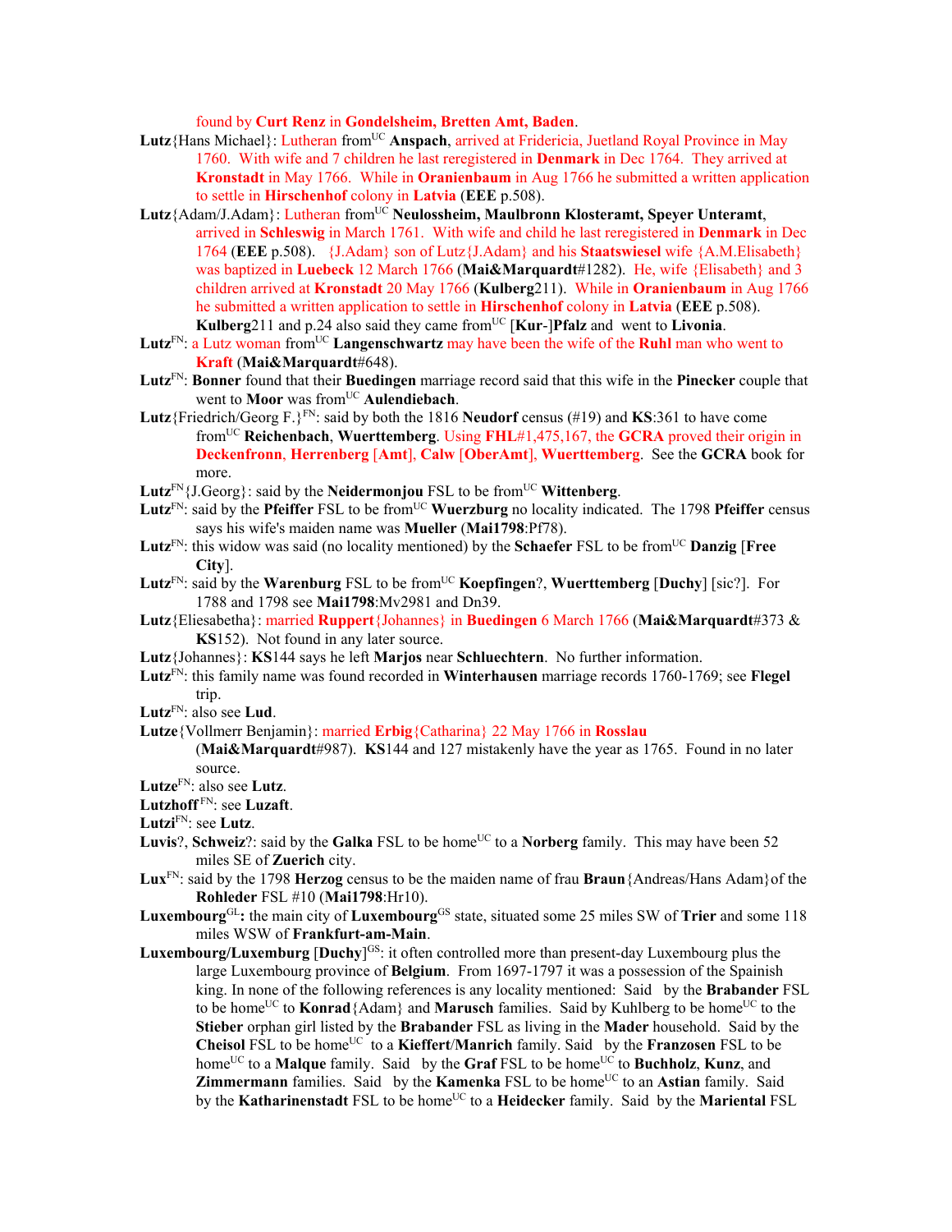found by **Curt Renz** in **Gondelsheim, Bretten Amt, Baden**.

**Lutz**{Hans Michael}: Lutheran from[UC] **Anspach**, arrived at Fridericia, Juetland Royal Province in May 1760. With wife and 7 children he last reregistered in **Denmark** in Dec 1764. They arrived at **Kronstadt** in May 1766. While in **Oranienbaum** in Aug 1766 he submitted a written application to settle in **Hirschenhof** colony in **Latvia** (**EEE** p.508).

**Lutz**{Adam/J.Adam}: Lutheran from[UC] **Neulossheim, Maulbronn Klosteramt, Speyer Unteramt**, arrived in **Schleswig** in March 1761. With wife and child he last reregistered in **Denmark** in Dec 1764 (**EEE** p.508). {J.Adam} son of Lutz{J.Adam} and his **Staatswiesel** wife {A.M.Elisabeth} was baptized in **Luebeck** 12 March 1766 (**Mai&Marquardt**#1282). He, wife {Elisabeth} and 3 children arrived at **Kronstadt** 20 May 1766 (**Kulberg**211). While in **Oranienbaum** in Aug 1766 he submitted a written application to settle in **Hirschenhof** colony in **Latvia** (**EEE** p.508). **Kulberg**211 and p.24 also said they came from[UC] [**Kur**-]**Pfalz** and went to **Livonia**.

**Lutz**[FN]: a Lutz woman from[UC] **Langenschwartz** may have been the wife of the **Ruhl** man who went to **Kraft** (**Mai&Marquardt**#648).

**Lutz**[FN]: **Bonner** found that their **Buedingen** marriage record said that this wife in the **Pinecker** couple that went to **Moor** was from[UC] **Aulendiebach**.

**Lutz**{Friedrich/Georg F.}[FN]: said by both the 1816 **Neudorf** census (#19) and **KS**:361 to have come from[UC] **Reichenbach**, **Wuerttemberg**. Using **FHL**#1,475,167, the **GCRA** proved their origin in **Deckenfronn**, **Herrenberg** [**Amt**], **Calw** [**OberAmt**], **Wuerttemberg**. See the **GCRA** book for more.

**Lutz**[FN]{J.Georg}: said by the **Neidermonjou** FSL to be from[UC] **Wittenberg**.

**Lutz**[FN]: said by the **Pfeiffer** FSL to be from[UC] **Wuerzburg** no locality indicated. The 1798 **Pfeiffer** census says his wife's maiden name was **Mueller** (**Mai1798**:Pf78).

**Lutz**[FN]: this widow was said (no locality mentioned) by the **Schaefer** FSL to be from[UC] **Danzig** [**Free City**].

**Lutz**[FN]: said by the **Warenburg** FSL to be from[UC] **Koepfingen**?, **Wuerttemberg** [**Duchy**] [sic?]. For 1788 and 1798 see **Mai1798**:Mv2981 and Dn39.

**Lutz**{Eliesabetha}: married **Ruppert**{Johannes} in **Buedingen** 6 March 1766 (**Mai&Marquardt**#373 & **KS**152). Not found in any later source.

**Lutz**{Johannes}: **KS**144 says he left **Marjos** near **Schluechtern**. No further information.

**Lutz**[FN]: this family name was found recorded in **Winterhausen** marriage records 1760-1769; see **Flegel** trip.

**Lutz**[FN]: also see **Lud**.

**Lutze**{Vollmerr Benjamin}: married **Erbig**{Catharina} 22 May 1766 in **Rosslau** (**Mai&Marquardt**#987). **KS**144 and 127 mistakenly have the year as 1765. Found in no later source.

**Lutze**[FN]: also see **Lutz**.

**Lutzhoff**[FN]: see **Luzaft**.

**Lutzi**[FN]: see **Lutz**.

**Luvis**?, **Schweiz**?: said by the **Galka** FSL to be home[UC] to a **Norberg** family. This may have been 52 miles SE of **Zuerich** city.

**Lux**[FN]: said by the 1798 **Herzog** census to be the maiden name of frau **Braun**{Andreas/Hans Adam}of the **Rohleder** FSL #10 (**Mai1798**:Hr10).

**Luxembourg**[GL]**:** the main city of **Luxembourg**[GS] state, situated some 25 miles SW of **Trier** and some 118 miles WSW of **Frankfurt-am-Main**.

**Luxembourg/Luxemburg** [**Duchy**][GS]: it often controlled more than present-day Luxembourg plus the large Luxembourg province of **Belgium**. From 1697-1797 it was a possession of the Spainish king. In none of the following references is any locality mentioned: Said by the **Brabander** FSL to be home[UC] to **Konrad**{Adam} and **Marusch** families. Said by Kuhlberg to be home[UC] to the **Stieber** orphan girl listed by the **Brabander** FSL as living in the **Mader** household. Said by the **Cheisol** FSL to be home[UC] to a **Kieffert**/**Manrich** family. Said by the **Franzosen** FSL to be home[UC] to a **Malque** family. Said by the **Graf** FSL to be home[UC] to **Buchholz**, **Kunz**, and **Zimmermann** families. Said by the **Kamenka** FSL to be home[UC] to an **Astian** family. Said by the **Katharinenstadt** FSL to be home[UC] to a **Heidecker** family. Said by the **Mariental** FSL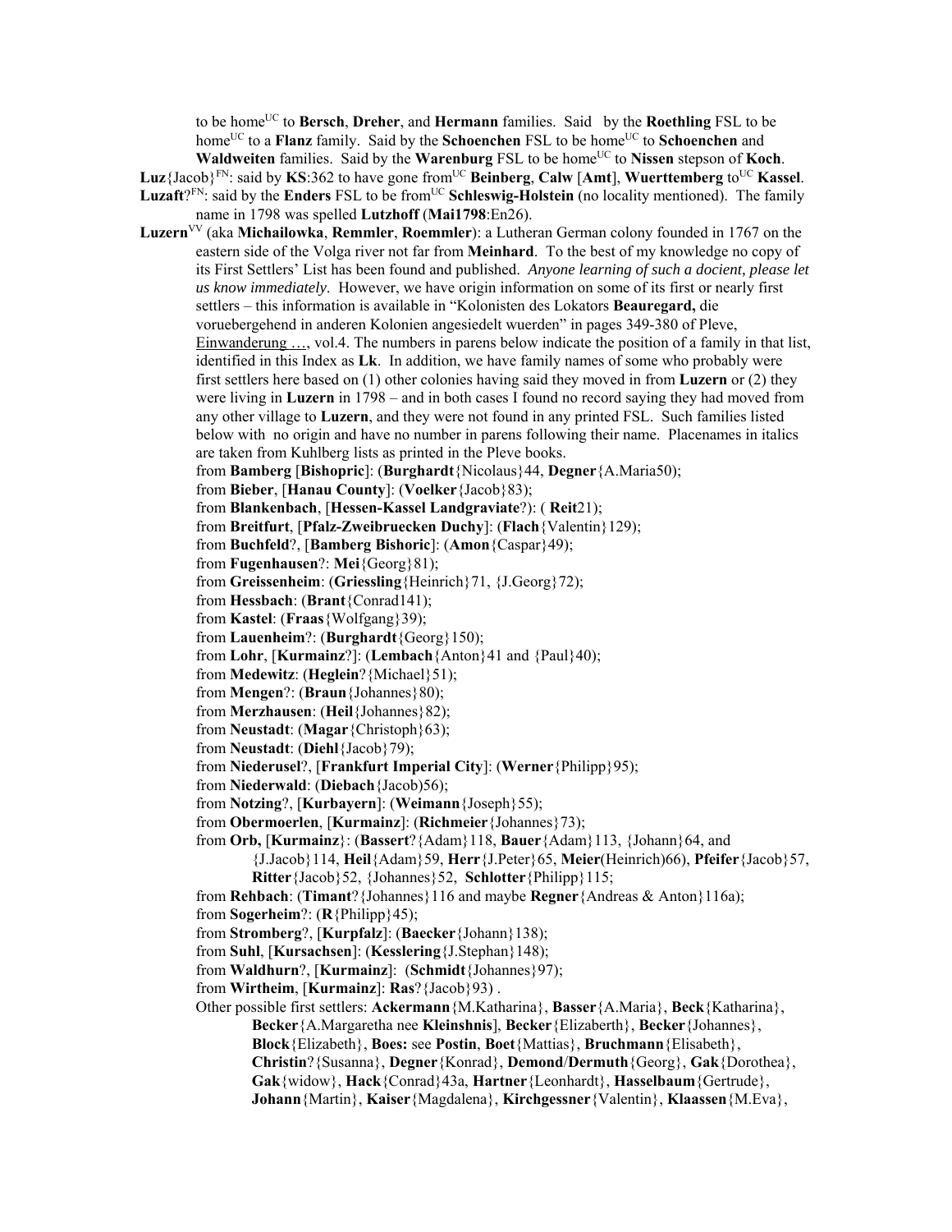to be home[UC] to **Bersch**, **Dreher**, and **Hermann** families. Said by the **Roethling** FSL to be home[UC] to a **Flanz** family. Said by the **Schoenchen** FSL to be home[UC] to **Schoenchen** and **Waldweiten** families. Said by the **Warenburg** FSL to be home[UC] to **Nissen** stepson of **Koch**.

**Luz**{Jacob}[FN]: said by **KS**:362 to have gone from[UC] **Beinberg**, **Calw** [**Amt**], **Wuerttemberg** to[UC] **Kassel**.

**Luzaft**?[FN]: said by the **Enders** FSL to be from[UC] **Schleswig-Holstein** (no locality mentioned). The family name in 1798 was spelled **Lutzhoff** (**Mai1798**:En26).

**Luzern**[VV] (aka **Michailowka**, **Remmler**, **Roemmler**): a Lutheran German colony founded in 1767 on the eastern side of the Volga river not far from **Meinhard**. To the best of my knowledge no copy of its First Settlers' List has been found and published. *Anyone learning of such a docient, please let us know immediately*. However, we have origin information on some of its first or nearly first settlers – this information is available in "Kolonisten des Lokators **Beauregard,** die voruebergehend in anderen Kolonien angesiedelt wuerden" in pages 349-380 of Pleve, Einwanderung …, vol.4. The numbers in parens below indicate the position of a family in that list, identified in this Index as **Lk**. In addition, we have family names of some who probably were first settlers here based on (1) other colonies having said they moved in from **Luzern** or (2) they were living in **Luzern** in 1798 – and in both cases I found no record saying they had moved from any other village to **Luzern**, and they were not found in any printed FSL. Such families listed below with no origin and have no number in parens following their name. Placenames in italics are taken from Kuhlberg lists as printed in the Pleve books.

from **Bamberg** [**Bishopric**]: (**Burghardt**{Nicolaus}44, **Degner**{A.Maria50);
from **Bieber**, [**Hanau County**]: (**Voelker**{Jacob}83);
from **Blankenbach**, [**Hessen-Kassel Landgraviate**?]: ( **Reit**21);
from **Breitfurt**, [**Pfalz-Zweibruecken Duchy**]: (**Flach**{Valentin}129);
from **Buchfeld**?, [**Bamberg Bishoric**]: (**Amon**{Caspar}49);
from **Fugenhausen**?: **Mei**{Georg}81);
from **Greissenheim**: (**Griessling**{Heinrich}71, {J.Georg}72);
from **Hessbach**: (**Brant**{Conrad141);
from **Kastel**: (**Fraas**{Wolfgang}39);
from **Lauenheim**?: (**Burghardt**{Georg}150);
from **Lohr**, [**Kurmainz**?]: (**Lembach**{Anton}41 and {Paul}40);
from **Medewitz**: (**Heglein**?{Michael}51);
from **Mengen**?: (**Braun**{Johannes}80);
from **Merzhausen**: (**Heil**{Johannes}82);
from **Neustadt**: (**Magar**{Christoph}63);
from **Neustadt**: (**Diehl**{Jacob}79);
from **Niederusel**?, [**Frankfurt Imperial City**]: (**Werner**{Philipp}95);
from **Niederwald**: (**Diebach**{Jacob)56);
from **Notzing**?, [**Kurbayern**]: (**Weimann**{Joseph}55);
from **Obermoerlen**, [**Kurmainz**]: (**Richmeier**{Johannes}73);
from **Orb,** [**Kurmainz**}: (**Bassert**?{Adam}118, **Bauer**{Adam}113, {Johann}64, and {J.Jacob}114, **Heil**{Adam}59, **Herr**{J.Peter}65, **Meier**(Heinrich)66), **Pfeifer**{Jacob}57, **Ritter**{Jacob}52, {Johannes}52, **Schlotter**{Philipp}115;
from **Rehbach**: (**Timant**?{Johannes}116 and maybe **Regner**{Andreas & Anton}116a);
from **Sogerheim**?: (**R**{Philipp}45);
from **Stromberg**?, [**Kurpfalz**]: (**Baecker**{Johann}138);
from **Suhl**, [**Kursachsen**]: (**Kesslering**{J.Stephan}148);
from **Waldhurn**?, [**Kurmainz**]: (**Schmidt**{Johannes}97);
from **Wirtheim**, [**Kurmainz**]: **Ras**?{Jacob}93) .

Other possible first settlers: **Ackermann**{M.Katharina}, **Basser**{A.Maria}, **Beck**{Katharina}, **Becker**{A.Margaretha nee **Kleinshnis**], **Becker**{Elizaberth}, **Becker**{Johannes}, **Block**{Elizabeth}, **Boes:** see **Postin**, **Boet**{Mattias}, **Bruchmann**{Elisabeth}, **Christin**?{Susanna}, **Degner**{Konrad}, **Demond**/**Dermuth**{Georg}, **Gak**{Dorothea}, **Gak**{widow}, **Hack**{Conrad}43a, **Hartner**{Leonhardt}, **Hasselbaum**{Gertrude}, **Johann**{Martin}, **Kaiser**{Magdalena}, **Kirchgessner**{Valentin}, **Klaassen**{M.Eva},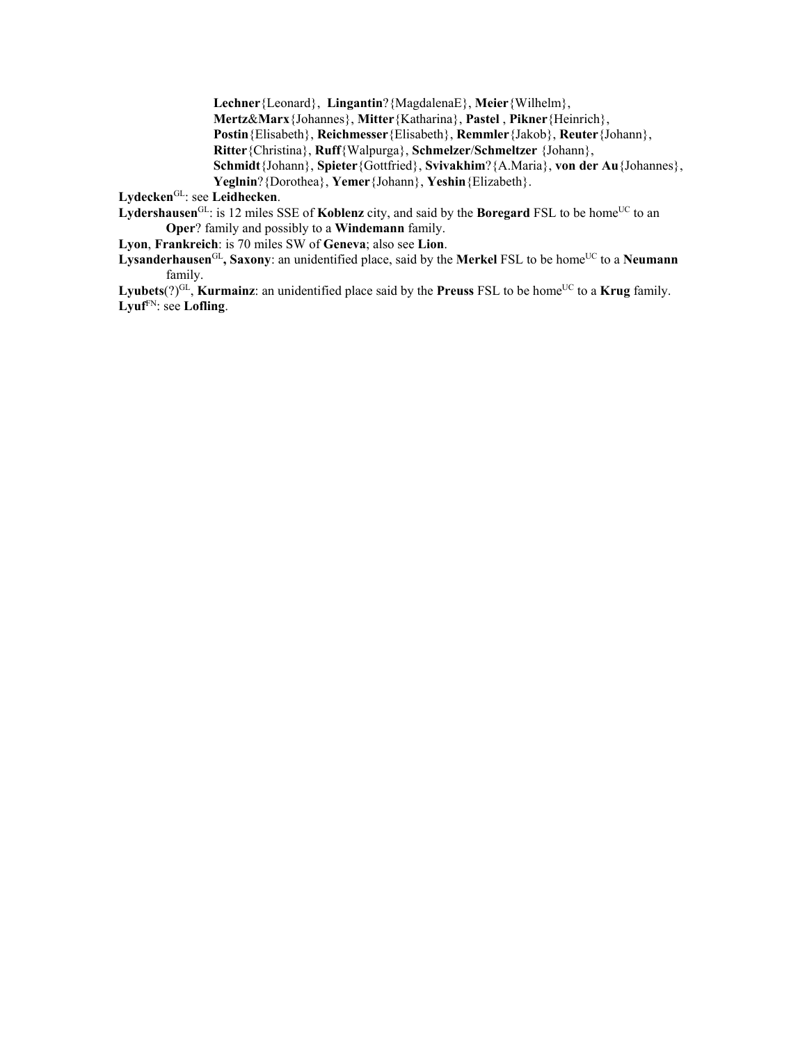**Lechner**{Leonard}, **Lingantin**?{MagdalenaE}, **Meier**{Wilhelm}, **Mertz**&**Marx**{Johannes}, **Mitter**{Katharina}, **Pastel** , **Pikner**{Heinrich}, **Postin**{Elisabeth}, **Reichmesser**{Elisabeth}, **Remmler**{Jakob}, **Reuter**{Johann}, **Ritter**{Christina}, **Ruff**{Walpurga}, **Schmelzer**/**Schmeltzer** {Johann}, **Schmidt**{Johann}, **Spieter**{Gottfried}, **Svivakhim**?{A.Maria}, **von der Au**{Johannes}, **Yeglnin**?{Dorothea}, **Yemer**{Johann}, **Yeshin**{Elizabeth}.

**Lydecken**[GL]: see **Leidhecken**.

**Lydershausen**[GL]: is 12 miles SSE of **Koblenz** city, and said by the **Boregard** FSL to be home[UC] to an **Oper**? family and possibly to a **Windemann** family.

**Lyon**, **Frankreich**: is 70 miles SW of **Geneva**; also see **Lion**.

**Lysanderhausen**[GL]**, Saxony**: an unidentified place, said by the **Merkel** FSL to be home[UC] to a **Neumann** family.

**Lyubets**(?)[GL], **Kurmainz**: an unidentified place said by the **Preuss** FSL to be home[UC] to a **Krug** family.

**Lyuf**[FN]: see **Lofling**.